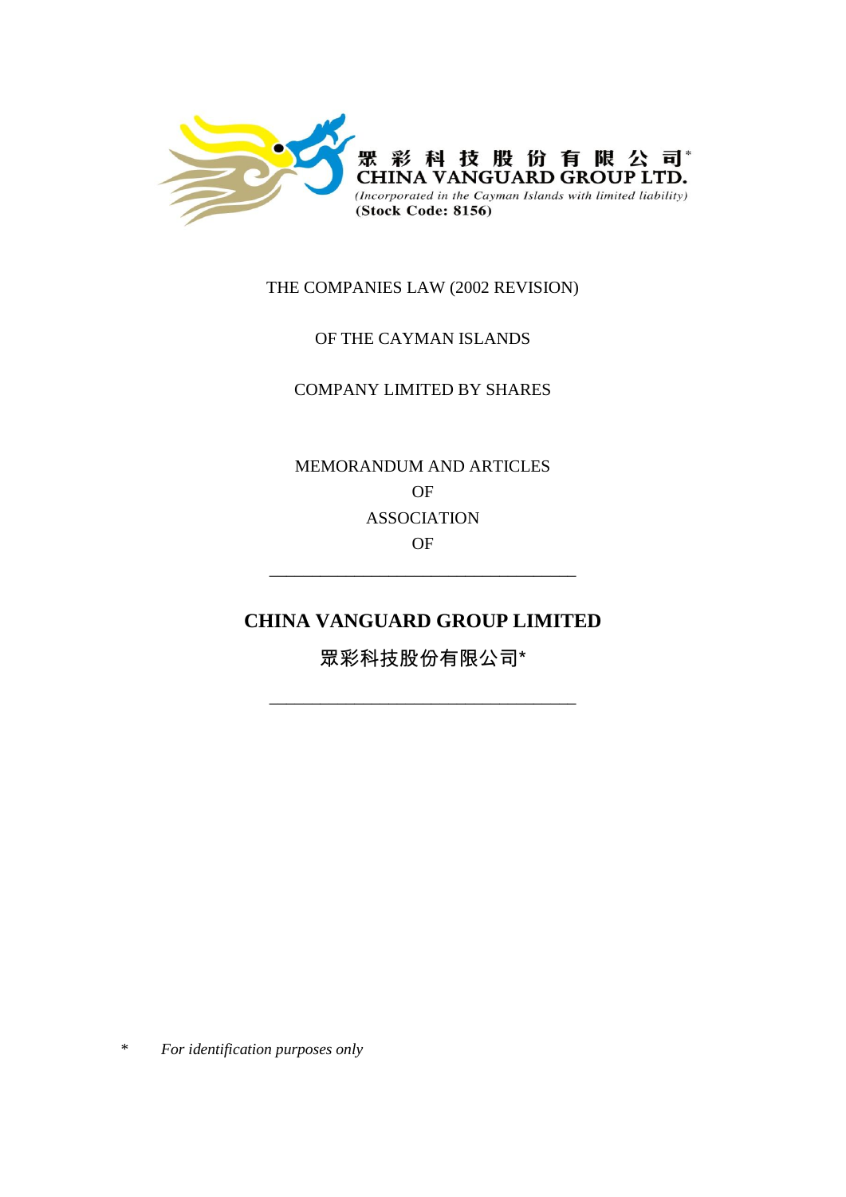眾 彩 科 技 股 份 有 限 公 司*
CHINA VANGUARD GROUP LTD.
*(Incorporated in the Cayman Islands with limited liability)*
**(Stock Code: 8156)**

THE COMPANIES LAW (2002 REVISION)

OF THE CAYMAN ISLANDS

COMPANY LIMITED BY SHARES

MEMORANDUM AND ARTICLES
OF
ASSOCIATION
OF

---

# CHINA VANGUARD GROUP LIMITED

**眾彩科技股份有限公司***

---

\* *For identification purposes only*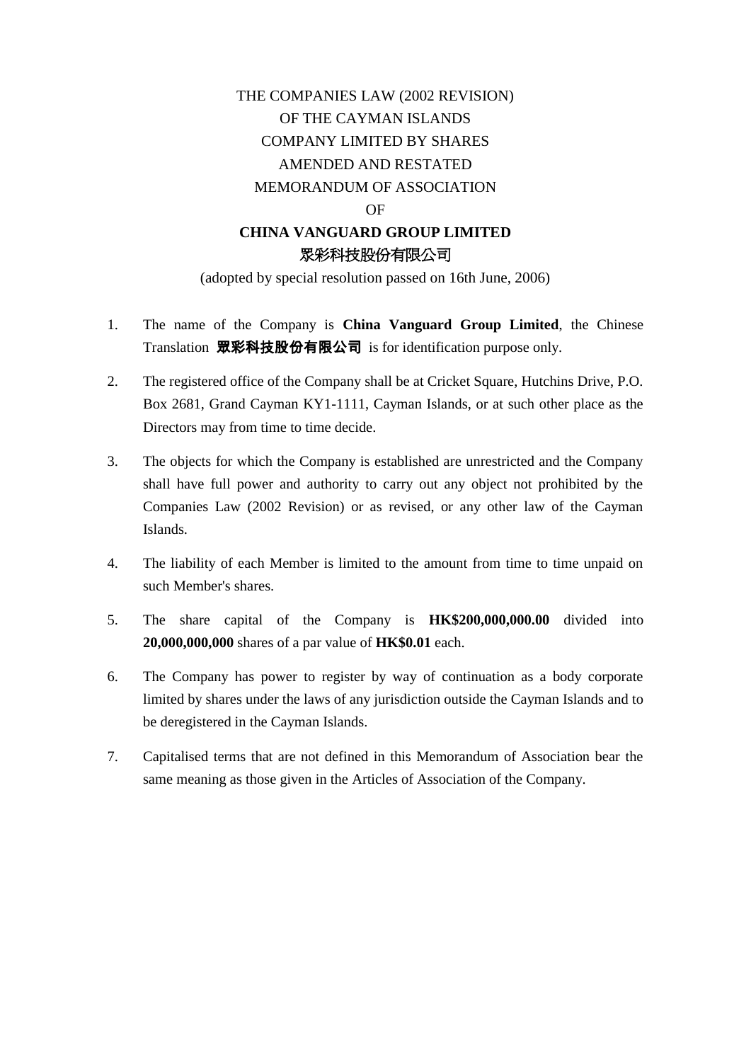THE COMPANIES LAW (2002 REVISION)
OF THE CAYMAN ISLANDS
COMPANY LIMITED BY SHARES
AMENDED AND RESTATED
MEMORANDUM OF ASSOCIATION
OF

**CHINA VANGUARD GROUP LIMITED**
**眾彩科技股份有限公司**

(adopted by special resolution passed on 16th June, 2006)

1. The name of the Company is **China Vanguard Group Limited**, the Chinese Translation **眾彩科技股份有限公司** is for identification purpose only.

2. The registered office of the Company shall be at Cricket Square, Hutchins Drive, P.O. Box 2681, Grand Cayman KY1-1111, Cayman Islands, or at such other place as the Directors may from time to time decide.

3. The objects for which the Company is established are unrestricted and the Company shall have full power and authority to carry out any object not prohibited by the Companies Law (2002 Revision) or as revised, or any other law of the Cayman Islands.

4. The liability of each Member is limited to the amount from time to time unpaid on such Member's shares.

5. The share capital of the Company is **HK$200,000,000.00** divided into **20,000,000,000** shares of a par value of **HK$0.01** each.

6. The Company has power to register by way of continuation as a body corporate limited by shares under the laws of any jurisdiction outside the Cayman Islands and to be deregistered in the Cayman Islands.

7. Capitalised terms that are not defined in this Memorandum of Association bear the same meaning as those given in the Articles of Association of the Company.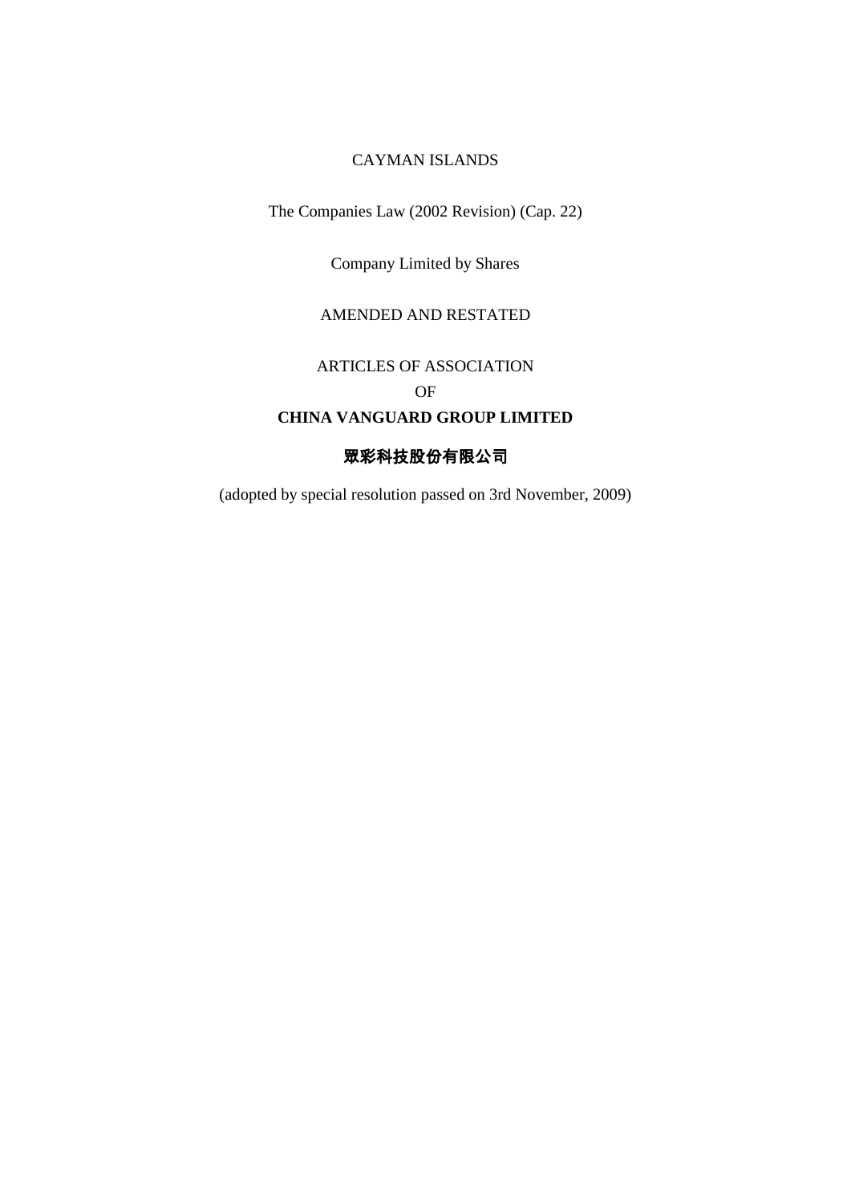CAYMAN ISLANDS

The Companies Law (2002 Revision) (Cap. 22)

Company Limited by Shares

AMENDED AND RESTATED

ARTICLES OF ASSOCIATION

OF

**CHINA VANGUARD GROUP LIMITED**

**眾彩科技股份有限公司**

(adopted by special resolution passed on 3rd November, 2009)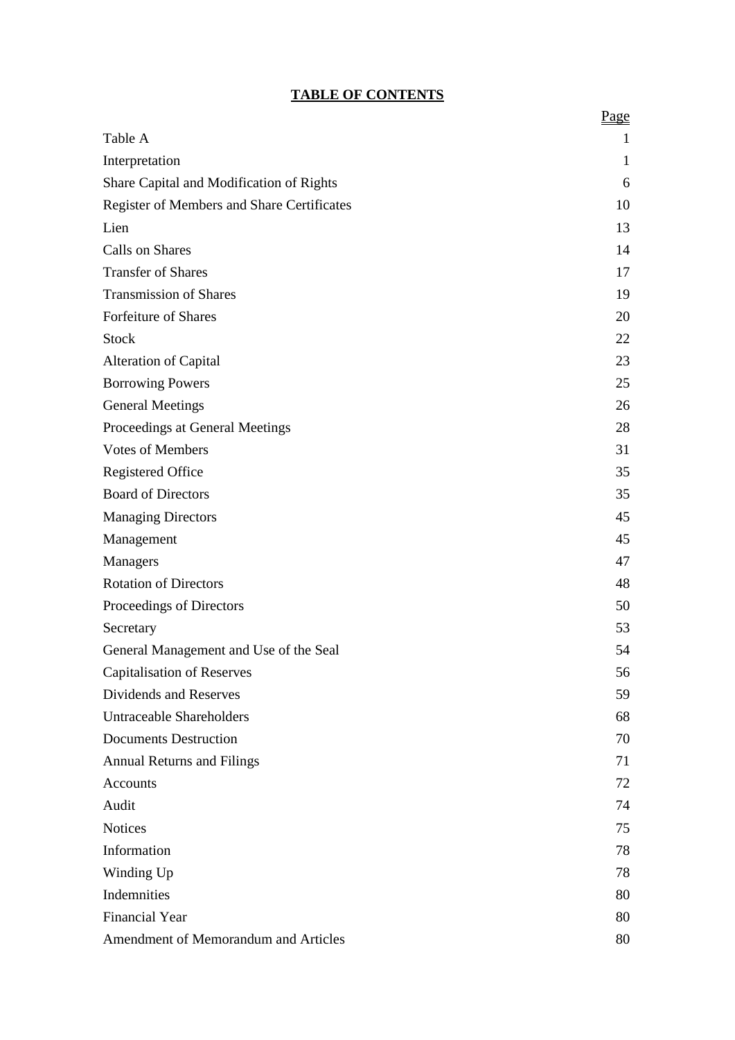# **TABLE OF CONTENTS**

| | Page |
|---|---|
| Table A | 1 |
| Interpretation | 1 |
| Share Capital and Modification of Rights | 6 |
| Register of Members and Share Certificates | 10 |
| Lien | 13 |
| Calls on Shares | 14 |
| Transfer of Shares | 17 |
| Transmission of Shares | 19 |
| Forfeiture of Shares | 20 |
| Stock | 22 |
| Alteration of Capital | 23 |
| Borrowing Powers | 25 |
| General Meetings | 26 |
| Proceedings at General Meetings | 28 |
| Votes of Members | 31 |
| Registered Office | 35 |
| Board of Directors | 35 |
| Managing Directors | 45 |
| Management | 45 |
| Managers | 47 |
| Rotation of Directors | 48 |
| Proceedings of Directors | 50 |
| Secretary | 53 |
| General Management and Use of the Seal | 54 |
| Capitalisation of Reserves | 56 |
| Dividends and Reserves | 59 |
| Untraceable Shareholders | 68 |
| Documents Destruction | 70 |
| Annual Returns and Filings | 71 |
| Accounts | 72 |
| Audit | 74 |
| Notices | 75 |
| Information | 78 |
| Winding Up | 78 |
| Indemnities | 80 |
| Financial Year | 80 |
| Amendment of Memorandum and Articles | 80 |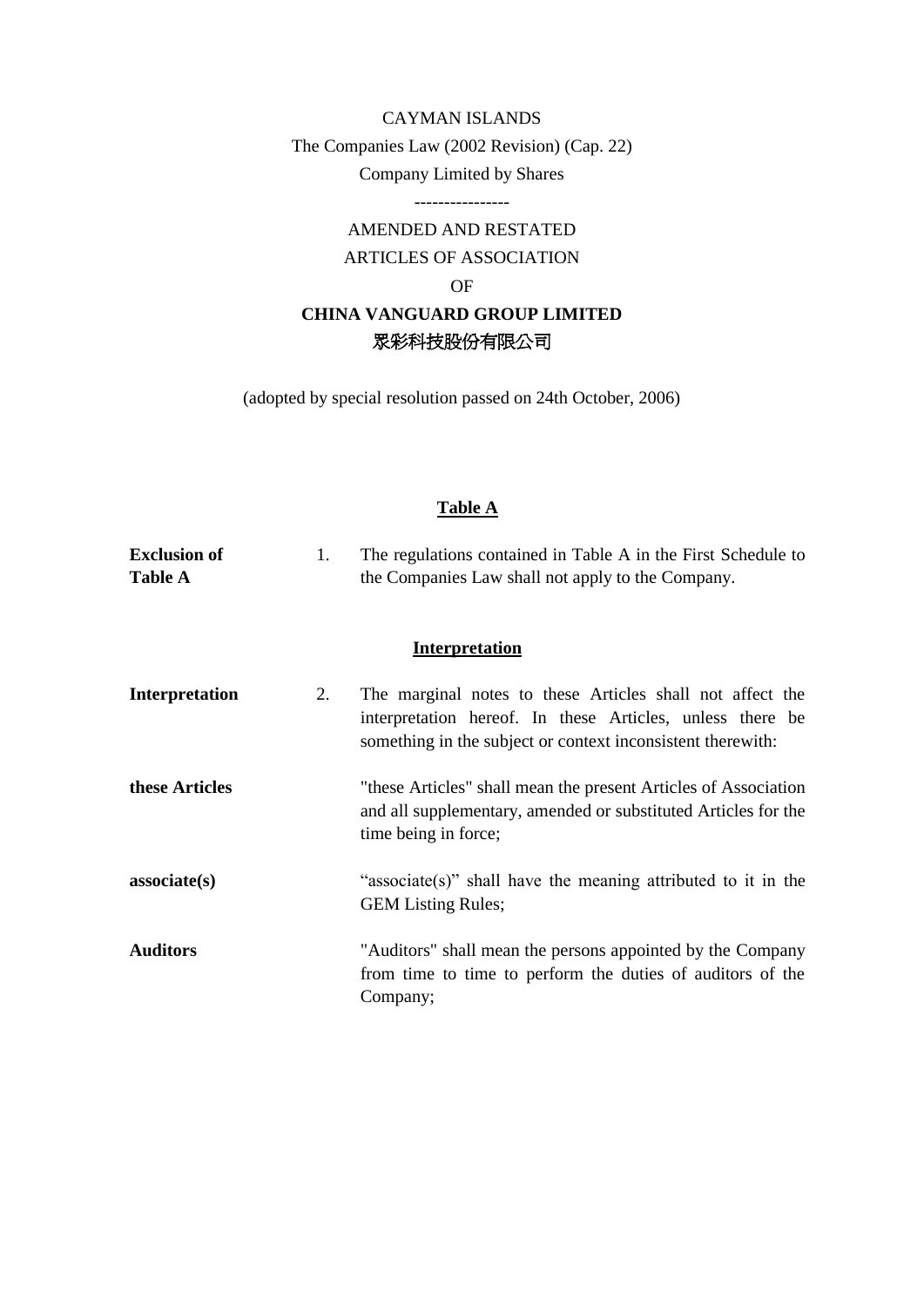CAYMAN ISLANDS

The Companies Law (2002 Revision) (Cap. 22)

Company Limited by Shares

----------------

AMENDED AND RESTATED

ARTICLES OF ASSOCIATION

OF

**CHINA VANGUARD GROUP LIMITED**

**眾彩科技股份有限公司**

(adopted by special resolution passed on 24th October, 2006)

## Table A

| | | |
|---|---|---|
| **Exclusion of Table A** | 1. | The regulations contained in Table A in the First Schedule to the Companies Law shall not apply to the Company. |

## Interpretation

| | | |
|---|---|---|
| **Interpretation** | 2. | The marginal notes to these Articles shall not affect the interpretation hereof. In these Articles, unless there be something in the subject or context inconsistent therewith: |
| **these Articles** | | "these Articles" shall mean the present Articles of Association and all supplementary, amended or substituted Articles for the time being in force; |
| **associate(s)** | | "associate(s)" shall have the meaning attributed to it in the GEM Listing Rules; |
| **Auditors** | | "Auditors" shall mean the persons appointed by the Company from time to time to perform the duties of auditors of the Company; |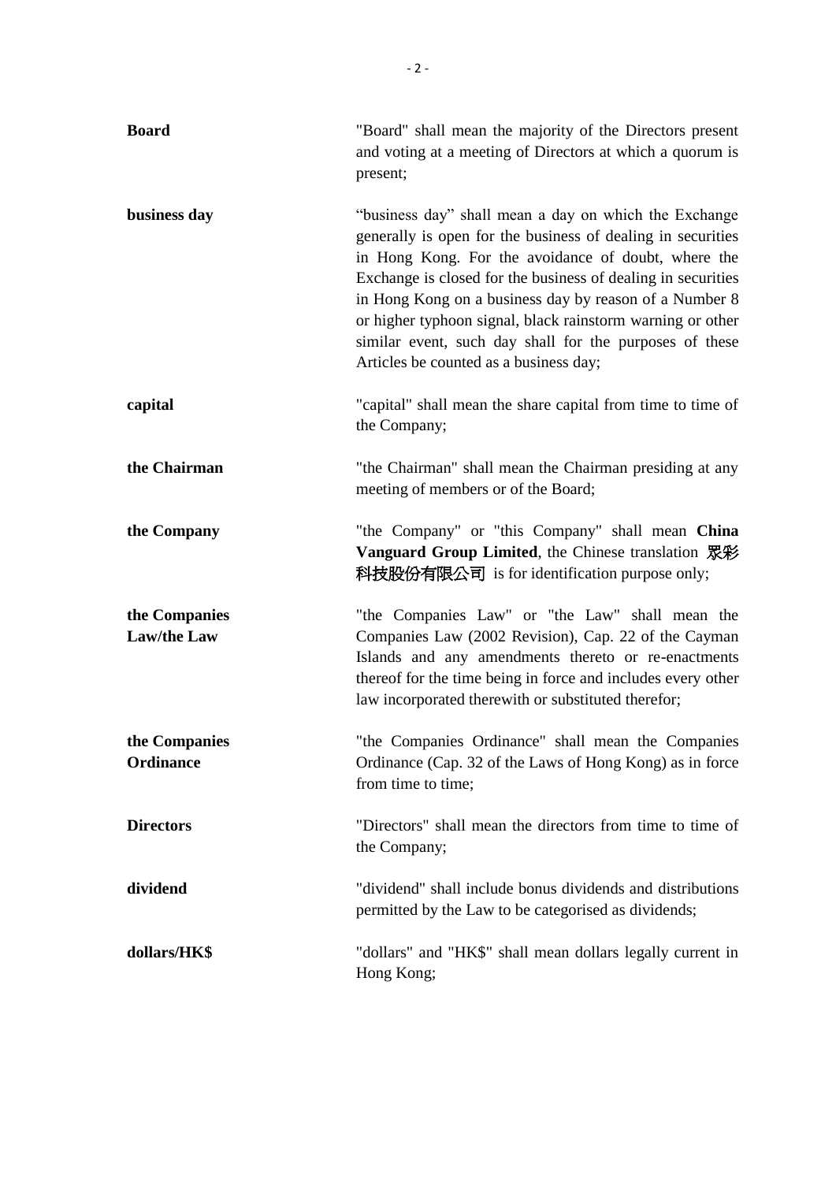| | |
|---|---|
| **Board** | "Board" shall mean the majority of the Directors present and voting at a meeting of Directors at which a quorum is present; |
| **business day** | “business day” shall mean a day on which the Exchange generally is open for the business of dealing in securities in Hong Kong. For the avoidance of doubt, where the Exchange is closed for the business of dealing in securities in Hong Kong on a business day by reason of a Number 8 or higher typhoon signal, black rainstorm warning or other similar event, such day shall for the purposes of these Articles be counted as a business day; |
| **capital** | "capital" shall mean the share capital from time to time of the Company; |
| **the Chairman** | "the Chairman" shall mean the Chairman presiding at any meeting of members or of the Board; |
| **the Company** | "the Company" or "this Company" shall mean **China Vanguard Group Limited**, the Chinese translation 眾彩科技股份有限公司 is for identification purpose only; |
| **the Companies Law/the Law** | "the Companies Law" or "the Law" shall mean the Companies Law (2002 Revision), Cap. 22 of the Cayman Islands and any amendments thereto or re-enactments thereof for the time being in force and includes every other law incorporated therewith or substituted therefor; |
| **the Companies Ordinance** | "the Companies Ordinance" shall mean the Companies Ordinance (Cap. 32 of the Laws of Hong Kong) as in force from time to time; |
| **Directors** | "Directors" shall mean the directors from time to time of the Company; |
| **dividend** | "dividend" shall include bonus dividends and distributions permitted by the Law to be categorised as dividends; |
| **dollars/HK$** | "dollars" and "HK$" shall mean dollars legally current in Hong Kong; |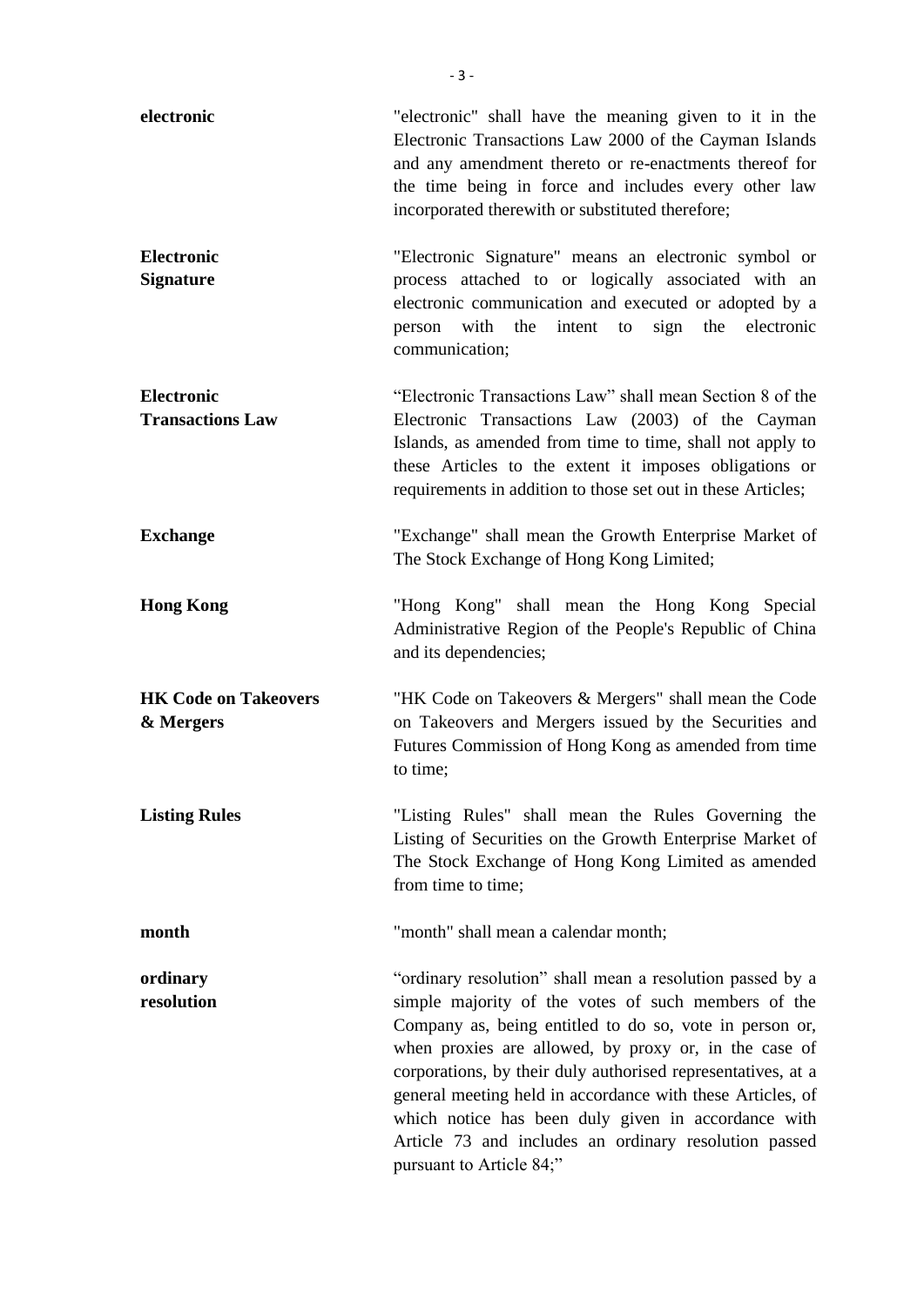| | |
|---|---|
| **electronic** | "electronic" shall have the meaning given to it in the Electronic Transactions Law 2000 of the Cayman Islands and any amendment thereto or re-enactments thereof for the time being in force and includes every other law incorporated therewith or substituted therefore; |
| **Electronic Signature** | "Electronic Signature" means an electronic symbol or process attached to or logically associated with an electronic communication and executed or adopted by a person with the intent to sign the electronic communication; |
| **Electronic Transactions Law** | "Electronic Transactions Law" shall mean Section 8 of the Electronic Transactions Law (2003) of the Cayman Islands, as amended from time to time, shall not apply to these Articles to the extent it imposes obligations or requirements in addition to those set out in these Articles; |
| **Exchange** | "Exchange" shall mean the Growth Enterprise Market of The Stock Exchange of Hong Kong Limited; |
| **Hong Kong** | "Hong Kong" shall mean the Hong Kong Special Administrative Region of the People's Republic of China and its dependencies; |
| **HK Code on Takeovers & Mergers** | "HK Code on Takeovers & Mergers" shall mean the Code on Takeovers and Mergers issued by the Securities and Futures Commission of Hong Kong as amended from time to time; |
| **Listing Rules** | "Listing Rules" shall mean the Rules Governing the Listing of Securities on the Growth Enterprise Market of The Stock Exchange of Hong Kong Limited as amended from time to time; |
| **month** | "month" shall mean a calendar month; |
| **ordinary resolution** | "ordinary resolution" shall mean a resolution passed by a simple majority of the votes of such members of the Company as, being entitled to do so, vote in person or, when proxies are allowed, by proxy or, in the case of corporations, by their duly authorised representatives, at a general meeting held in accordance with these Articles, of which notice has been duly given in accordance with Article 73 and includes an ordinary resolution passed pursuant to Article 84;" |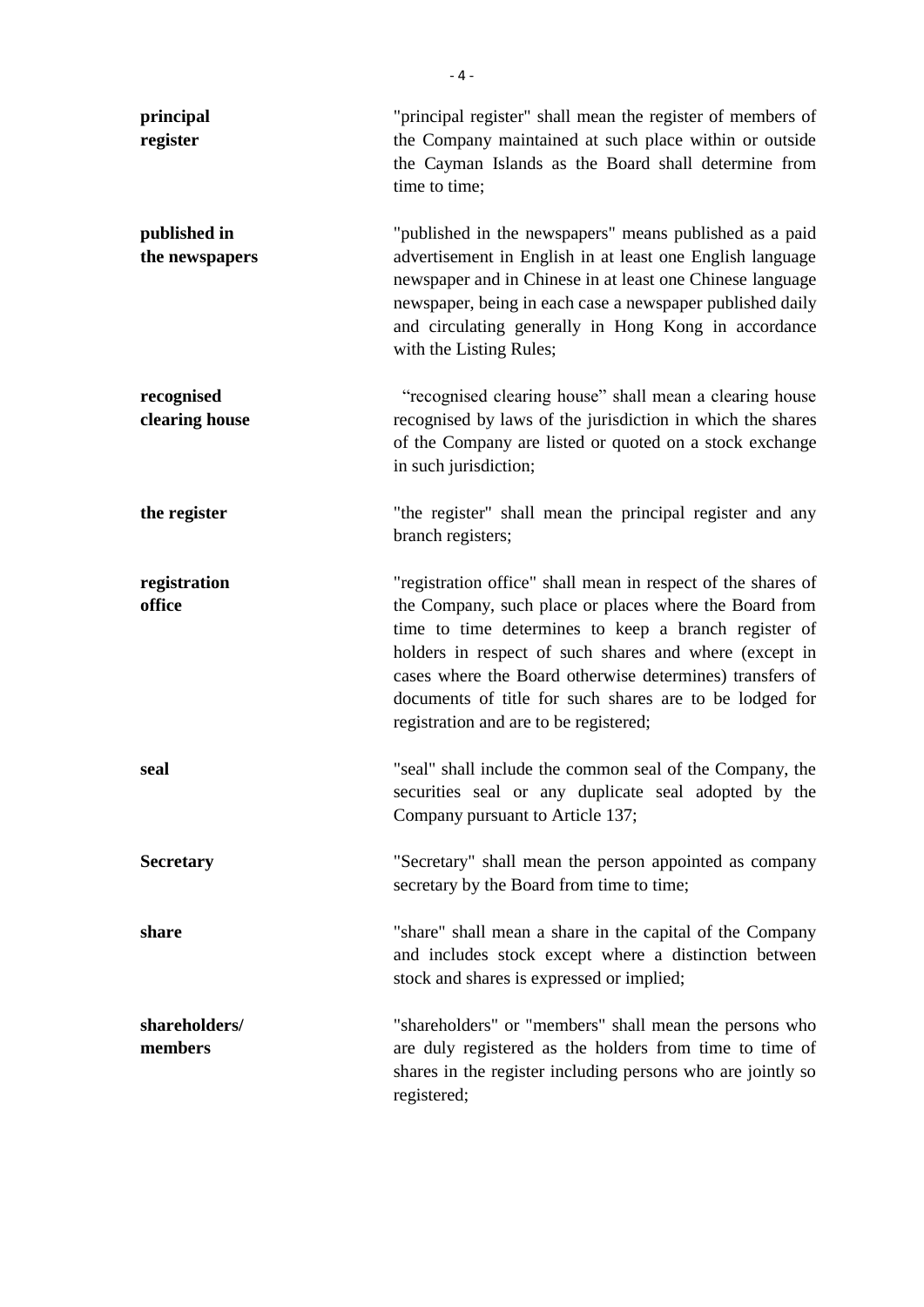| | |
|---|---|
| **principal register** | "principal register" shall mean the register of members of the Company maintained at such place within or outside the Cayman Islands as the Board shall determine from time to time; |
| **published in the newspapers** | "published in the newspapers" means published as a paid advertisement in English in at least one English language newspaper and in Chinese in at least one Chinese language newspaper, being in each case a newspaper published daily and circulating generally in Hong Kong in accordance with the Listing Rules; |
| **recognised clearing house** | "recognised clearing house" shall mean a clearing house recognised by laws of the jurisdiction in which the shares of the Company are listed or quoted on a stock exchange in such jurisdiction; |
| **the register** | "the register" shall mean the principal register and any branch registers; |
| **registration office** | "registration office" shall mean in respect of the shares of the Company, such place or places where the Board from time to time determines to keep a branch register of holders in respect of such shares and where (except in cases where the Board otherwise determines) transfers of documents of title for such shares are to be lodged for registration and are to be registered; |
| **seal** | "seal" shall include the common seal of the Company, the securities seal or any duplicate seal adopted by the Company pursuant to Article 137; |
| **Secretary** | "Secretary" shall mean the person appointed as company secretary by the Board from time to time; |
| **share** | "share" shall mean a share in the capital of the Company and includes stock except where a distinction between stock and shares is expressed or implied; |
| **shareholders/ members** | "shareholders" or "members" shall mean the persons who are duly registered as the holders from time to time of shares in the register including persons who are jointly so registered; |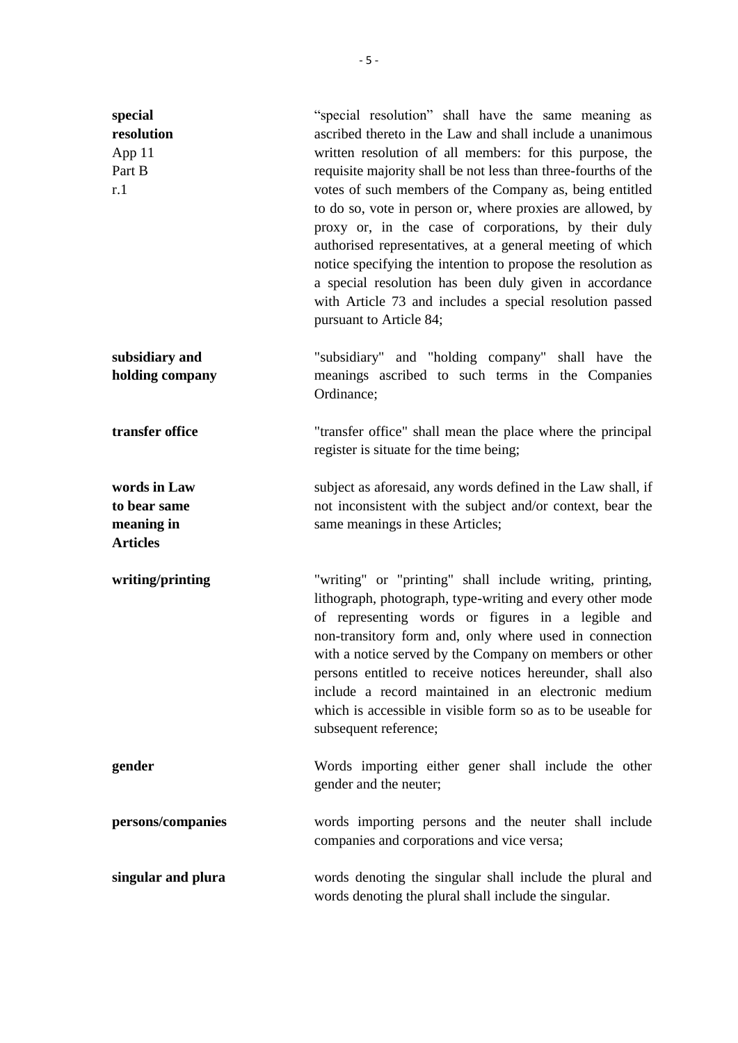| | |
|---|---|
| **special resolution**<br>App 11<br>Part B<br>r.1 | "special resolution" shall have the same meaning as ascribed thereto in the Law and shall include a unanimous written resolution of all members: for this purpose, the requisite majority shall be not less than three-fourths of the votes of such members of the Company as, being entitled to do so, vote in person or, where proxies are allowed, by proxy or, in the case of corporations, by their duly authorised representatives, at a general meeting of which notice specifying the intention to propose the resolution as a special resolution has been duly given in accordance with Article 73 and includes a special resolution passed pursuant to Article 84; |
| **subsidiary and holding company** | "subsidiary" and "holding company" shall have the meanings ascribed to such terms in the Companies Ordinance; |
| **transfer office** | "transfer office" shall mean the place where the principal register is situate for the time being; |
| **words in Law to bear same meaning in Articles** | subject as aforesaid, any words defined in the Law shall, if not inconsistent with the subject and/or context, bear the same meanings in these Articles; |
| **writing/printing** | "writing" or "printing" shall include writing, printing, lithograph, photograph, type-writing and every other mode of representing words or figures in a legible and non-transitory form and, only where used in connection with a notice served by the Company on members or other persons entitled to receive notices hereunder, shall also include a record maintained in an electronic medium which is accessible in visible form so as to be useable for subsequent reference; |
| **gender** | Words importing either gener shall include the other gender and the neuter; |
| **persons/companies** | words importing persons and the neuter shall include companies and corporations and vice versa; |
| **singular and plura** | words denoting the singular shall include the plural and words denoting the plural shall include the singular. |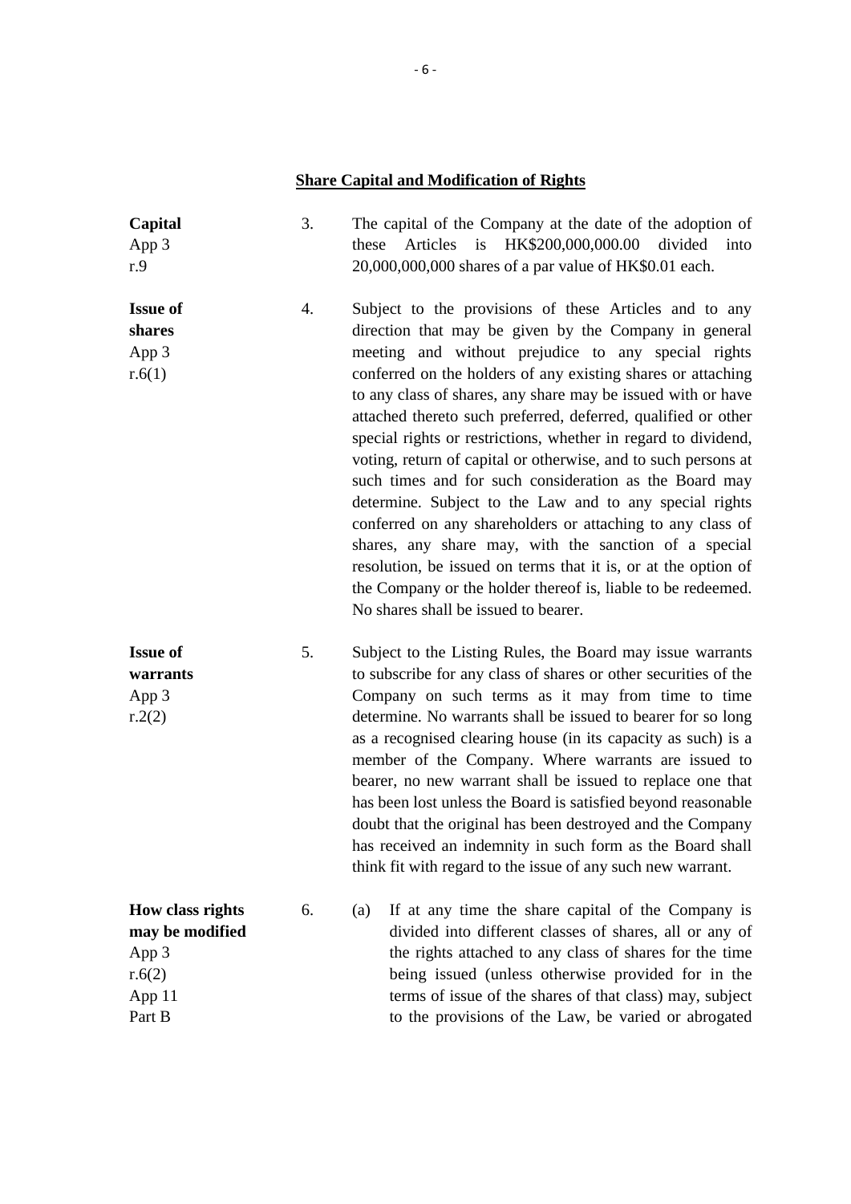## Share Capital and Modification of Rights

**Capital**
App 3
r.9

3. The capital of the Company at the date of the adoption of these Articles is HK$200,000,000.00 divided into 20,000,000,000 shares of a par value of HK$0.01 each.

**Issue of shares**
App 3
r.6(1)

4. Subject to the provisions of these Articles and to any direction that may be given by the Company in general meeting and without prejudice to any special rights conferred on the holders of any existing shares or attaching to any class of shares, any share may be issued with or have attached thereto such preferred, deferred, qualified or other special rights or restrictions, whether in regard to dividend, voting, return of capital or otherwise, and to such persons at such times and for such consideration as the Board may determine. Subject to the Law and to any special rights conferred on any shareholders or attaching to any class of shares, any share may, with the sanction of a special resolution, be issued on terms that it is, or at the option of the Company or the holder thereof is, liable to be redeemed. No shares shall be issued to bearer.

**Issue of warrants**
App 3
r.2(2)

5. Subject to the Listing Rules, the Board may issue warrants to subscribe for any class of shares or other securities of the Company on such terms as it may from time to time determine. No warrants shall be issued to bearer for so long as a recognised clearing house (in its capacity as such) is a member of the Company. Where warrants are issued to bearer, no new warrant shall be issued to replace one that has been lost unless the Board is satisfied beyond reasonable doubt that the original has been destroyed and the Company has received an indemnity in such form as the Board shall think fit with regard to the issue of any such new warrant.

**How class rights may be modified**
App 3
r.6(2)
App 11
Part B

6. (a) If at any time the share capital of the Company is divided into different classes of shares, all or any of the rights attached to any class of shares for the time being issued (unless otherwise provided for in the terms of issue of the shares of that class) may, subject to the provisions of the Law, be varied or abrogated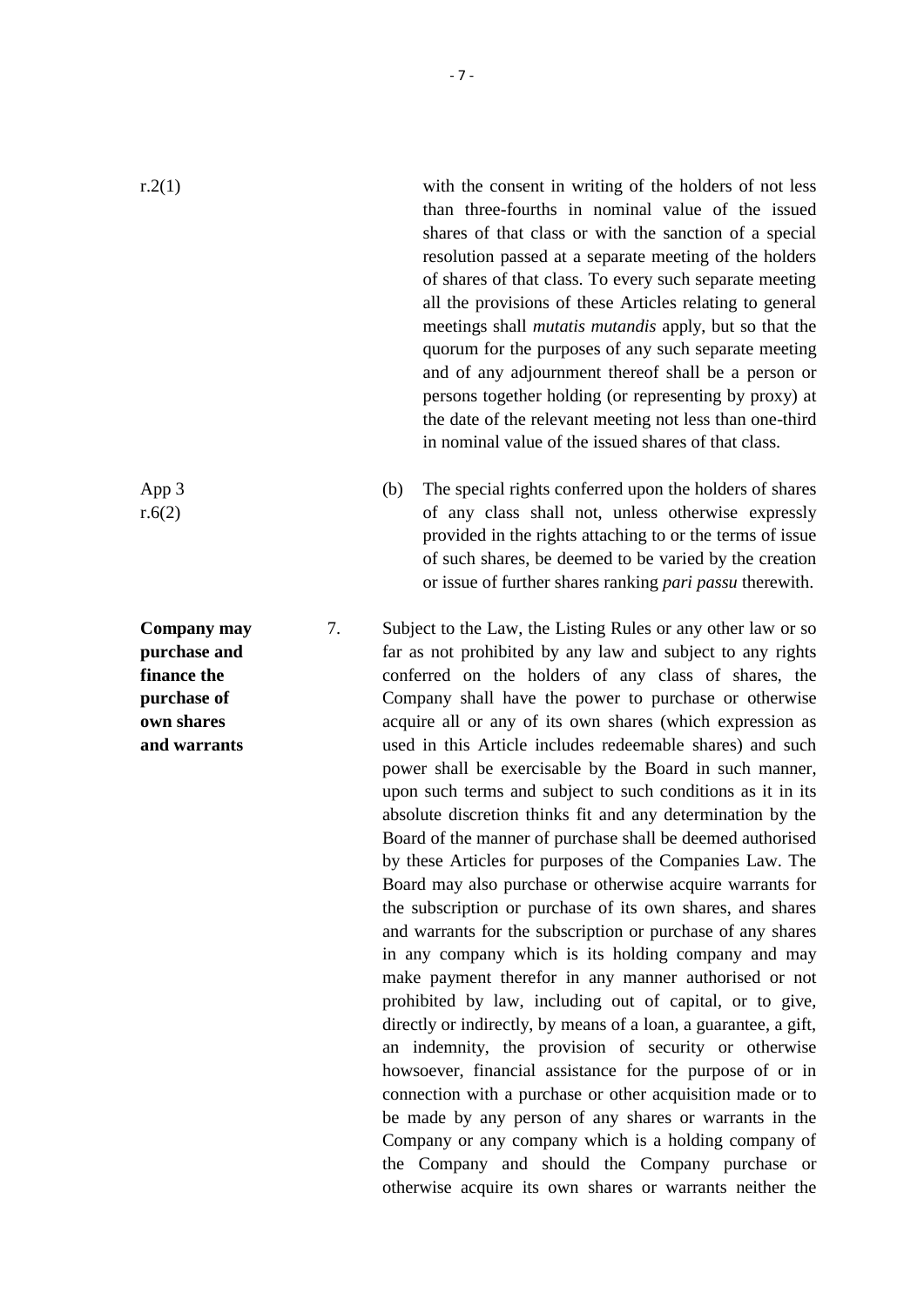r.2(1)

with the consent in writing of the holders of not less than three-fourths in nominal value of the issued shares of that class or with the sanction of a special resolution passed at a separate meeting of the holders of shares of that class. To every such separate meeting all the provisions of these Articles relating to general meetings shall *mutatis mutandis* apply, but so that the quorum for the purposes of any such separate meeting and of any adjournment thereof shall be a person or persons together holding (or representing by proxy) at the date of the relevant meeting not less than one-third in nominal value of the issued shares of that class.

App 3
r.6(2)

(b) The special rights conferred upon the holders of shares of any class shall not, unless otherwise expressly provided in the rights attaching to or the terms of issue of such shares, be deemed to be varied by the creation or issue of further shares ranking *pari passu* therewith.

**Company may purchase and finance the purchase of own shares and warrants**

7. Subject to the Law, the Listing Rules or any other law or so far as not prohibited by any law and subject to any rights conferred on the holders of any class of shares, the Company shall have the power to purchase or otherwise acquire all or any of its own shares (which expression as used in this Article includes redeemable shares) and such power shall be exercisable by the Board in such manner, upon such terms and subject to such conditions as it in its absolute discretion thinks fit and any determination by the Board of the manner of purchase shall be deemed authorised by these Articles for purposes of the Companies Law. The Board may also purchase or otherwise acquire warrants for the subscription or purchase of its own shares, and shares and warrants for the subscription or purchase of any shares in any company which is its holding company and may make payment therefor in any manner authorised or not prohibited by law, including out of capital, or to give, directly or indirectly, by means of a loan, a guarantee, a gift, an indemnity, the provision of security or otherwise howsoever, financial assistance for the purpose of or in connection with a purchase or other acquisition made or to be made by any person of any shares or warrants in the Company or any company which is a holding company of the Company and should the Company purchase or otherwise acquire its own shares or warrants neither the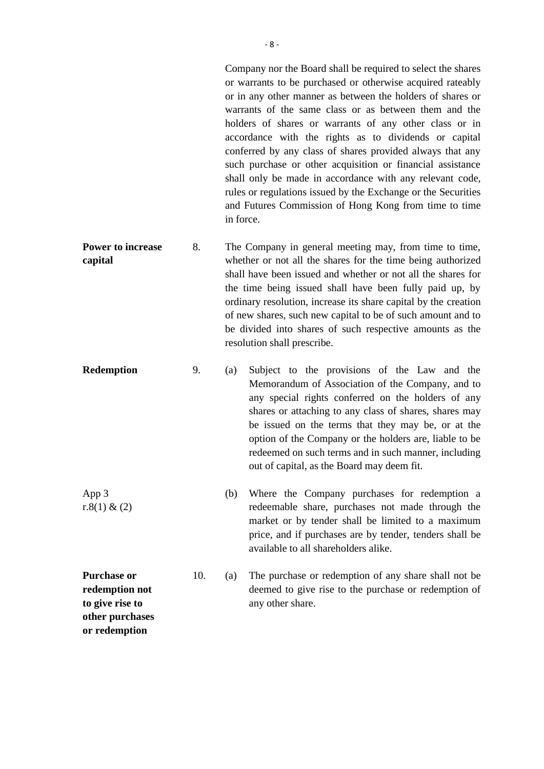Company nor the Board shall be required to select the shares or warrants to be purchased or otherwise acquired rateably or in any other manner as between the holders of shares or warrants of the same class or as between them and the holders of shares or warrants of any other class or in accordance with the rights as to dividends or capital conferred by any class of shares provided always that any such purchase or other acquisition or financial assistance shall only be made in accordance with any relevant code, rules or regulations issued by the Exchange or the Securities and Futures Commission of Hong Kong from time to time in force.

**Power to increase capital**

8. The Company in general meeting may, from time to time, whether or not all the shares for the time being authorized shall have been issued and whether or not all the shares for the time being issued shall have been fully paid up, by ordinary resolution, increase its share capital by the creation of new shares, such new capital to be of such amount and to be divided into shares of such respective amounts as the resolution shall prescribe.

**Redemption**

9. (a) Subject to the provisions of the Law and the Memorandum of Association of the Company, and to any special rights conferred on the holders of any shares or attaching to any class of shares, shares may be issued on the terms that they may be, or at the option of the Company or the holders are, liable to be redeemed on such terms and in such manner, including out of capital, as the Board may deem fit.

App 3 r.8(1) & (2)

(b) Where the Company purchases for redemption a redeemable share, purchases not made through the market or by tender shall be limited to a maximum price, and if purchases are by tender, tenders shall be available to all shareholders alike.

**Purchase or redemption not to give rise to other purchases or redemption**

10. (a) The purchase or redemption of any share shall not be deemed to give rise to the purchase or redemption of any other share.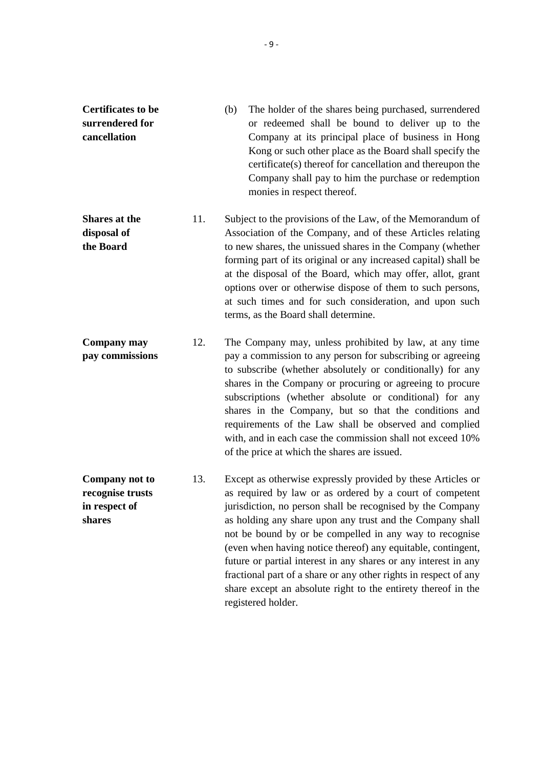**Certificates to be surrendered for cancellation**

(b) The holder of the shares being purchased, surrendered or redeemed shall be bound to deliver up to the Company at its principal place of business in Hong Kong or such other place as the Board shall specify the certificate(s) thereof for cancellation and thereupon the Company shall pay to him the purchase or redemption monies in respect thereof.

**Shares at the disposal of the Board**

11. Subject to the provisions of the Law, of the Memorandum of Association of the Company, and of these Articles relating to new shares, the unissued shares in the Company (whether forming part of its original or any increased capital) shall be at the disposal of the Board, which may offer, allot, grant options over or otherwise dispose of them to such persons, at such times and for such consideration, and upon such terms, as the Board shall determine.

**Company may pay commissions**

12. The Company may, unless prohibited by law, at any time pay a commission to any person for subscribing or agreeing to subscribe (whether absolutely or conditionally) for any shares in the Company or procuring or agreeing to procure subscriptions (whether absolute or conditional) for any shares in the Company, but so that the conditions and requirements of the Law shall be observed and complied with, and in each case the commission shall not exceed 10% of the price at which the shares are issued.

**Company not to recognise trusts in respect of shares**

13. Except as otherwise expressly provided by these Articles or as required by law or as ordered by a court of competent jurisdiction, no person shall be recognised by the Company as holding any share upon any trust and the Company shall not be bound by or be compelled in any way to recognise (even when having notice thereof) any equitable, contingent, future or partial interest in any shares or any interest in any fractional part of a share or any other rights in respect of any share except an absolute right to the entirety thereof in the registered holder.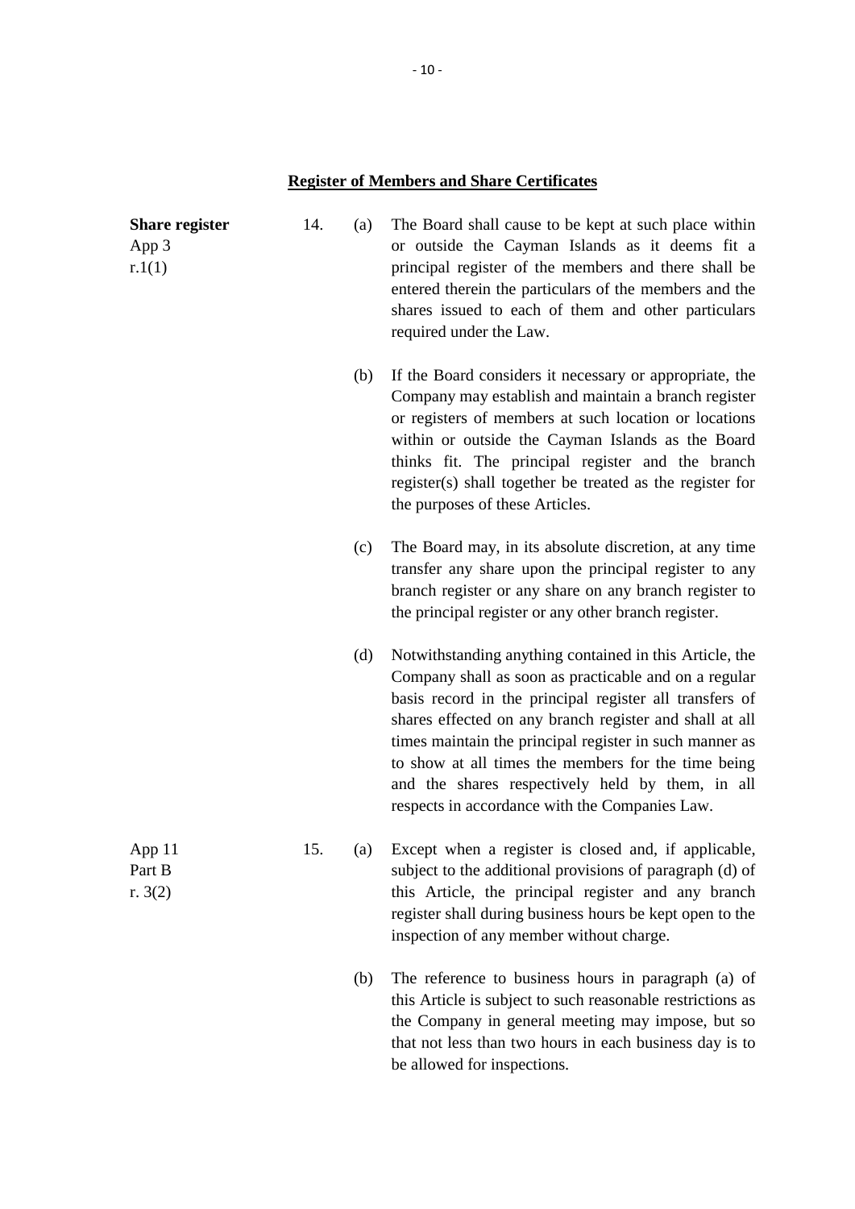## Register of Members and Share Certificates

**Share register**
App 3
r.1(1)

14. (a) The Board shall cause to be kept at such place within or outside the Cayman Islands as it deems fit a principal register of the members and there shall be entered therein the particulars of the members and the shares issued to each of them and other particulars required under the Law.

(b) If the Board considers it necessary or appropriate, the Company may establish and maintain a branch register or registers of members at such location or locations within or outside the Cayman Islands as the Board thinks fit. The principal register and the branch register(s) shall together be treated as the register for the purposes of these Articles.

(c) The Board may, in its absolute discretion, at any time transfer any share upon the principal register to any branch register or any share on any branch register to the principal register or any other branch register.

(d) Notwithstanding anything contained in this Article, the Company shall as soon as practicable and on a regular basis record in the principal register all transfers of shares effected on any branch register and shall at all times maintain the principal register in such manner as to show at all times the members for the time being and the shares respectively held by them, in all respects in accordance with the Companies Law.

App 11
Part B
r. 3(2)

15. (a) Except when a register is closed and, if applicable, subject to the additional provisions of paragraph (d) of this Article, the principal register and any branch register shall during business hours be kept open to the inspection of any member without charge.

(b) The reference to business hours in paragraph (a) of this Article is subject to such reasonable restrictions as the Company in general meeting may impose, but so that not less than two hours in each business day is to be allowed for inspections.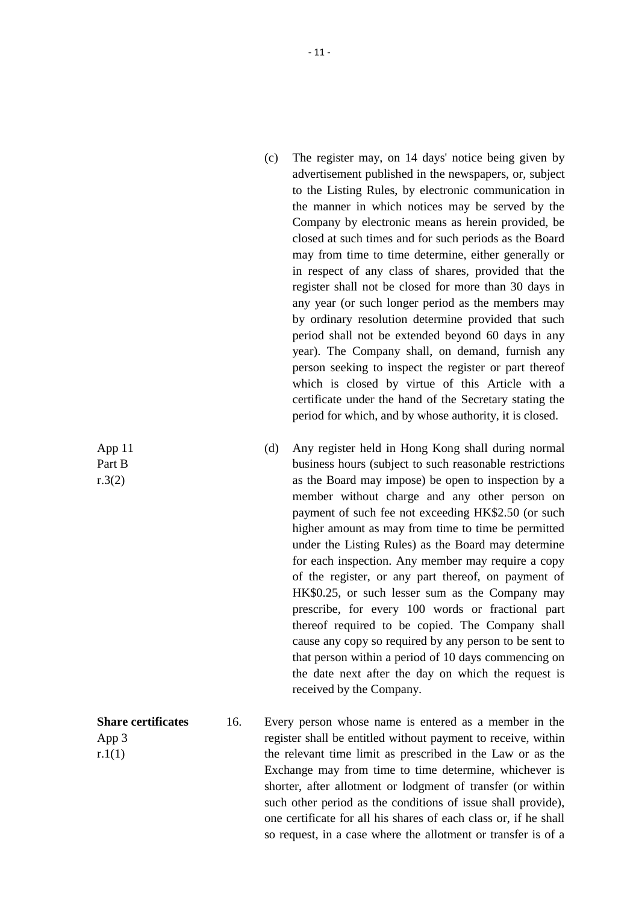(c) The register may, on 14 days' notice being given by advertisement published in the newspapers, or, subject to the Listing Rules, by electronic communication in the manner in which notices may be served by the Company by electronic means as herein provided, be closed at such times and for such periods as the Board may from time to time determine, either generally or in respect of any class of shares, provided that the register shall not be closed for more than 30 days in any year (or such longer period as the members may by ordinary resolution determine provided that such period shall not be extended beyond 60 days in any year). The Company shall, on demand, furnish any person seeking to inspect the register or part thereof which is closed by virtue of this Article with a certificate under the hand of the Secretary stating the period for which, and by whose authority, it is closed.

App 11 Part B r.3(2)

(d) Any register held in Hong Kong shall during normal business hours (subject to such reasonable restrictions as the Board may impose) be open to inspection by a member without charge and any other person on payment of such fee not exceeding HK$2.50 (or such higher amount as may from time to time be permitted under the Listing Rules) as the Board may determine for each inspection. Any member may require a copy of the register, or any part thereof, on payment of HK$0.25, or such lesser sum as the Company may prescribe, for every 100 words or fractional part thereof required to be copied. The Company shall cause any copy so required by any person to be sent to that person within a period of 10 days commencing on the date next after the day on which the request is received by the Company.

**Share certificates**

App 3 r.1(1)

16. Every person whose name is entered as a member in the register shall be entitled without payment to receive, within the relevant time limit as prescribed in the Law or as the Exchange may from time to time determine, whichever is shorter, after allotment or lodgment of transfer (or within such other period as the conditions of issue shall provide), one certificate for all his shares of each class or, if he shall so request, in a case where the allotment or transfer is of a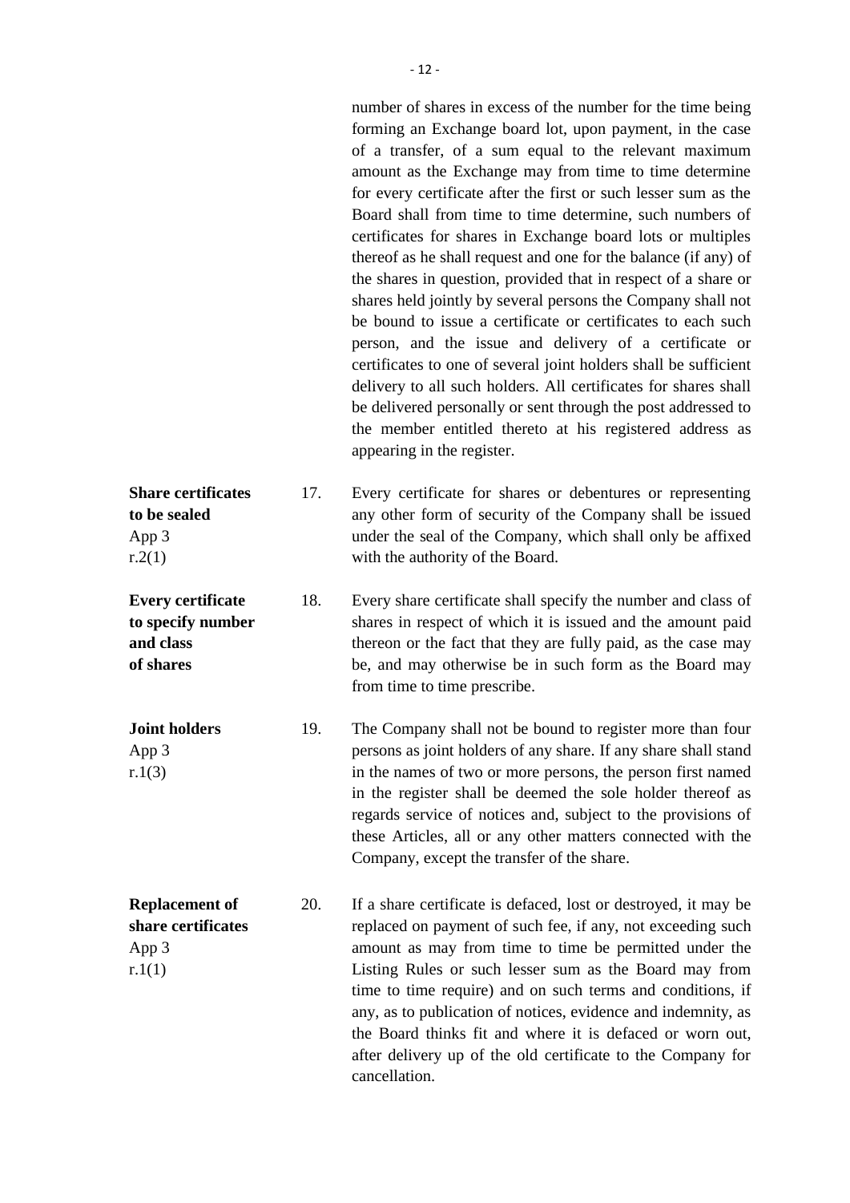number of shares in excess of the number for the time being forming an Exchange board lot, upon payment, in the case of a transfer, of a sum equal to the relevant maximum amount as the Exchange may from time to time determine for every certificate after the first or such lesser sum as the Board shall from time to time determine, such numbers of certificates for shares in Exchange board lots or multiples thereof as he shall request and one for the balance (if any) of the shares in question, provided that in respect of a share or shares held jointly by several persons the Company shall not be bound to issue a certificate or certificates to each such person, and the issue and delivery of a certificate or certificates to one of several joint holders shall be sufficient delivery to all such holders. All certificates for shares shall be delivered personally or sent through the post addressed to the member entitled thereto at his registered address as appearing in the register.

**Share certificates to be sealed**
App 3
r.2(1)

17. Every certificate for shares or debentures or representing any other form of security of the Company shall be issued under the seal of the Company, which shall only be affixed with the authority of the Board.

**Every certificate to specify number and class of shares**

18. Every share certificate shall specify the number and class of shares in respect of which it is issued and the amount paid thereon or the fact that they are fully paid, as the case may be, and may otherwise be in such form as the Board may from time to time prescribe.

**Joint holders**
App 3
r.1(3)

19. The Company shall not be bound to register more than four persons as joint holders of any share. If any share shall stand in the names of two or more persons, the person first named in the register shall be deemed the sole holder thereof as regards service of notices and, subject to the provisions of these Articles, all or any other matters connected with the Company, except the transfer of the share.

**Replacement of share certificates**
App 3
r.1(1)

20. If a share certificate is defaced, lost or destroyed, it may be replaced on payment of such fee, if any, not exceeding such amount as may from time to time be permitted under the Listing Rules or such lesser sum as the Board may from time to time require) and on such terms and conditions, if any, as to publication of notices, evidence and indemnity, as the Board thinks fit and where it is defaced or worn out, after delivery up of the old certificate to the Company for cancellation.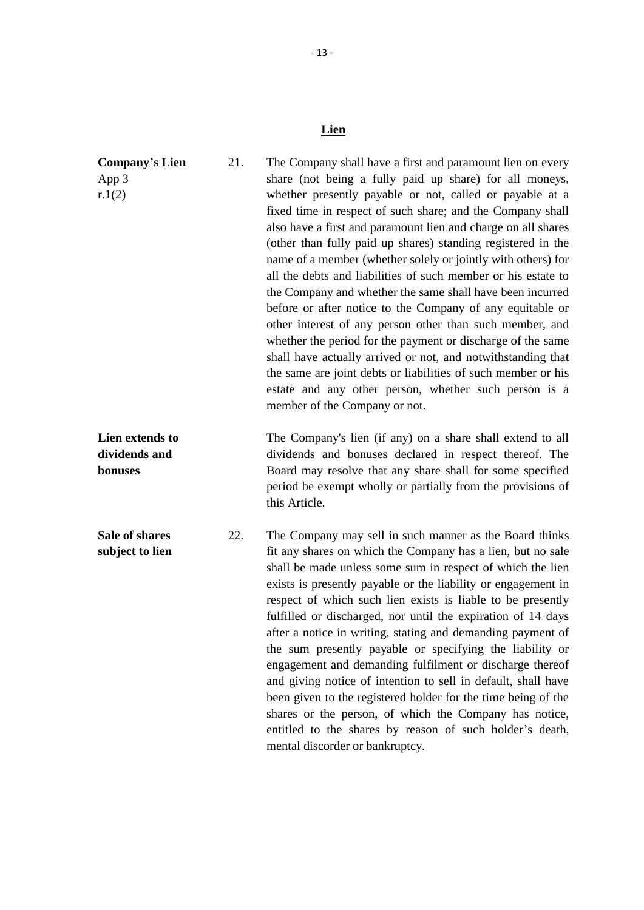## Lien

**Company's Lien**
App 3
r.1(2)

21. The Company shall have a first and paramount lien on every share (not being a fully paid up share) for all moneys, whether presently payable or not, called or payable at a fixed time in respect of such share; and the Company shall also have a first and paramount lien and charge on all shares (other than fully paid up shares) standing registered in the name of a member (whether solely or jointly with others) for all the debts and liabilities of such member or his estate to the Company and whether the same shall have been incurred before or after notice to the Company of any equitable or other interest of any person other than such member, and whether the period for the payment or discharge of the same shall have actually arrived or not, and notwithstanding that the same are joint debts or liabilities of such member or his estate and any other person, whether such person is a member of the Company or not.

**Lien extends to dividends and bonuses**

The Company's lien (if any) on a share shall extend to all dividends and bonuses declared in respect thereof. The Board may resolve that any share shall for some specified period be exempt wholly or partially from the provisions of this Article.

**Sale of shares subject to lien**

22. The Company may sell in such manner as the Board thinks fit any shares on which the Company has a lien, but no sale shall be made unless some sum in respect of which the lien exists is presently payable or the liability or engagement in respect of which such lien exists is liable to be presently fulfilled or discharged, nor until the expiration of 14 days after a notice in writing, stating and demanding payment of the sum presently payable or specifying the liability or engagement and demanding fulfilment or discharge thereof and giving notice of intention to sell in default, shall have been given to the registered holder for the time being of the shares or the person, of which the Company has notice, entitled to the shares by reason of such holder's death, mental discorder or bankruptcy.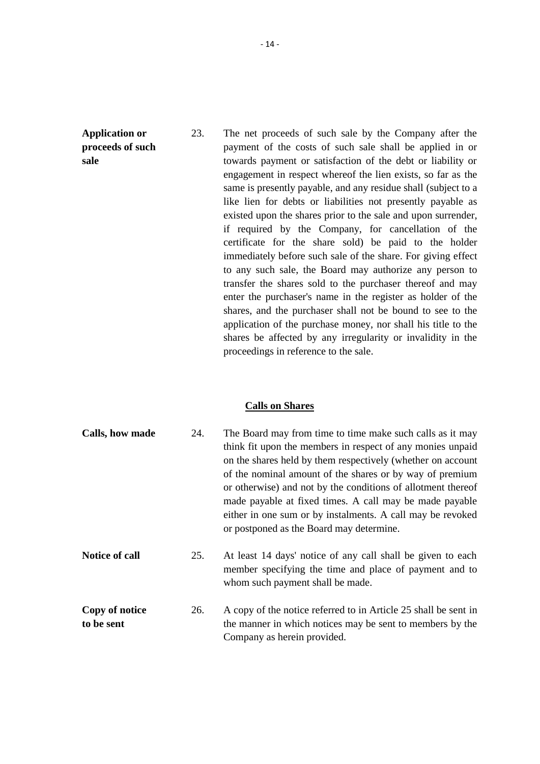**Application or proceeds of such sale**

23. The net proceeds of such sale by the Company after the payment of the costs of such sale shall be applied in or towards payment or satisfaction of the debt or liability or engagement in respect whereof the lien exists, so far as the same is presently payable, and any residue shall (subject to a like lien for debts or liabilities not presently payable as existed upon the shares prior to the sale and upon surrender, if required by the Company, for cancellation of the certificate for the share sold) be paid to the holder immediately before such sale of the share. For giving effect to any such sale, the Board may authorize any person to transfer the shares sold to the purchaser thereof and may enter the purchaser's name in the register as holder of the shares, and the purchaser shall not be bound to see to the application of the purchase money, nor shall his title to the shares be affected by any irregularity or invalidity in the proceedings in reference to the sale.

## Calls on Shares

**Calls, how made**

24. The Board may from time to time make such calls as it may think fit upon the members in respect of any monies unpaid on the shares held by them respectively (whether on account of the nominal amount of the shares or by way of premium or otherwise) and not by the conditions of allotment thereof made payable at fixed times. A call may be made payable either in one sum or by instalments. A call may be revoked or postponed as the Board may determine.

**Notice of call**

25. At least 14 days' notice of any call shall be given to each member specifying the time and place of payment and to whom such payment shall be made.

**Copy of notice to be sent**

26. A copy of the notice referred to in Article 25 shall be sent in the manner in which notices may be sent to members by the Company as herein provided.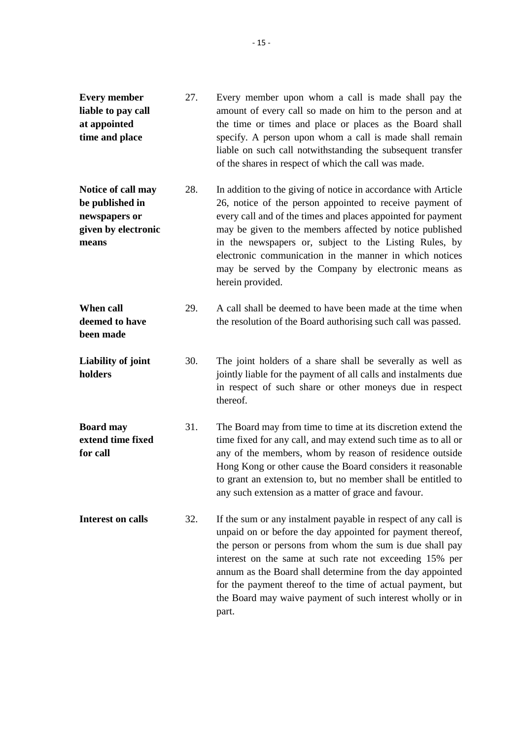**Every member liable to pay call at appointed time and place**

27. Every member upon whom a call is made shall pay the amount of every call so made on him to the person and at the time or times and place or places as the Board shall specify. A person upon whom a call is made shall remain liable on such call notwithstanding the subsequent transfer of the shares in respect of which the call was made.

**Notice of call may be published in newspapers or given by electronic means**

28. In addition to the giving of notice in accordance with Article 26, notice of the person appointed to receive payment of every call and of the times and places appointed for payment may be given to the members affected by notice published in the newspapers or, subject to the Listing Rules, by electronic communication in the manner in which notices may be served by the Company by electronic means as herein provided.

**When call deemed to have been made**

29. A call shall be deemed to have been made at the time when the resolution of the Board authorising such call was passed.

**Liability of joint holders**

30. The joint holders of a share shall be severally as well as jointly liable for the payment of all calls and instalments due in respect of such share or other moneys due in respect thereof.

**Board may extend time fixed for call**

31. The Board may from time to time at its discretion extend the time fixed for any call, and may extend such time as to all or any of the members, whom by reason of residence outside Hong Kong or other cause the Board considers it reasonable to grant an extension to, but no member shall be entitled to any such extension as a matter of grace and favour.

**Interest on calls**

32. If the sum or any instalment payable in respect of any call is unpaid on or before the day appointed for payment thereof, the person or persons from whom the sum is due shall pay interest on the same at such rate not exceeding 15% per annum as the Board shall determine from the day appointed for the payment thereof to the time of actual payment, but the Board may waive payment of such interest wholly or in part.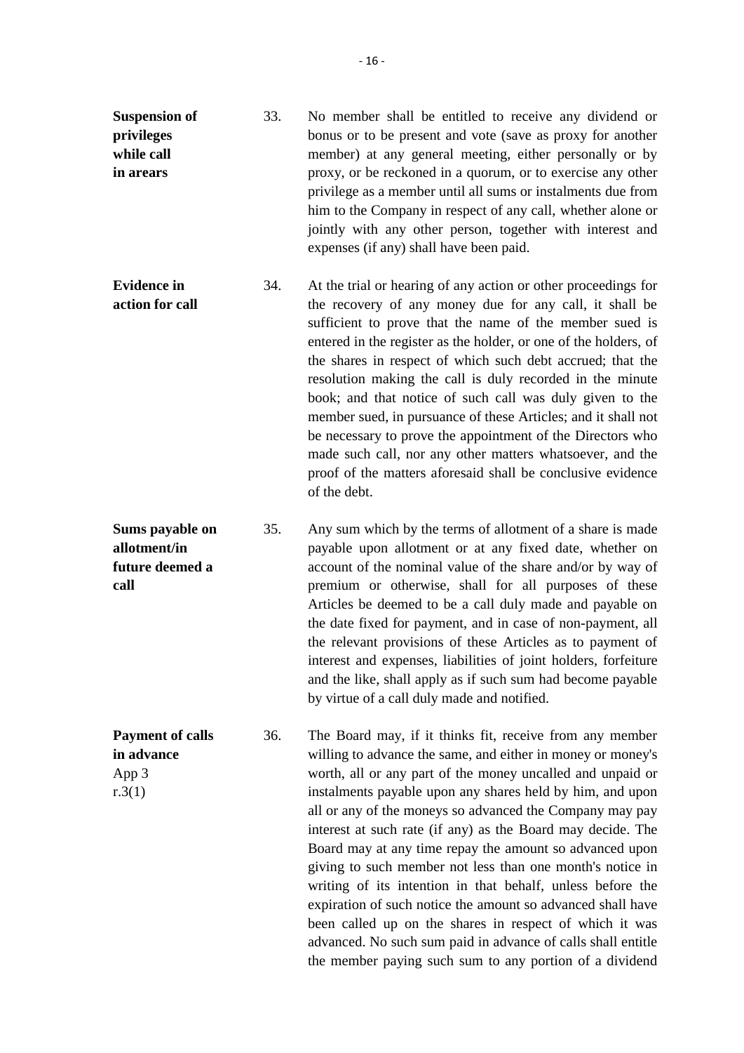**Suspension of privileges while call in arears**

33. No member shall be entitled to receive any dividend or bonus or to be present and vote (save as proxy for another member) at any general meeting, either personally or by proxy, or be reckoned in a quorum, or to exercise any other privilege as a member until all sums or instalments due from him to the Company in respect of any call, whether alone or jointly with any other person, together with interest and expenses (if any) shall have been paid.

**Evidence in action for call**

34. At the trial or hearing of any action or other proceedings for the recovery of any money due for any call, it shall be sufficient to prove that the name of the member sued is entered in the register as the holder, or one of the holders, of the shares in respect of which such debt accrued; that the resolution making the call is duly recorded in the minute book; and that notice of such call was duly given to the member sued, in pursuance of these Articles; and it shall not be necessary to prove the appointment of the Directors who made such call, nor any other matters whatsoever, and the proof of the matters aforesaid shall be conclusive evidence of the debt.

**Sums payable on allotment/in future deemed a call**

35. Any sum which by the terms of allotment of a share is made payable upon allotment or at any fixed date, whether on account of the nominal value of the share and/or by way of premium or otherwise, shall for all purposes of these Articles be deemed to be a call duly made and payable on the date fixed for payment, and in case of non-payment, all the relevant provisions of these Articles as to payment of interest and expenses, liabilities of joint holders, forfeiture and the like, shall apply as if such sum had become payable by virtue of a call duly made and notified.

**Payment of calls in advance**
App 3
r.3(1)

36. The Board may, if it thinks fit, receive from any member willing to advance the same, and either in money or money's worth, all or any part of the money uncalled and unpaid or instalments payable upon any shares held by him, and upon all or any of the moneys so advanced the Company may pay interest at such rate (if any) as the Board may decide. The Board may at any time repay the amount so advanced upon giving to such member not less than one month's notice in writing of its intention in that behalf, unless before the expiration of such notice the amount so advanced shall have been called up on the shares in respect of which it was advanced. No such sum paid in advance of calls shall entitle the member paying such sum to any portion of a dividend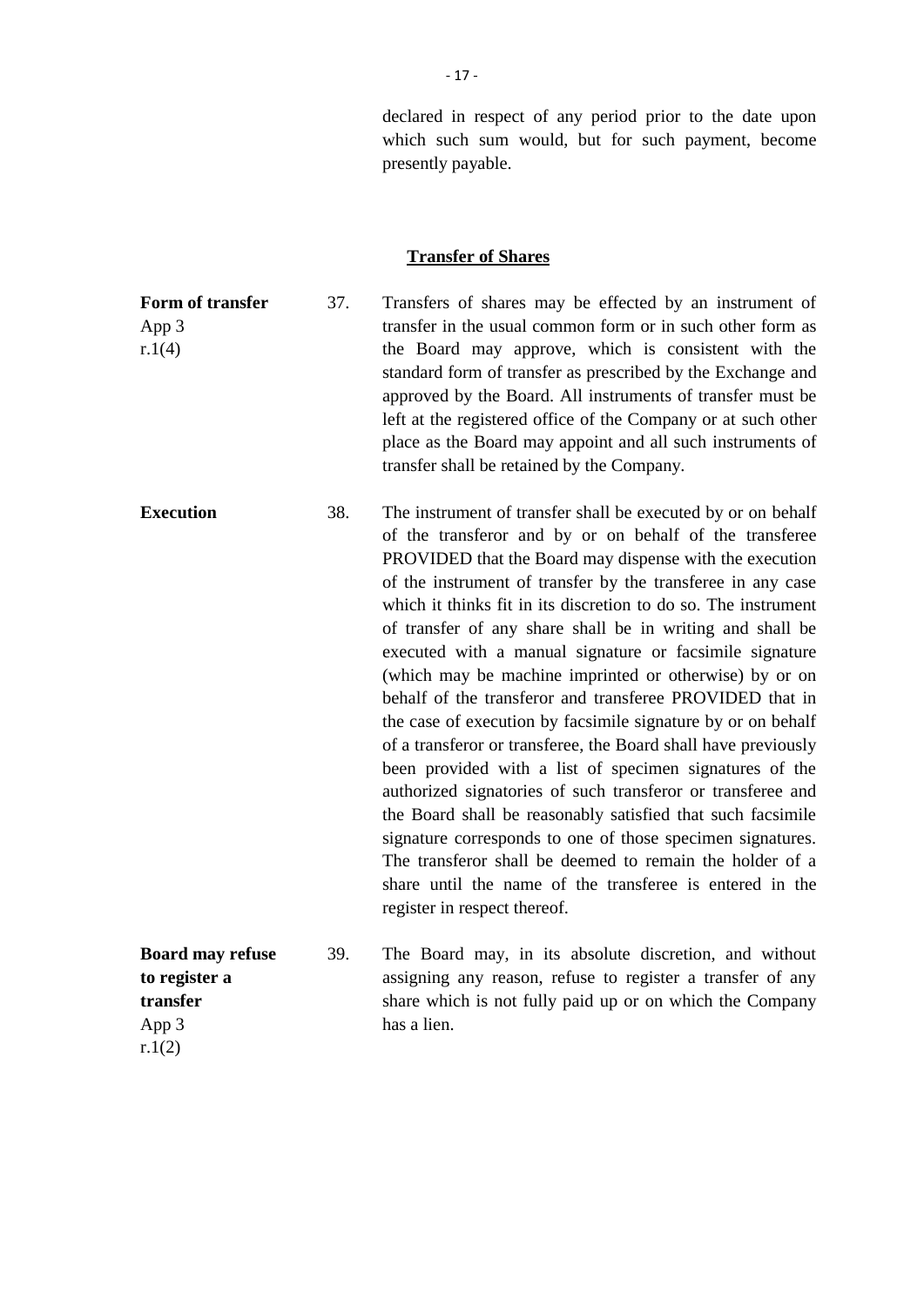declared in respect of any period prior to the date upon which such sum would, but for such payment, become presently payable.

## Transfer of Shares

**Form of transfer**
App 3
r.1(4)

37. Transfers of shares may be effected by an instrument of transfer in the usual common form or in such other form as the Board may approve, which is consistent with the standard form of transfer as prescribed by the Exchange and approved by the Board. All instruments of transfer must be left at the registered office of the Company or at such other place as the Board may appoint and all such instruments of transfer shall be retained by the Company.

**Execution**

38. The instrument of transfer shall be executed by or on behalf of the transferor and by or on behalf of the transferee PROVIDED that the Board may dispense with the execution of the instrument of transfer by the transferee in any case which it thinks fit in its discretion to do so. The instrument of transfer of any share shall be in writing and shall be executed with a manual signature or facsimile signature (which may be machine imprinted or otherwise) by or on behalf of the transferor and transferee PROVIDED that in the case of execution by facsimile signature by or on behalf of a transferor or transferee, the Board shall have previously been provided with a list of specimen signatures of the authorized signatories of such transferor or transferee and the Board shall be reasonably satisfied that such facsimile signature corresponds to one of those specimen signatures. The transferor shall be deemed to remain the holder of a share until the name of the transferee is entered in the register in respect thereof.

**Board may refuse to register a transfer**
App 3
r.1(2)

39. The Board may, in its absolute discretion, and without assigning any reason, refuse to register a transfer of any share which is not fully paid up or on which the Company has a lien.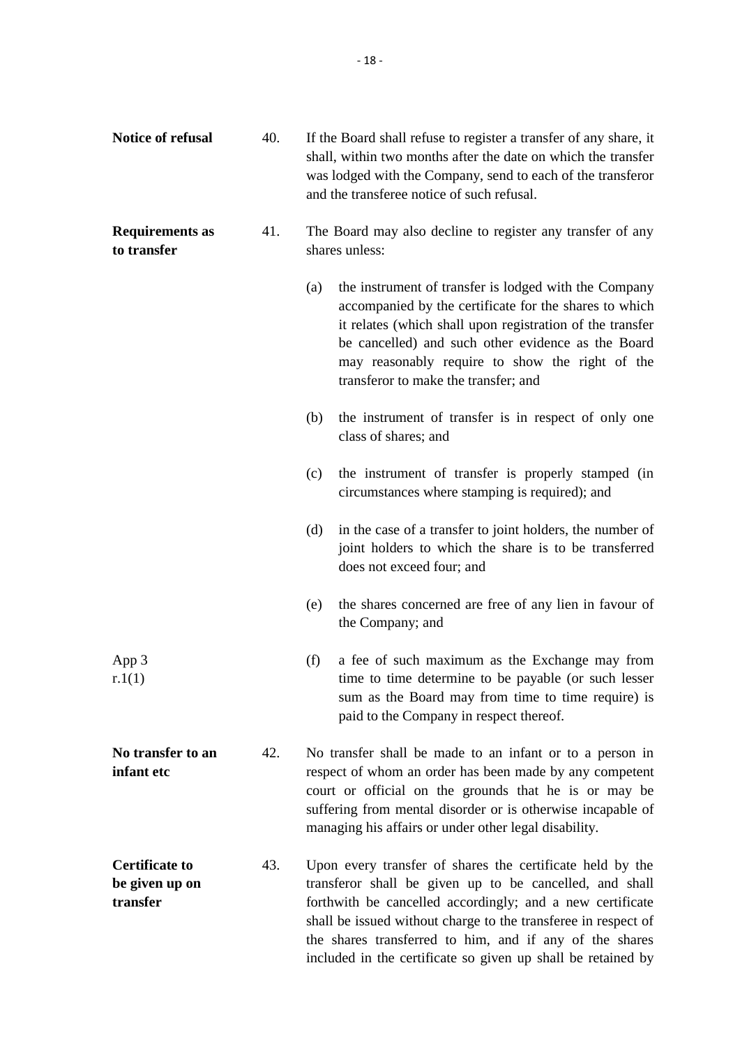**Notice of refusal**

40. If the Board shall refuse to register a transfer of any share, it shall, within two months after the date on which the transfer was lodged with the Company, send to each of the transferor and the transferee notice of such refusal.

**Requirements as to transfer**

41. The Board may also decline to register any transfer of any shares unless:

(a) the instrument of transfer is lodged with the Company accompanied by the certificate for the shares to which it relates (which shall upon registration of the transfer be cancelled) and such other evidence as the Board may reasonably require to show the right of the transferor to make the transfer; and

(b) the instrument of transfer is in respect of only one class of shares; and

(c) the instrument of transfer is properly stamped (in circumstances where stamping is required); and

(d) in the case of a transfer to joint holders, the number of joint holders to which the share is to be transferred does not exceed four; and

(e) the shares concerned are free of any lien in favour of the Company; and

App 3 r.1(1)

(f) a fee of such maximum as the Exchange may from time to time determine to be payable (or such lesser sum as the Board may from time to time require) is paid to the Company in respect thereof.

**No transfer to an infant etc**

42. No transfer shall be made to an infant or to a person in respect of whom an order has been made by any competent court or official on the grounds that he is or may be suffering from mental disorder or is otherwise incapable of managing his affairs or under other legal disability.

**Certificate to be given up on transfer**

43. Upon every transfer of shares the certificate held by the transferor shall be given up to be cancelled, and shall forthwith be cancelled accordingly; and a new certificate shall be issued without charge to the transferee in respect of the shares transferred to him, and if any of the shares included in the certificate so given up shall be retained by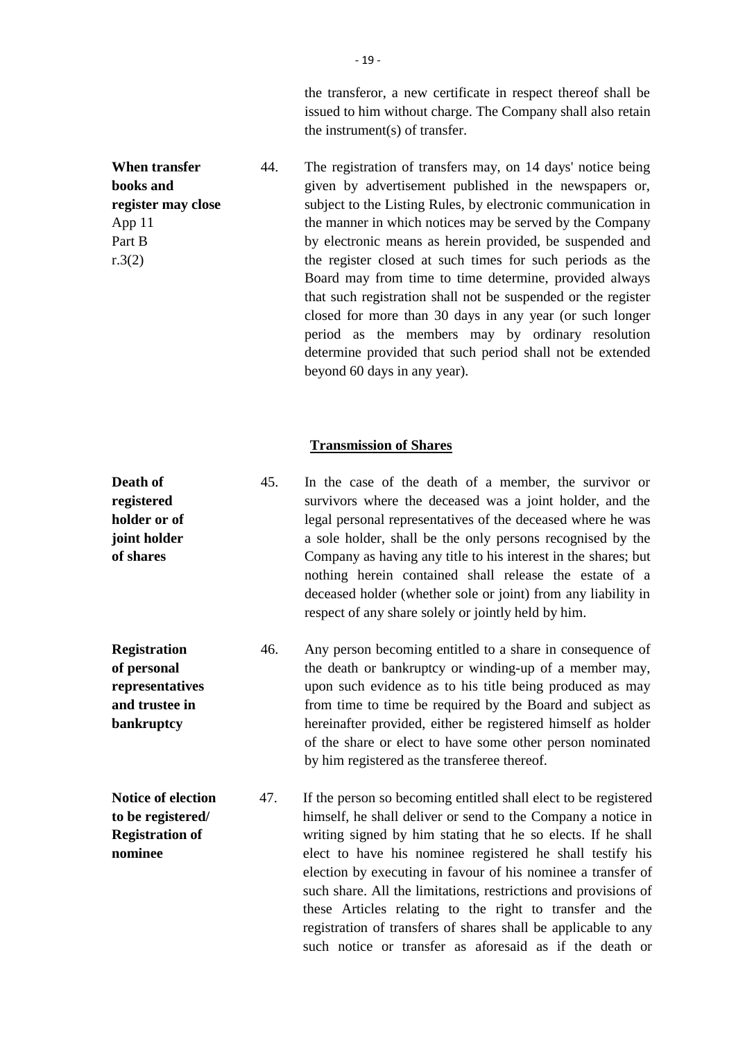the transferor, a new certificate in respect thereof shall be issued to him without charge. The Company shall also retain the instrument(s) of transfer.

**When transfer books and register may close**
App 11
Part B
r.3(2)

44. The registration of transfers may, on 14 days' notice being given by advertisement published in the newspapers or, subject to the Listing Rules, by electronic communication in the manner in which notices may be served by the Company by electronic means as herein provided, be suspended and the register closed at such times for such periods as the Board may from time to time determine, provided always that such registration shall not be suspended or the register closed for more than 30 days in any year (or such longer period as the members may by ordinary resolution determine provided that such period shall not be extended beyond 60 days in any year).

## Transmission of Shares

**Death of registered holder or of joint holder of shares**

45. In the case of the death of a member, the survivor or survivors where the deceased was a joint holder, and the legal personal representatives of the deceased where he was a sole holder, shall be the only persons recognised by the Company as having any title to his interest in the shares; but nothing herein contained shall release the estate of a deceased holder (whether sole or joint) from any liability in respect of any share solely or jointly held by him.

**Registration of personal representatives and trustee in bankruptcy**

46. Any person becoming entitled to a share in consequence of the death or bankruptcy or winding-up of a member may, upon such evidence as to his title being produced as may from time to time be required by the Board and subject as hereinafter provided, either be registered himself as holder of the share or elect to have some other person nominated by him registered as the transferee thereof.

**Notice of election to be registered/ Registration of nominee**

47. If the person so becoming entitled shall elect to be registered himself, he shall deliver or send to the Company a notice in writing signed by him stating that he so elects. If he shall elect to have his nominee registered he shall testify his election by executing in favour of his nominee a transfer of such share. All the limitations, restrictions and provisions of these Articles relating to the right to transfer and the registration of transfers of shares shall be applicable to any such notice or transfer as aforesaid as if the death or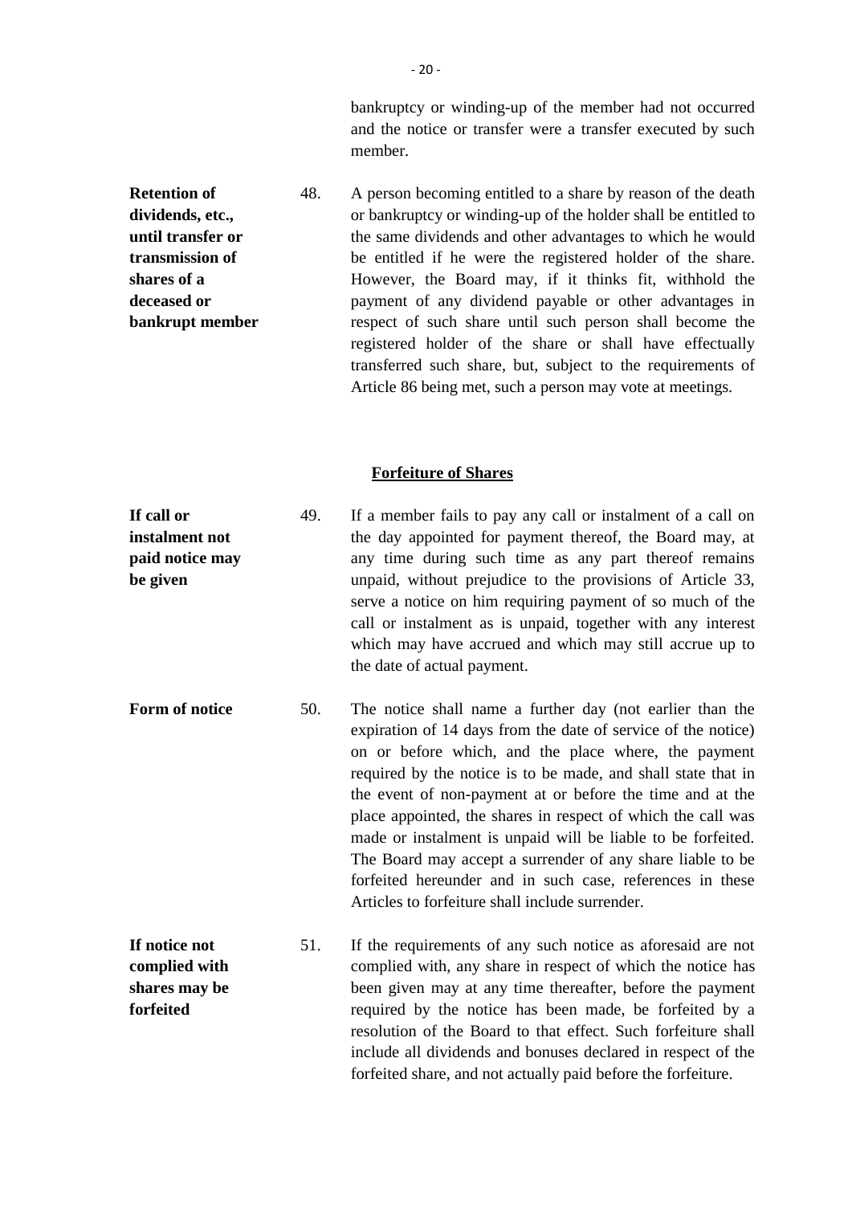bankruptcy or winding-up of the member had not occurred and the notice or transfer were a transfer executed by such member.

**Retention of dividends, etc., until transfer or transmission of shares of a deceased or bankrupt member**

48. A person becoming entitled to a share by reason of the death or bankruptcy or winding-up of the holder shall be entitled to the same dividends and other advantages to which he would be entitled if he were the registered holder of the share. However, the Board may, if it thinks fit, withhold the payment of any dividend payable or other advantages in respect of such share until such person shall become the registered holder of the share or shall have effectually transferred such share, but, subject to the requirements of Article 86 being met, such a person may vote at meetings.

## **Forfeiture of Shares**

**If call or instalment not paid notice may be given**

49. If a member fails to pay any call or instalment of a call on the day appointed for payment thereof, the Board may, at any time during such time as any part thereof remains unpaid, without prejudice to the provisions of Article 33, serve a notice on him requiring payment of so much of the call or instalment as is unpaid, together with any interest which may have accrued and which may still accrue up to the date of actual payment.

**Form of notice**

50. The notice shall name a further day (not earlier than the expiration of 14 days from the date of service of the notice) on or before which, and the place where, the payment required by the notice is to be made, and shall state that in the event of non-payment at or before the time and at the place appointed, the shares in respect of which the call was made or instalment is unpaid will be liable to be forfeited. The Board may accept a surrender of any share liable to be forfeited hereunder and in such case, references in these Articles to forfeiture shall include surrender.

**If notice not complied with shares may be forfeited**

51. If the requirements of any such notice as aforesaid are not complied with, any share in respect of which the notice has been given may at any time thereafter, before the payment required by the notice has been made, be forfeited by a resolution of the Board to that effect. Such forfeiture shall include all dividends and bonuses declared in respect of the forfeited share, and not actually paid before the forfeiture.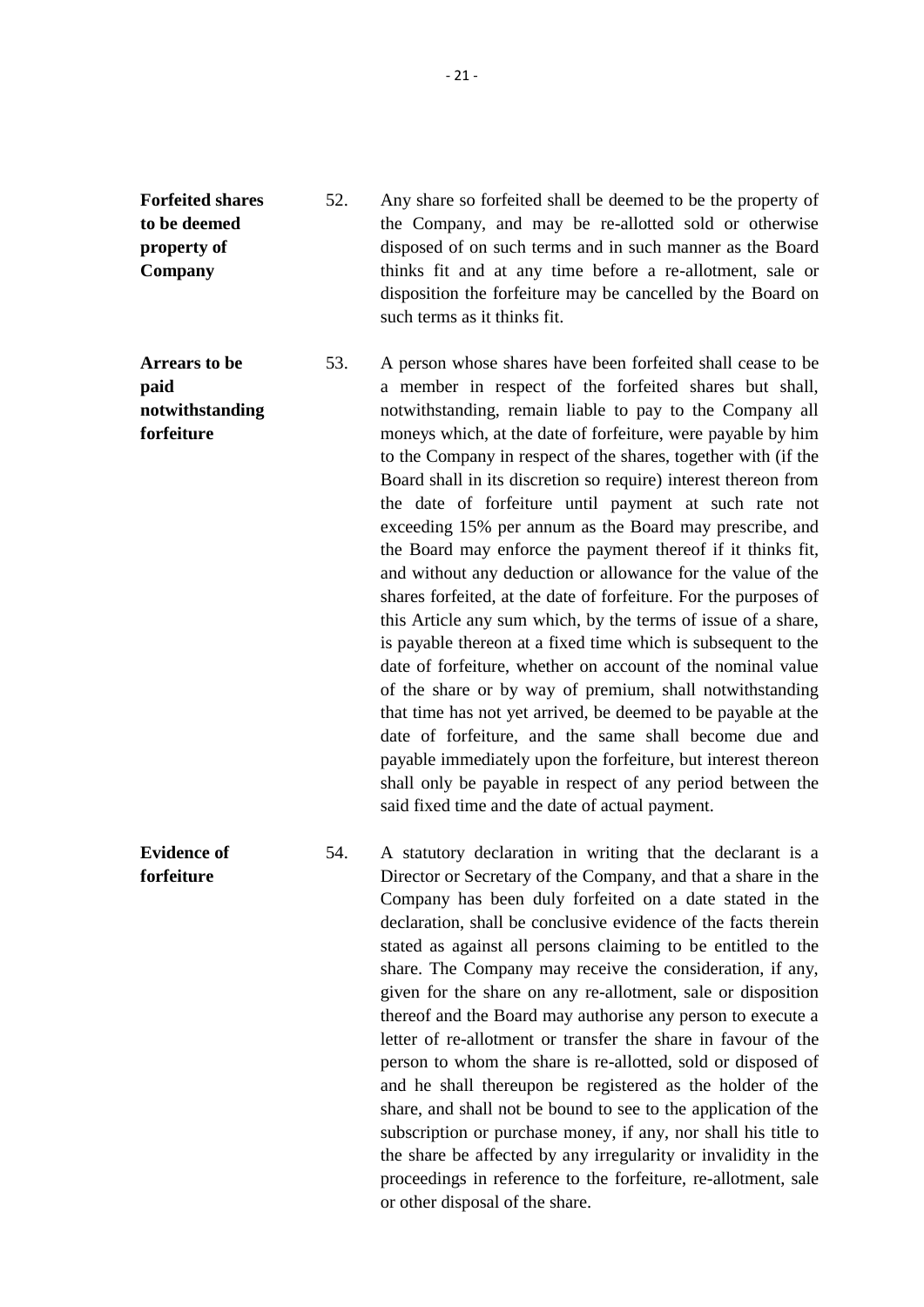**Forfeited shares to be deemed property of Company**

52. Any share so forfeited shall be deemed to be the property of the Company, and may be re-allotted sold or otherwise disposed of on such terms and in such manner as the Board thinks fit and at any time before a re-allotment, sale or disposition the forfeiture may be cancelled by the Board on such terms as it thinks fit.

**Arrears to be paid notwithstanding forfeiture**

53. A person whose shares have been forfeited shall cease to be a member in respect of the forfeited shares but shall, notwithstanding, remain liable to pay to the Company all moneys which, at the date of forfeiture, were payable by him to the Company in respect of the shares, together with (if the Board shall in its discretion so require) interest thereon from the date of forfeiture until payment at such rate not exceeding 15% per annum as the Board may prescribe, and the Board may enforce the payment thereof if it thinks fit, and without any deduction or allowance for the value of the shares forfeited, at the date of forfeiture. For the purposes of this Article any sum which, by the terms of issue of a share, is payable thereon at a fixed time which is subsequent to the date of forfeiture, whether on account of the nominal value of the share or by way of premium, shall notwithstanding that time has not yet arrived, be deemed to be payable at the date of forfeiture, and the same shall become due and payable immediately upon the forfeiture, but interest thereon shall only be payable in respect of any period between the said fixed time and the date of actual payment.

**Evidence of forfeiture**

54. A statutory declaration in writing that the declarant is a Director or Secretary of the Company, and that a share in the Company has been duly forfeited on a date stated in the declaration, shall be conclusive evidence of the facts therein stated as against all persons claiming to be entitled to the share. The Company may receive the consideration, if any, given for the share on any re-allotment, sale or disposition thereof and the Board may authorise any person to execute a letter of re-allotment or transfer the share in favour of the person to whom the share is re-allotted, sold or disposed of and he shall thereupon be registered as the holder of the share, and shall not be bound to see to the application of the subscription or purchase money, if any, nor shall his title to the share be affected by any irregularity or invalidity in the proceedings in reference to the forfeiture, re-allotment, sale or other disposal of the share.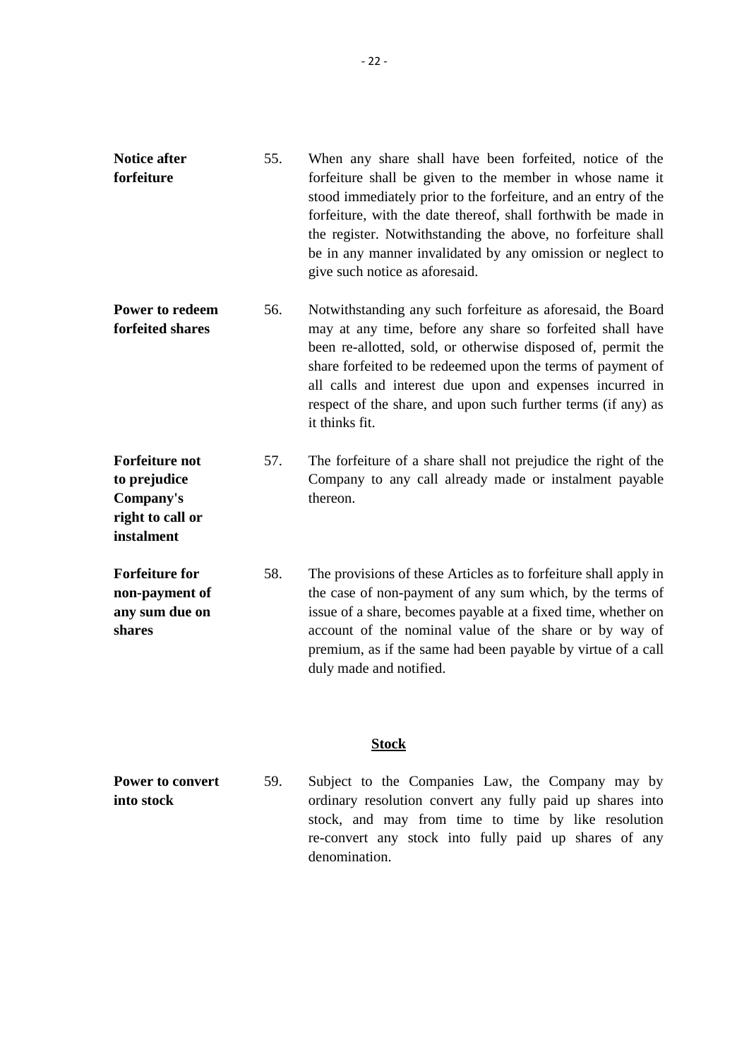**Notice after forfeiture**

55. When any share shall have been forfeited, notice of the forfeiture shall be given to the member in whose name it stood immediately prior to the forfeiture, and an entry of the forfeiture, with the date thereof, shall forthwith be made in the register. Notwithstanding the above, no forfeiture shall be in any manner invalidated by any omission or neglect to give such notice as aforesaid.

**Power to redeem forfeited shares**

56. Notwithstanding any such forfeiture as aforesaid, the Board may at any time, before any share so forfeited shall have been re-allotted, sold, or otherwise disposed of, permit the share forfeited to be redeemed upon the terms of payment of all calls and interest due upon and expenses incurred in respect of the share, and upon such further terms (if any) as it thinks fit.

**Forfeiture not to prejudice Company's right to call or instalment**

57. The forfeiture of a share shall not prejudice the right of the Company to any call already made or instalment payable thereon.

**Forfeiture for non-payment of any sum due on shares**

58. The provisions of these Articles as to forfeiture shall apply in the case of non-payment of any sum which, by the terms of issue of a share, becomes payable at a fixed time, whether on account of the nominal value of the share or by way of premium, as if the same had been payable by virtue of a call duly made and notified.

## Stock

**Power to convert into stock**

59. Subject to the Companies Law, the Company may by ordinary resolution convert any fully paid up shares into stock, and may from time to time by like resolution re-convert any stock into fully paid up shares of any denomination.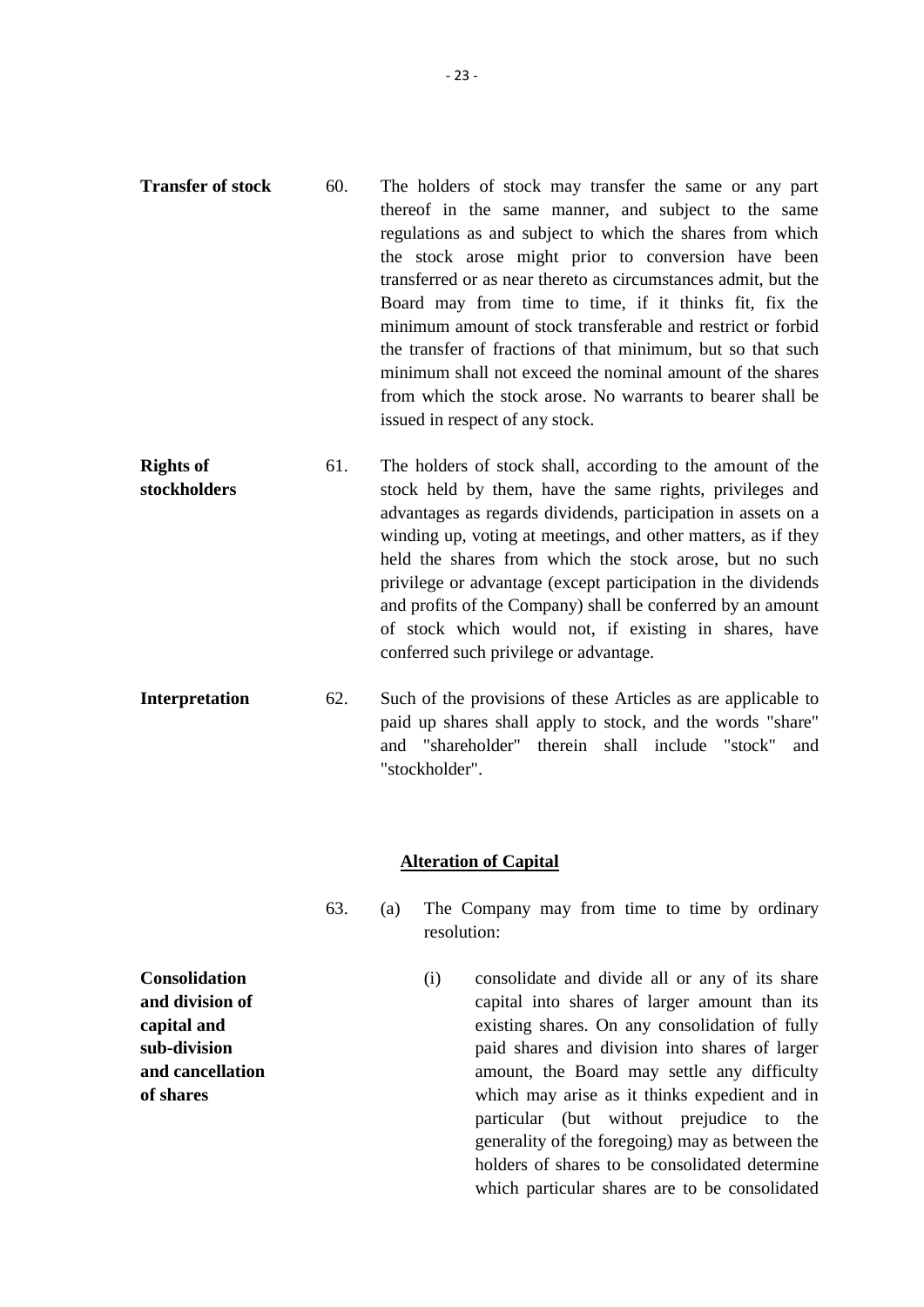**Transfer of stock**

60. The holders of stock may transfer the same or any part thereof in the same manner, and subject to the same regulations as and subject to which the shares from which the stock arose might prior to conversion have been transferred or as near thereto as circumstances admit, but the Board may from time to time, if it thinks fit, fix the minimum amount of stock transferable and restrict or forbid the transfer of fractions of that minimum, but so that such minimum shall not exceed the nominal amount of the shares from which the stock arose. No warrants to bearer shall be issued in respect of any stock.

**Rights of stockholders**

61. The holders of stock shall, according to the amount of the stock held by them, have the same rights, privileges and advantages as regards dividends, participation in assets on a winding up, voting at meetings, and other matters, as if they held the shares from which the stock arose, but no such privilege or advantage (except participation in the dividends and profits of the Company) shall be conferred by an amount of stock which would not, if existing in shares, have conferred such privilege or advantage.

**Interpretation**

62. Such of the provisions of these Articles as are applicable to paid up shares shall apply to stock, and the words "share" and "shareholder" therein shall include "stock" and "stockholder".

## Alteration of Capital

63. (a) The Company may from time to time by ordinary resolution:

**Consolidation and division of capital and sub-division and cancellation of shares**

(i) consolidate and divide all or any of its share capital into shares of larger amount than its existing shares. On any consolidation of fully paid shares and division into shares of larger amount, the Board may settle any difficulty which may arise as it thinks expedient and in particular (but without prejudice to the generality of the foregoing) may as between the holders of shares to be consolidated determine which particular shares are to be consolidated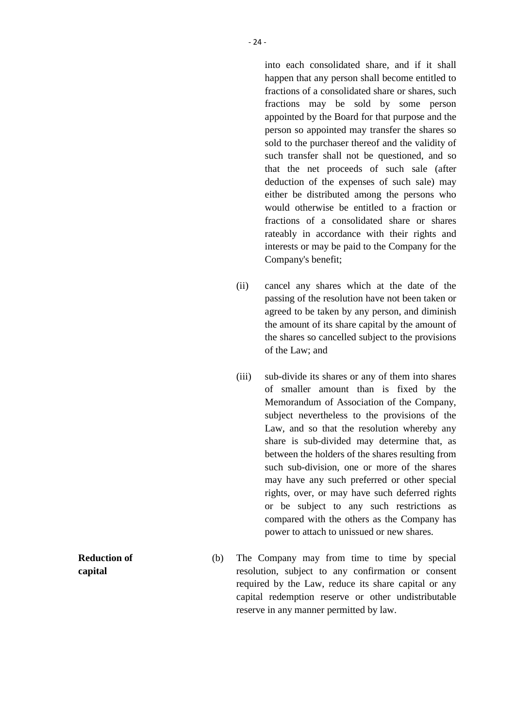into each consolidated share, and if it shall happen that any person shall become entitled to fractions of a consolidated share or shares, such fractions may be sold by some person appointed by the Board for that purpose and the person so appointed may transfer the shares so sold to the purchaser thereof and the validity of such transfer shall not be questioned, and so that the net proceeds of such sale (after deduction of the expenses of such sale) may either be distributed among the persons who would otherwise be entitled to a fraction or fractions of a consolidated share or shares rateably in accordance with their rights and interests or may be paid to the Company for the Company's benefit;

(ii) cancel any shares which at the date of the passing of the resolution have not been taken or agreed to be taken by any person, and diminish the amount of its share capital by the amount of the shares so cancelled subject to the provisions of the Law; and

(iii) sub-divide its shares or any of them into shares of smaller amount than is fixed by the Memorandum of Association of the Company, subject nevertheless to the provisions of the Law, and so that the resolution whereby any share is sub-divided may determine that, as between the holders of the shares resulting from such sub-division, one or more of the shares may have any such preferred or other special rights, over, or may have such deferred rights or be subject to any such restrictions as compared with the others as the Company has power to attach to unissued or new shares.

**Reduction of capital**

(b) The Company may from time to time by special resolution, subject to any confirmation or consent required by the Law, reduce its share capital or any capital redemption reserve or other undistributable reserve in any manner permitted by law.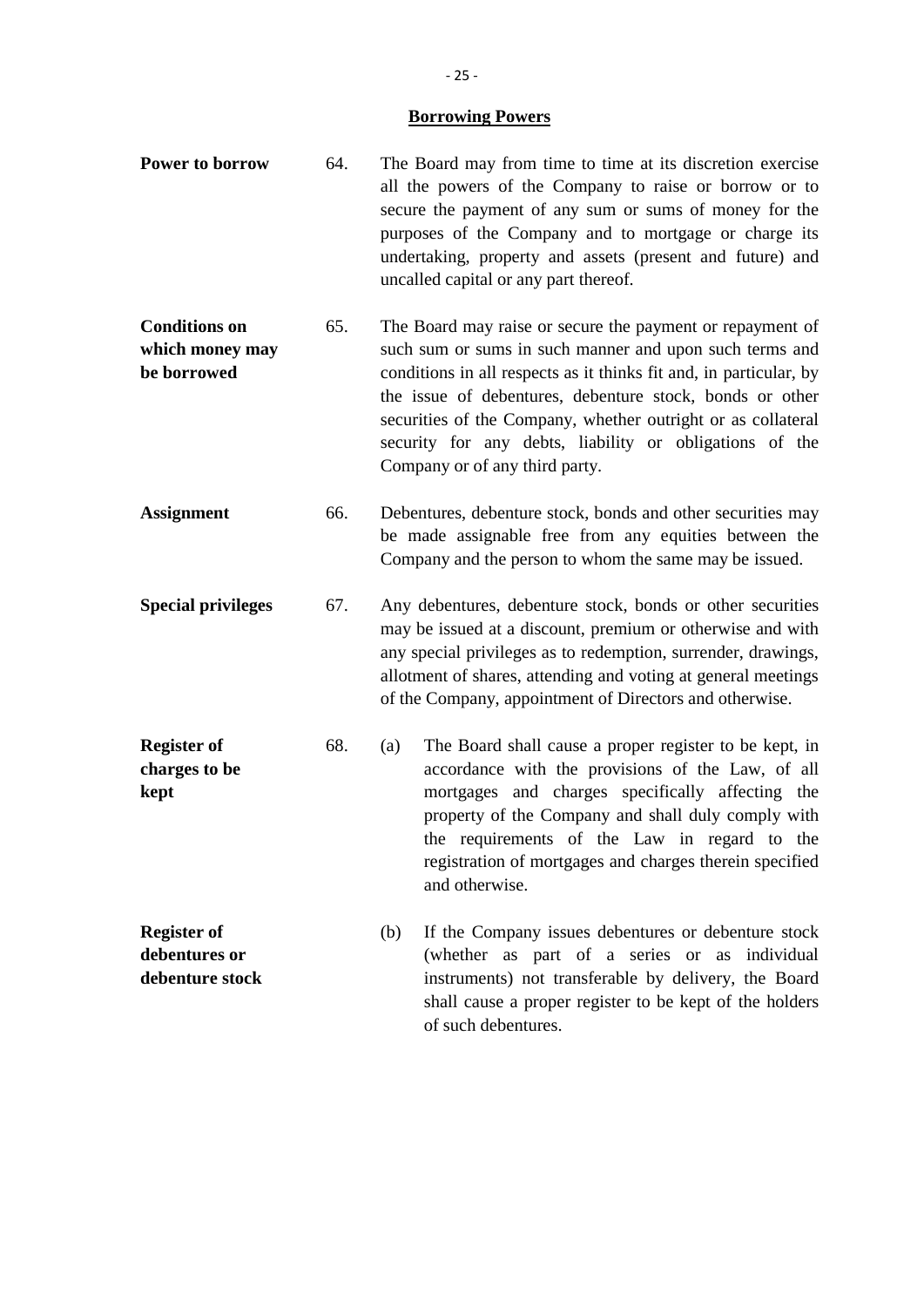## Borrowing Powers

**Power to borrow**

64. The Board may from time to time at its discretion exercise all the powers of the Company to raise or borrow or to secure the payment of any sum or sums of money for the purposes of the Company and to mortgage or charge its undertaking, property and assets (present and future) and uncalled capital or any part thereof.

**Conditions on which money may be borrowed**

65. The Board may raise or secure the payment or repayment of such sum or sums in such manner and upon such terms and conditions in all respects as it thinks fit and, in particular, by the issue of debentures, debenture stock, bonds or other securities of the Company, whether outright or as collateral security for any debts, liability or obligations of the Company or of any third party.

**Assignment**

66. Debentures, debenture stock, bonds and other securities may be made assignable free from any equities between the Company and the person to whom the same may be issued.

**Special privileges**

67. Any debentures, debenture stock, bonds or other securities may be issued at a discount, premium or otherwise and with any special privileges as to redemption, surrender, drawings, allotment of shares, attending and voting at general meetings of the Company, appointment of Directors and otherwise.

**Register of charges to be kept**

68. (a) The Board shall cause a proper register to be kept, in accordance with the provisions of the Law, of all mortgages and charges specifically affecting the property of the Company and shall duly comply with the requirements of the Law in regard to the registration of mortgages and charges therein specified and otherwise.

**Register of debentures or debenture stock**

(b) If the Company issues debentures or debenture stock (whether as part of a series or as individual instruments) not transferable by delivery, the Board shall cause a proper register to be kept of the holders of such debentures.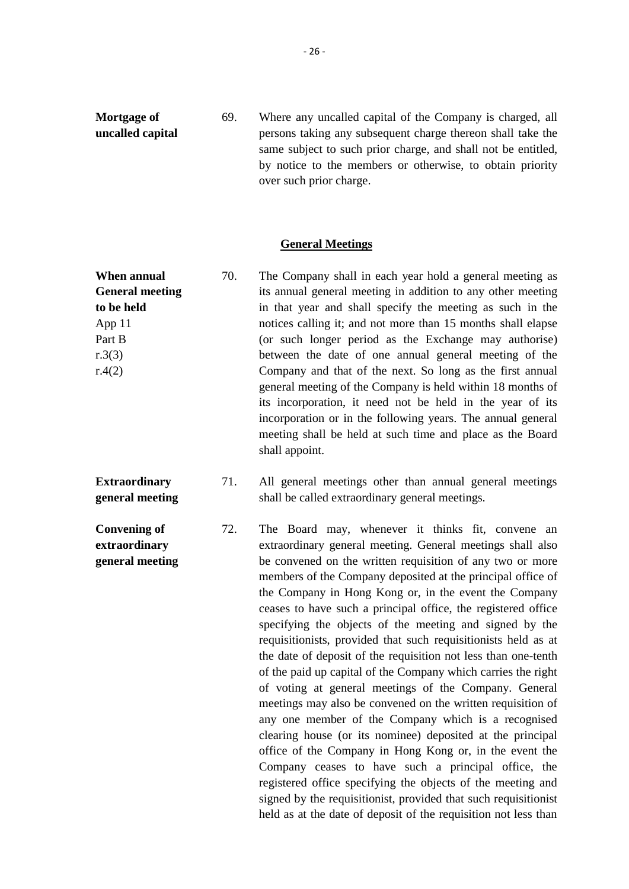**Mortgage of uncalled capital**

69. Where any uncalled capital of the Company is charged, all persons taking any subsequent charge thereon shall take the same subject to such prior charge, and shall not be entitled, by notice to the members or otherwise, to obtain priority over such prior charge.

## General Meetings

**When annual General meeting to be held**
App 11
Part B
r.3(3)
r.4(2)

70. The Company shall in each year hold a general meeting as its annual general meeting in addition to any other meeting in that year and shall specify the meeting as such in the notices calling it; and not more than 15 months shall elapse (or such longer period as the Exchange may authorise) between the date of one annual general meeting of the Company and that of the next. So long as the first annual general meeting of the Company is held within 18 months of its incorporation, it need not be held in the year of its incorporation or in the following years. The annual general meeting shall be held at such time and place as the Board shall appoint.

**Extraordinary general meeting**

71. All general meetings other than annual general meetings shall be called extraordinary general meetings.

**Convening of extraordinary general meeting**

72. The Board may, whenever it thinks fit, convene an extraordinary general meeting. General meetings shall also be convened on the written requisition of any two or more members of the Company deposited at the principal office of the Company in Hong Kong or, in the event the Company ceases to have such a principal office, the registered office specifying the objects of the meeting and signed by the requisitionists, provided that such requisitionists held as at the date of deposit of the requisition not less than one-tenth of the paid up capital of the Company which carries the right of voting at general meetings of the Company. General meetings may also be convened on the written requisition of any one member of the Company which is a recognised clearing house (or its nominee) deposited at the principal office of the Company in Hong Kong or, in the event the Company ceases to have such a principal office, the registered office specifying the objects of the meeting and signed by the requisitionist, provided that such requisitionist held as at the date of deposit of the requisition not less than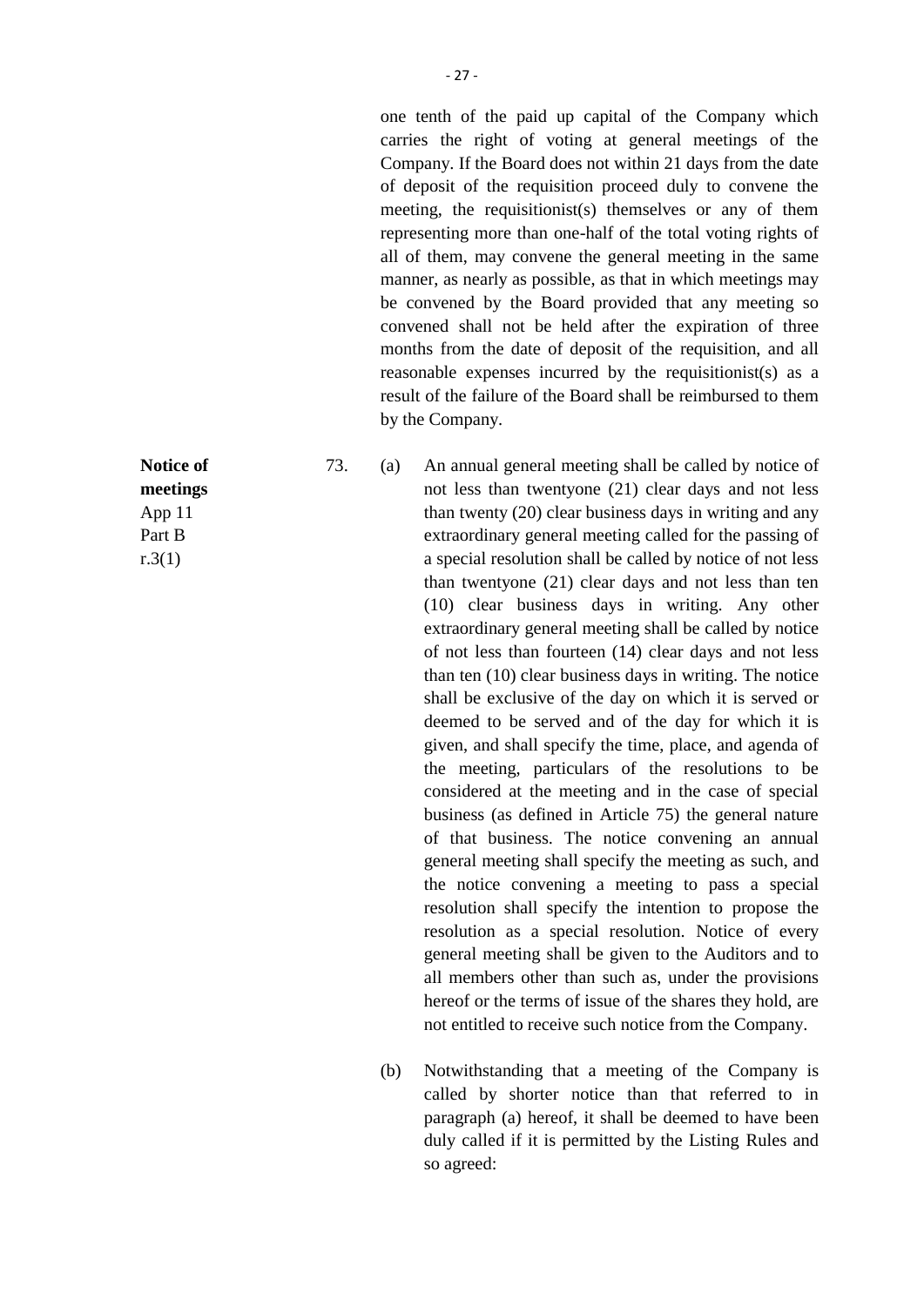one tenth of the paid up capital of the Company which carries the right of voting at general meetings of the Company. If the Board does not within 21 days from the date of deposit of the requisition proceed duly to convene the meeting, the requisitionist(s) themselves or any of them representing more than one-half of the total voting rights of all of them, may convene the general meeting in the same manner, as nearly as possible, as that in which meetings may be convened by the Board provided that any meeting so convened shall not be held after the expiration of three months from the date of deposit of the requisition, and all reasonable expenses incurred by the requisitionist(s) as a result of the failure of the Board shall be reimbursed to them by the Company.

**Notice of meetings**
App 11
Part B
r.3(1)

73. (a) An annual general meeting shall be called by notice of not less than twentyone (21) clear days and not less than twenty (20) clear business days in writing and any extraordinary general meeting called for the passing of a special resolution shall be called by notice of not less than twentyone (21) clear days and not less than ten (10) clear business days in writing. Any other extraordinary general meeting shall be called by notice of not less than fourteen (14) clear days and not less than ten (10) clear business days in writing. The notice shall be exclusive of the day on which it is served or deemed to be served and of the day for which it is given, and shall specify the time, place, and agenda of the meeting, particulars of the resolutions to be considered at the meeting and in the case of special business (as defined in Article 75) the general nature of that business. The notice convening an annual general meeting shall specify the meeting as such, and the notice convening a meeting to pass a special resolution shall specify the intention to propose the resolution as a special resolution. Notice of every general meeting shall be given to the Auditors and to all members other than such as, under the provisions hereof or the terms of issue of the shares they hold, are not entitled to receive such notice from the Company.

(b) Notwithstanding that a meeting of the Company is called by shorter notice than that referred to in paragraph (a) hereof, it shall be deemed to have been duly called if it is permitted by the Listing Rules and so agreed: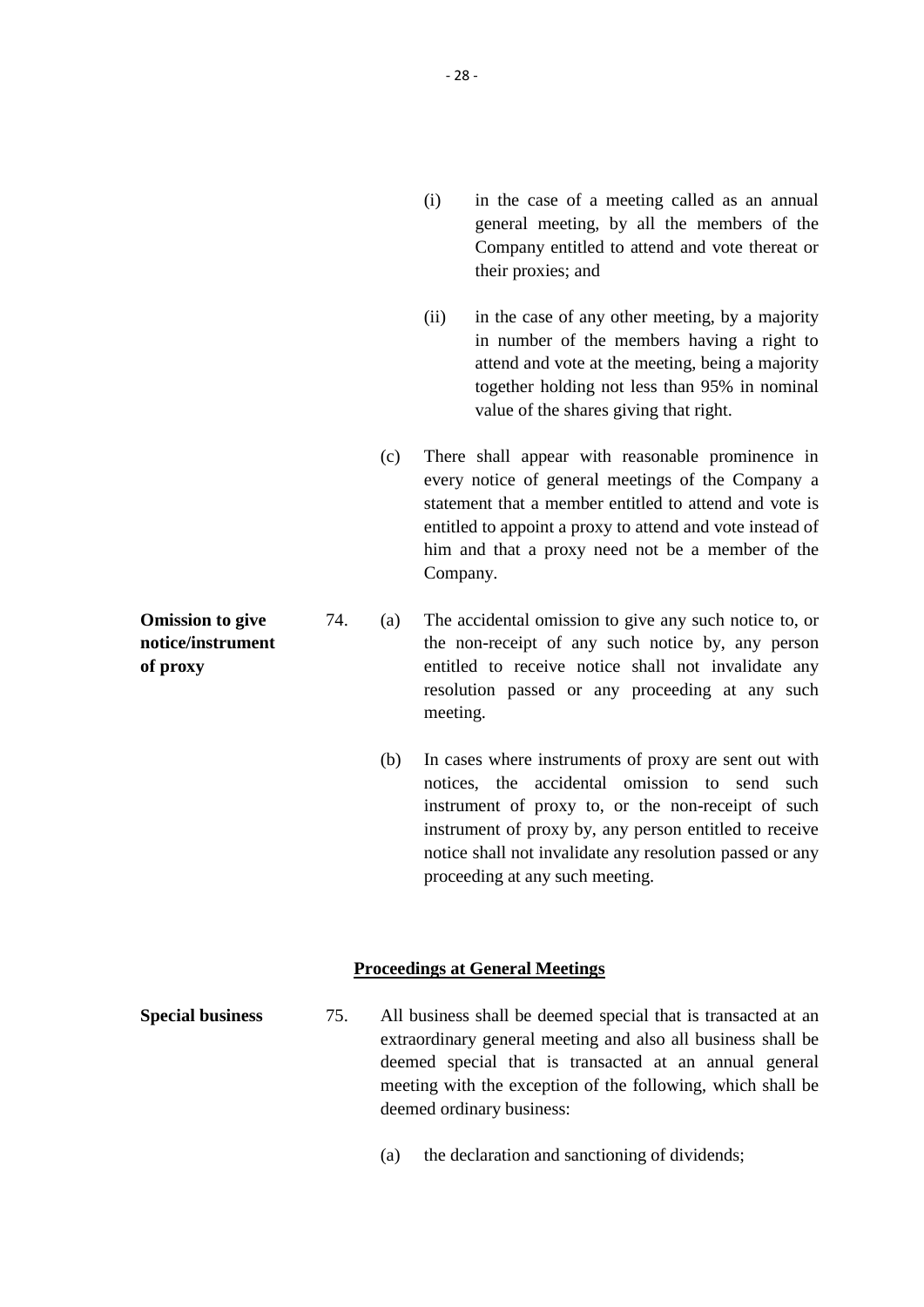(i) in the case of a meeting called as an annual general meeting, by all the members of the Company entitled to attend and vote thereat or their proxies; and

(ii) in the case of any other meeting, by a majority in number of the members having a right to attend and vote at the meeting, being a majority together holding not less than 95% in nominal value of the shares giving that right.

(c) There shall appear with reasonable prominence in every notice of general meetings of the Company a statement that a member entitled to attend and vote is entitled to appoint a proxy to attend and vote instead of him and that a proxy need not be a member of the Company.

**Omission to give notice/instrument of proxy**

74. (a) The accidental omission to give any such notice to, or the non-receipt of any such notice by, any person entitled to receive notice shall not invalidate any resolution passed or any proceeding at any such meeting.

(b) In cases where instruments of proxy are sent out with notices, the accidental omission to send such instrument of proxy to, or the non-receipt of such instrument of proxy by, any person entitled to receive notice shall not invalidate any resolution passed or any proceeding at any such meeting.

## Proceedings at General Meetings

**Special business**

75. All business shall be deemed special that is transacted at an extraordinary general meeting and also all business shall be deemed special that is transacted at an annual general meeting with the exception of the following, which shall be deemed ordinary business:

(a) the declaration and sanctioning of dividends;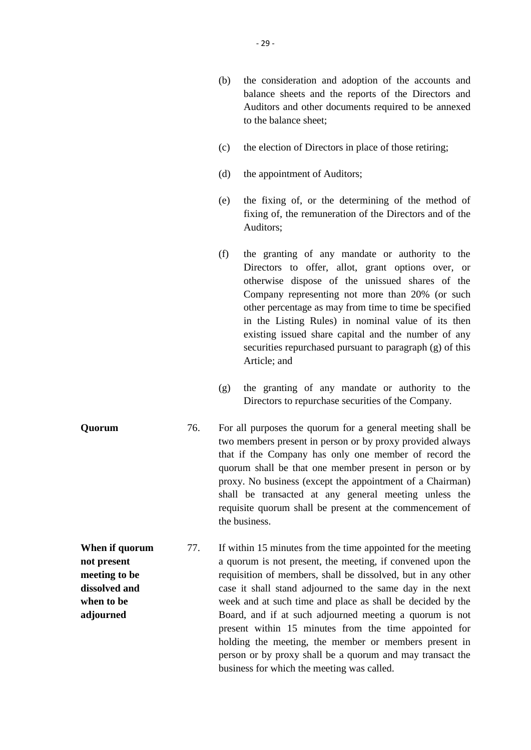(b) the consideration and adoption of the accounts and balance sheets and the reports of the Directors and Auditors and other documents required to be annexed to the balance sheet;

(c) the election of Directors in place of those retiring;

(d) the appointment of Auditors;

(e) the fixing of, or the determining of the method of fixing of, the remuneration of the Directors and of the Auditors;

(f) the granting of any mandate or authority to the Directors to offer, allot, grant options over, or otherwise dispose of the unissued shares of the Company representing not more than 20% (or such other percentage as may from time to time be specified in the Listing Rules) in nominal value of its then existing issued share capital and the number of any securities repurchased pursuant to paragraph (g) of this Article; and

(g) the granting of any mandate or authority to the Directors to repurchase securities of the Company.

**Quorum**

76. For all purposes the quorum for a general meeting shall be two members present in person or by proxy provided always that if the Company has only one member of record the quorum shall be that one member present in person or by proxy. No business (except the appointment of a Chairman) shall be transacted at any general meeting unless the requisite quorum shall be present at the commencement of the business.

**When if quorum not present meeting to be dissolved and when to be adjourned**

77. If within 15 minutes from the time appointed for the meeting a quorum is not present, the meeting, if convened upon the requisition of members, shall be dissolved, but in any other case it shall stand adjourned to the same day in the next week and at such time and place as shall be decided by the Board, and if at such adjourned meeting a quorum is not present within 15 minutes from the time appointed for holding the meeting, the member or members present in person or by proxy shall be a quorum and may transact the business for which the meeting was called.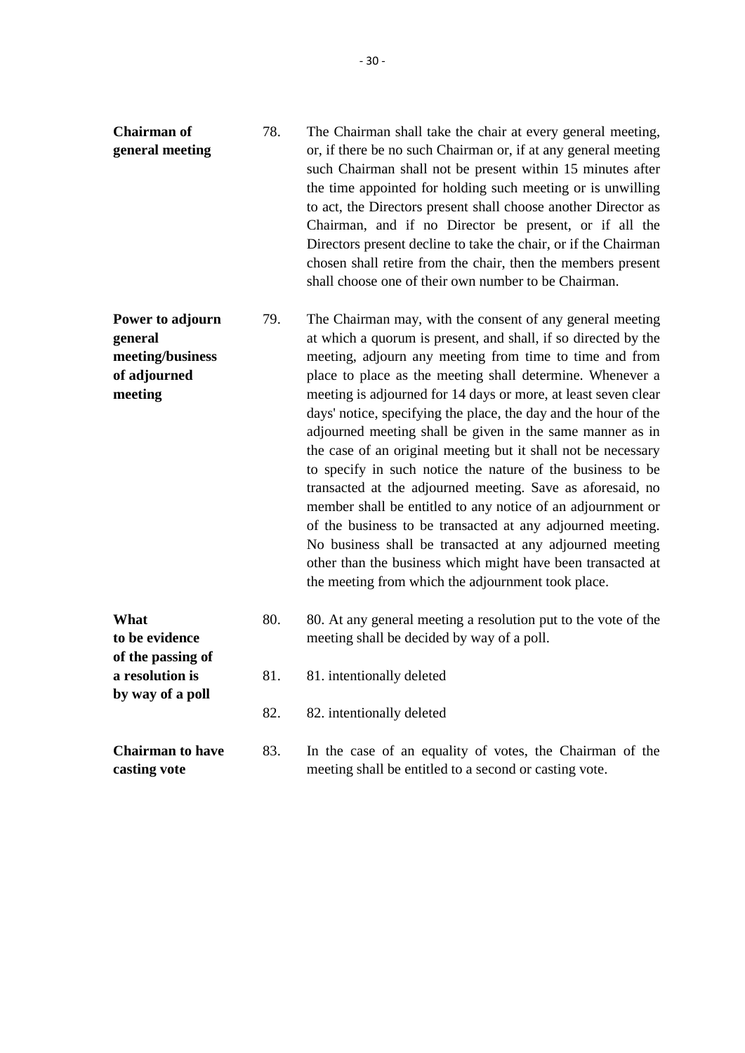**Chairman of general meeting**

78. The Chairman shall take the chair at every general meeting, or, if there be no such Chairman or, if at any general meeting such Chairman shall not be present within 15 minutes after the time appointed for holding such meeting or is unwilling to act, the Directors present shall choose another Director as Chairman, and if no Director be present, or if all the Directors present decline to take the chair, or if the Chairman chosen shall retire from the chair, then the members present shall choose one of their own number to be Chairman.

**Power to adjourn general meeting/business of adjourned meeting**

79. The Chairman may, with the consent of any general meeting at which a quorum is present, and shall, if so directed by the meeting, adjourn any meeting from time to time and from place to place as the meeting shall determine. Whenever a meeting is adjourned for 14 days or more, at least seven clear days' notice, specifying the place, the day and the hour of the adjourned meeting shall be given in the same manner as in the case of an original meeting but it shall not be necessary to specify in such notice the nature of the business to be transacted at the adjourned meeting. Save as aforesaid, no member shall be entitled to any notice of an adjournment or of the business to be transacted at any adjourned meeting. No business shall be transacted at any adjourned meeting other than the business which might have been transacted at the meeting from which the adjournment took place.

**What to be evidence of the passing of a resolution is by way of a poll**

80. 80. At any general meeting a resolution put to the vote of the meeting shall be decided by way of a poll.

81. 81. intentionally deleted

82. 82. intentionally deleted

**Chairman to have casting vote**

83. In the case of an equality of votes, the Chairman of the meeting shall be entitled to a second or casting vote.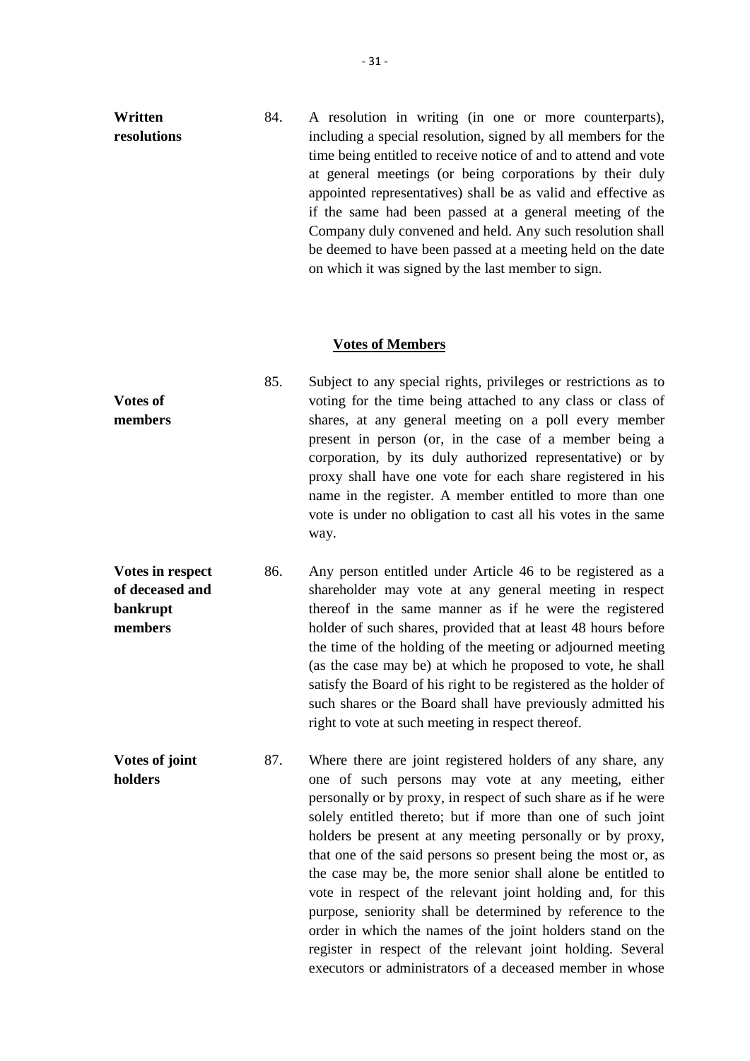**Written resolutions**

84. A resolution in writing (in one or more counterparts), including a special resolution, signed by all members for the time being entitled to receive notice of and to attend and vote at general meetings (or being corporations by their duly appointed representatives) shall be as valid and effective as if the same had been passed at a general meeting of the Company duly convened and held. Any such resolution shall be deemed to have been passed at a meeting held on the date on which it was signed by the last member to sign.

## Votes of Members

**Votes of members**

85. Subject to any special rights, privileges or restrictions as to voting for the time being attached to any class or class of shares, at any general meeting on a poll every member present in person (or, in the case of a member being a corporation, by its duly authorized representative) or by proxy shall have one vote for each share registered in his name in the register. A member entitled to more than one vote is under no obligation to cast all his votes in the same way.

**Votes in respect of deceased and bankrupt members**

86. Any person entitled under Article 46 to be registered as a shareholder may vote at any general meeting in respect thereof in the same manner as if he were the registered holder of such shares, provided that at least 48 hours before the time of the holding of the meeting or adjourned meeting (as the case may be) at which he proposed to vote, he shall satisfy the Board of his right to be registered as the holder of such shares or the Board shall have previously admitted his right to vote at such meeting in respect thereof.

**Votes of joint holders**

87. Where there are joint registered holders of any share, any one of such persons may vote at any meeting, either personally or by proxy, in respect of such share as if he were solely entitled thereto; but if more than one of such joint holders be present at any meeting personally or by proxy, that one of the said persons so present being the most or, as the case may be, the more senior shall alone be entitled to vote in respect of the relevant joint holding and, for this purpose, seniority shall be determined by reference to the order in which the names of the joint holders stand on the register in respect of the relevant joint holding. Several executors or administrators of a deceased member in whose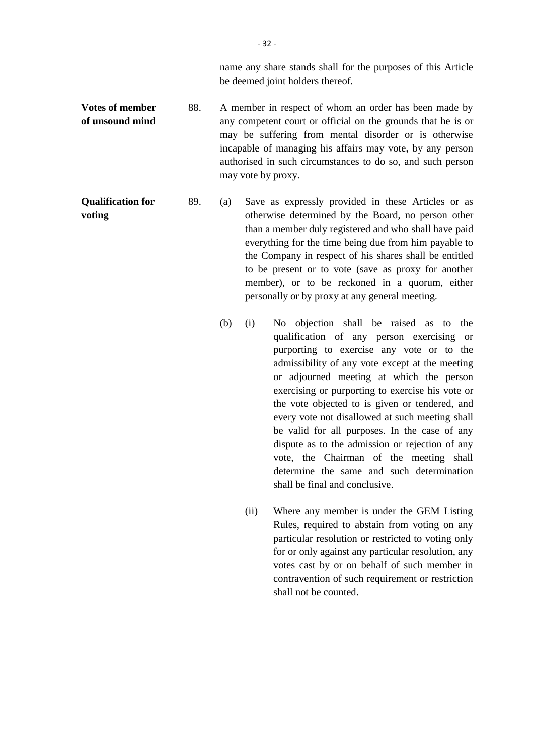name any share stands shall for the purposes of this Article be deemed joint holders thereof.

**Votes of member of unsound mind**

88. A member in respect of whom an order has been made by any competent court or official on the grounds that he is or may be suffering from mental disorder or is otherwise incapable of managing his affairs may vote, by any person authorised in such circumstances to do so, and such person may vote by proxy.

**Qualification for voting**

89. (a) Save as expressly provided in these Articles or as otherwise determined by the Board, no person other than a member duly registered and who shall have paid everything for the time being due from him payable to the Company in respect of his shares shall be entitled to be present or to vote (save as proxy for another member), or to be reckoned in a quorum, either personally or by proxy at any general meeting.

(b) (i) No objection shall be raised as to the qualification of any person exercising or purporting to exercise any vote or to the admissibility of any vote except at the meeting or adjourned meeting at which the person exercising or purporting to exercise his vote or the vote objected to is given or tendered, and every vote not disallowed at such meeting shall be valid for all purposes. In the case of any dispute as to the admission or rejection of any vote, the Chairman of the meeting shall determine the same and such determination shall be final and conclusive.

(ii) Where any member is under the GEM Listing Rules, required to abstain from voting on any particular resolution or restricted to voting only for or only against any particular resolution, any votes cast by or on behalf of such member in contravention of such requirement or restriction shall not be counted.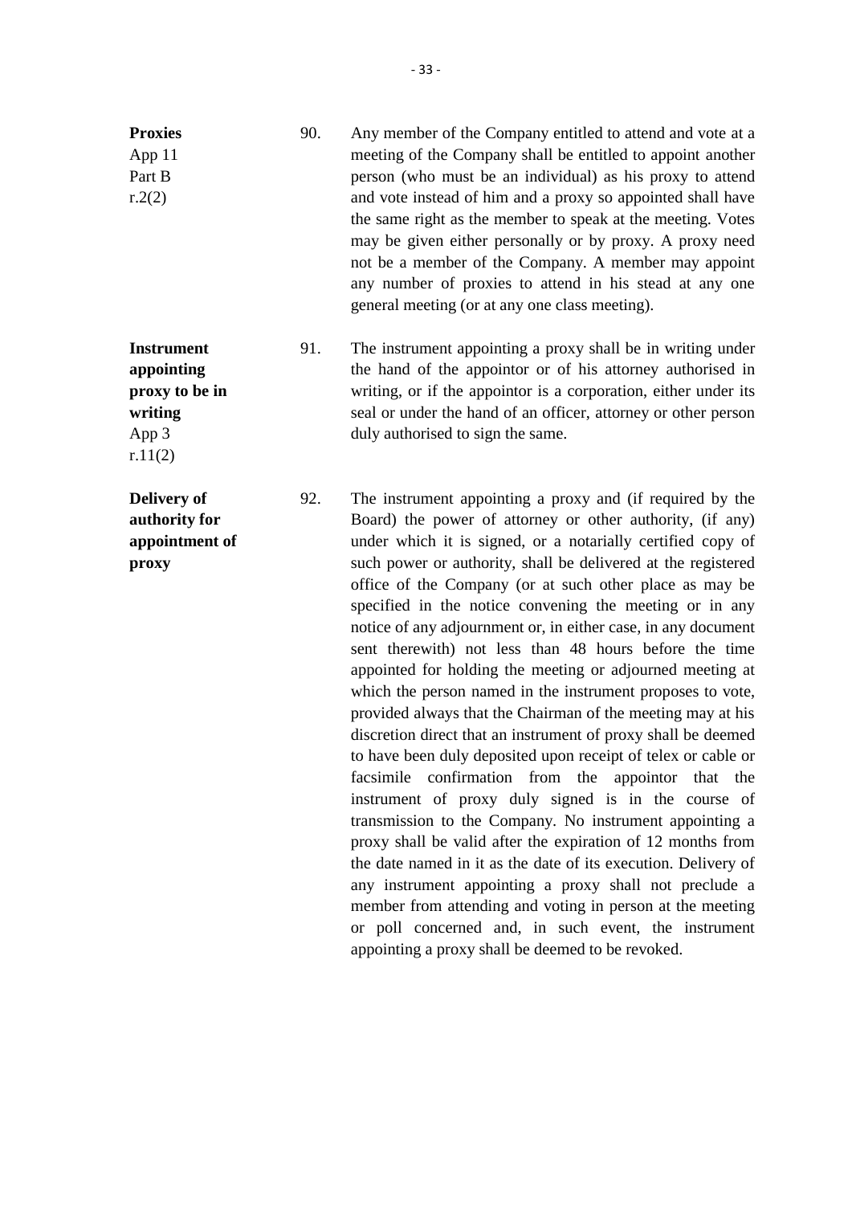**Proxies**
App 11
Part B
r.2(2)

90. Any member of the Company entitled to attend and vote at a meeting of the Company shall be entitled to appoint another person (who must be an individual) as his proxy to attend and vote instead of him and a proxy so appointed shall have the same right as the member to speak at the meeting. Votes may be given either personally or by proxy. A proxy need not be a member of the Company. A member may appoint any number of proxies to attend in his stead at any one general meeting (or at any one class meeting).

**Instrument appointing proxy to be in writing**
App 3
r.11(2)

91. The instrument appointing a proxy shall be in writing under the hand of the appointor or of his attorney authorised in writing, or if the appointor is a corporation, either under its seal or under the hand of an officer, attorney or other person duly authorised to sign the same.

**Delivery of authority for appointment of proxy**

92. The instrument appointing a proxy and (if required by the Board) the power of attorney or other authority, (if any) under which it is signed, or a notarially certified copy of such power or authority, shall be delivered at the registered office of the Company (or at such other place as may be specified in the notice convening the meeting or in any notice of any adjournment or, in either case, in any document sent therewith) not less than 48 hours before the time appointed for holding the meeting or adjourned meeting at which the person named in the instrument proposes to vote, provided always that the Chairman of the meeting may at his discretion direct that an instrument of proxy shall be deemed to have been duly deposited upon receipt of telex or cable or facsimile confirmation from the appointor that the instrument of proxy duly signed is in the course of transmission to the Company. No instrument appointing a proxy shall be valid after the expiration of 12 months from the date named in it as the date of its execution. Delivery of any instrument appointing a proxy shall not preclude a member from attending and voting in person at the meeting or poll concerned and, in such event, the instrument appointing a proxy shall be deemed to be revoked.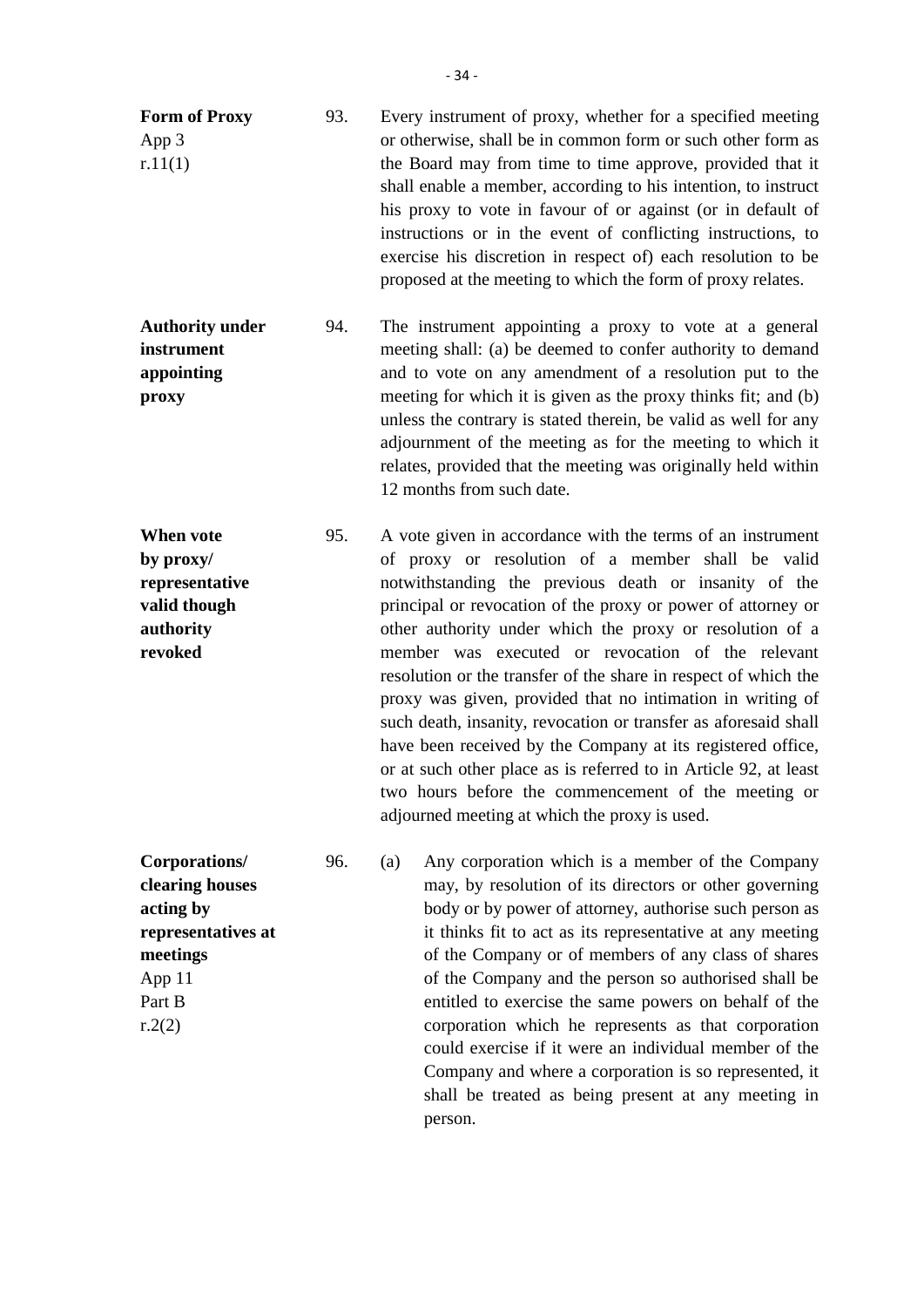**Form of Proxy**
App 3
r.11(1)

93. Every instrument of proxy, whether for a specified meeting or otherwise, shall be in common form or such other form as the Board may from time to time approve, provided that it shall enable a member, according to his intention, to instruct his proxy to vote in favour of or against (or in default of instructions or in the event of conflicting instructions, to exercise his discretion in respect of) each resolution to be proposed at the meeting to which the form of proxy relates.

**Authority under instrument appointing proxy**

94. The instrument appointing a proxy to vote at a general meeting shall: (a) be deemed to confer authority to demand and to vote on any amendment of a resolution put to the meeting for which it is given as the proxy thinks fit; and (b) unless the contrary is stated therein, be valid as well for any adjournment of the meeting as for the meeting to which it relates, provided that the meeting was originally held within 12 months from such date.

**When vote by proxy/ representative valid though authority revoked**

95. A vote given in accordance with the terms of an instrument of proxy or resolution of a member shall be valid notwithstanding the previous death or insanity of the principal or revocation of the proxy or power of attorney or other authority under which the proxy or resolution of a member was executed or revocation of the relevant resolution or the transfer of the share in respect of which the proxy was given, provided that no intimation in writing of such death, insanity, revocation or transfer as aforesaid shall have been received by the Company at its registered office, or at such other place as is referred to in Article 92, at least two hours before the commencement of the meeting or adjourned meeting at which the proxy is used.

**Corporations/ clearing houses acting by representatives at meetings**
App 11
Part B
r.2(2)

96. (a) Any corporation which is a member of the Company may, by resolution of its directors or other governing body or by power of attorney, authorise such person as it thinks fit to act as its representative at any meeting of the Company or of members of any class of shares of the Company and the person so authorised shall be entitled to exercise the same powers on behalf of the corporation which he represents as that corporation could exercise if it were an individual member of the Company and where a corporation is so represented, it shall be treated as being present at any meeting in person.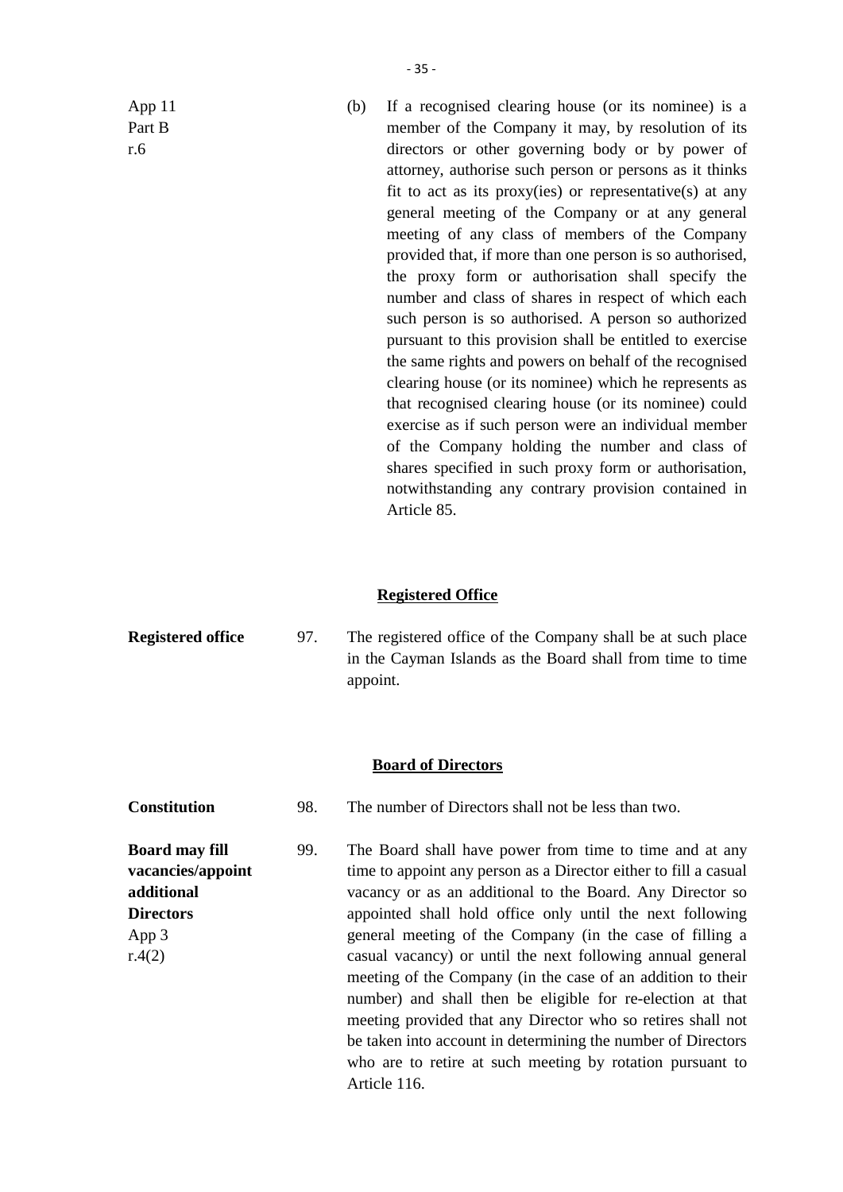App 11
Part B
r.6

(b) If a recognised clearing house (or its nominee) is a member of the Company it may, by resolution of its directors or other governing body or by power of attorney, authorise such person or persons as it thinks fit to act as its proxy(ies) or representative(s) at any general meeting of the Company or at any general meeting of any class of members of the Company provided that, if more than one person is so authorised, the proxy form or authorisation shall specify the number and class of shares in respect of which each such person is so authorised. A person so authorized pursuant to this provision shall be entitled to exercise the same rights and powers on behalf of the recognised clearing house (or its nominee) which he represents as that recognised clearing house (or its nominee) could exercise as if such person were an individual member of the Company holding the number and class of shares specified in such proxy form or authorisation, notwithstanding any contrary provision contained in Article 85.

## Registered Office

**Registered office**

97. The registered office of the Company shall be at such place in the Cayman Islands as the Board shall from time to time appoint.

## Board of Directors

**Constitution**

98. The number of Directors shall not be less than two.

**Board may fill vacancies/appoint additional Directors**
App 3
r.4(2)

99. The Board shall have power from time to time and at any time to appoint any person as a Director either to fill a casual vacancy or as an additional to the Board. Any Director so appointed shall hold office only until the next following general meeting of the Company (in the case of filling a casual vacancy) or until the next following annual general meeting of the Company (in the case of an addition to their number) and shall then be eligible for re-election at that meeting provided that any Director who so retires shall not be taken into account in determining the number of Directors who are to retire at such meeting by rotation pursuant to Article 116.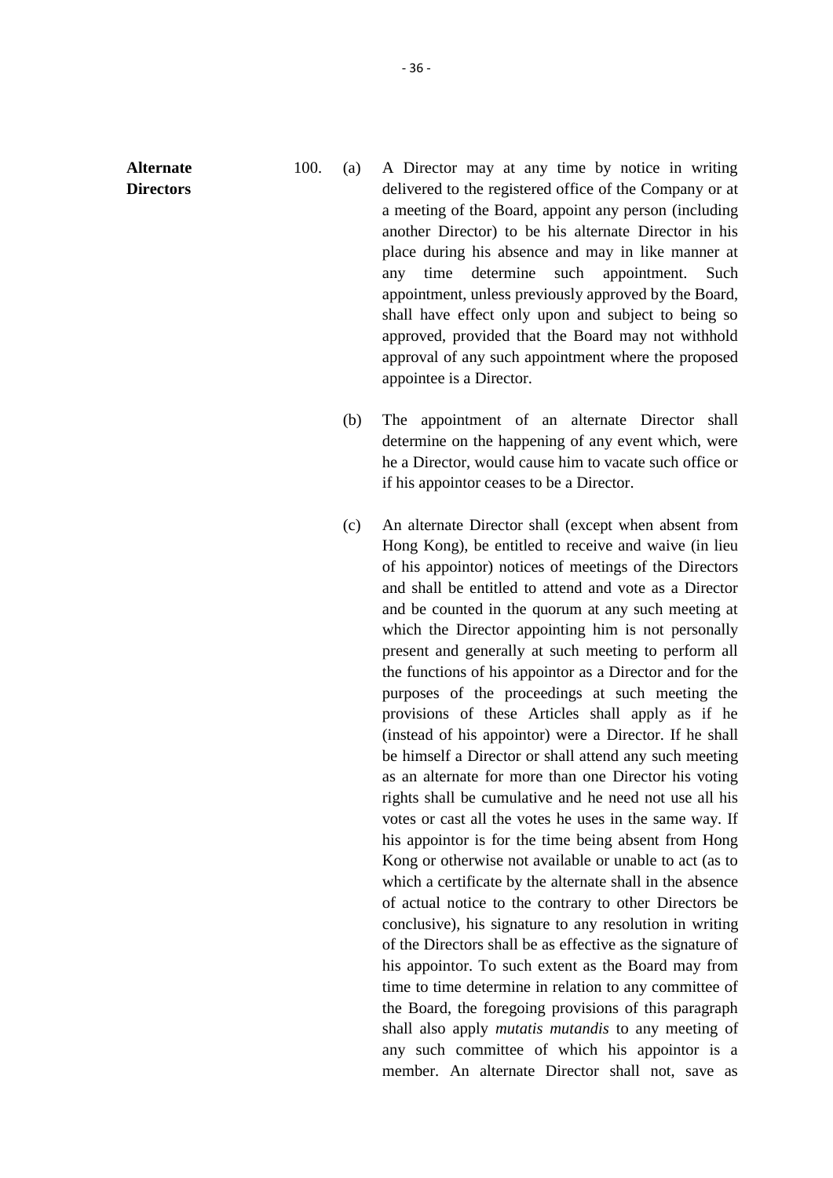**Alternate Directors**

100. (a) A Director may at any time by notice in writing delivered to the registered office of the Company or at a meeting of the Board, appoint any person (including another Director) to be his alternate Director in his place during his absence and may in like manner at any time determine such appointment. Such appointment, unless previously approved by the Board, shall have effect only upon and subject to being so approved, provided that the Board may not withhold approval of any such appointment where the proposed appointee is a Director.

(b) The appointment of an alternate Director shall determine on the happening of any event which, were he a Director, would cause him to vacate such office or if his appointor ceases to be a Director.

(c) An alternate Director shall (except when absent from Hong Kong), be entitled to receive and waive (in lieu of his appointor) notices of meetings of the Directors and shall be entitled to attend and vote as a Director and be counted in the quorum at any such meeting at which the Director appointing him is not personally present and generally at such meeting to perform all the functions of his appointor as a Director and for the purposes of the proceedings at such meeting the provisions of these Articles shall apply as if he (instead of his appointor) were a Director. If he shall be himself a Director or shall attend any such meeting as an alternate for more than one Director his voting rights shall be cumulative and he need not use all his votes or cast all the votes he uses in the same way. If his appointor is for the time being absent from Hong Kong or otherwise not available or unable to act (as to which a certificate by the alternate shall in the absence of actual notice to the contrary to other Directors be conclusive), his signature to any resolution in writing of the Directors shall be as effective as the signature of his appointor. To such extent as the Board may from time to time determine in relation to any committee of the Board, the foregoing provisions of this paragraph shall also apply *mutatis mutandis* to any meeting of any such committee of which his appointor is a member. An alternate Director shall not, save as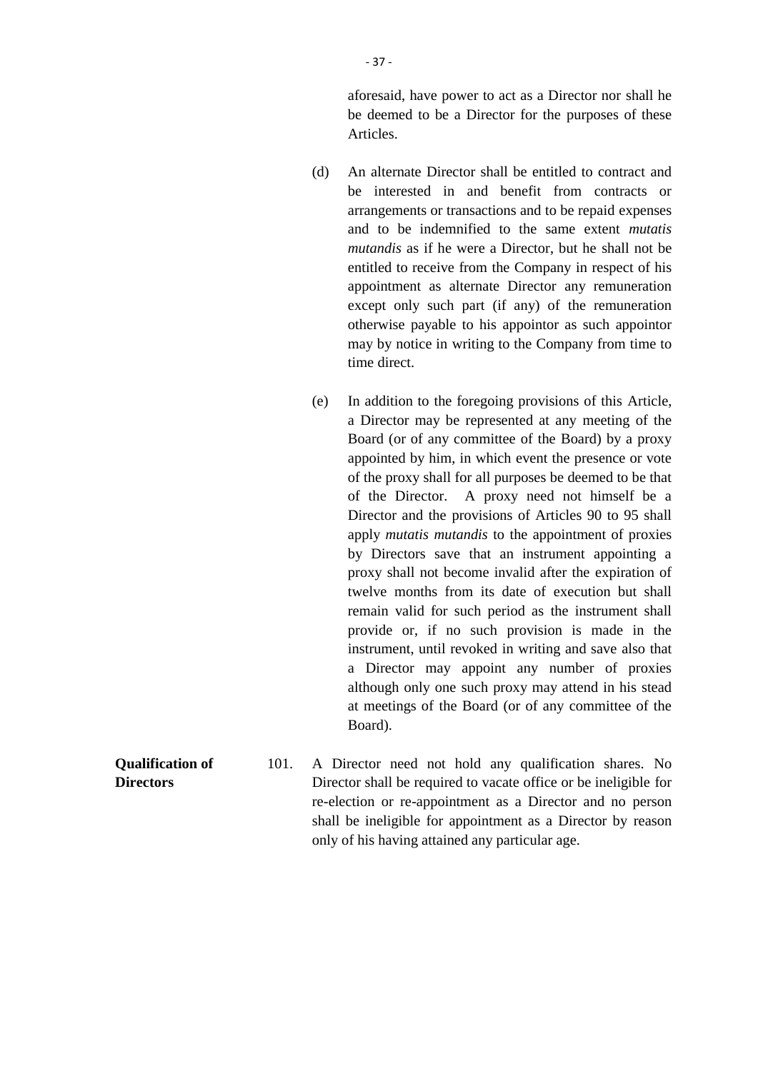aforesaid, have power to act as a Director nor shall he be deemed to be a Director for the purposes of these Articles.

(d) An alternate Director shall be entitled to contract and be interested in and benefit from contracts or arrangements or transactions and to be repaid expenses and to be indemnified to the same extent *mutatis mutandis* as if he were a Director, but he shall not be entitled to receive from the Company in respect of his appointment as alternate Director any remuneration except only such part (if any) of the remuneration otherwise payable to his appointor as such appointor may by notice in writing to the Company from time to time direct.

(e) In addition to the foregoing provisions of this Article, a Director may be represented at any meeting of the Board (or of any committee of the Board) by a proxy appointed by him, in which event the presence or vote of the proxy shall for all purposes be deemed to be that of the Director. A proxy need not himself be a Director and the provisions of Articles 90 to 95 shall apply *mutatis mutandis* to the appointment of proxies by Directors save that an instrument appointing a proxy shall not become invalid after the expiration of twelve months from its date of execution but shall remain valid for such period as the instrument shall provide or, if no such provision is made in the instrument, until revoked in writing and save also that a Director may appoint any number of proxies although only one such proxy may attend in his stead at meetings of the Board (or of any committee of the Board).

**Qualification of Directors**

101. A Director need not hold any qualification shares. No Director shall be required to vacate office or be ineligible for re-election or re-appointment as a Director and no person shall be ineligible for appointment as a Director by reason only of his having attained any particular age.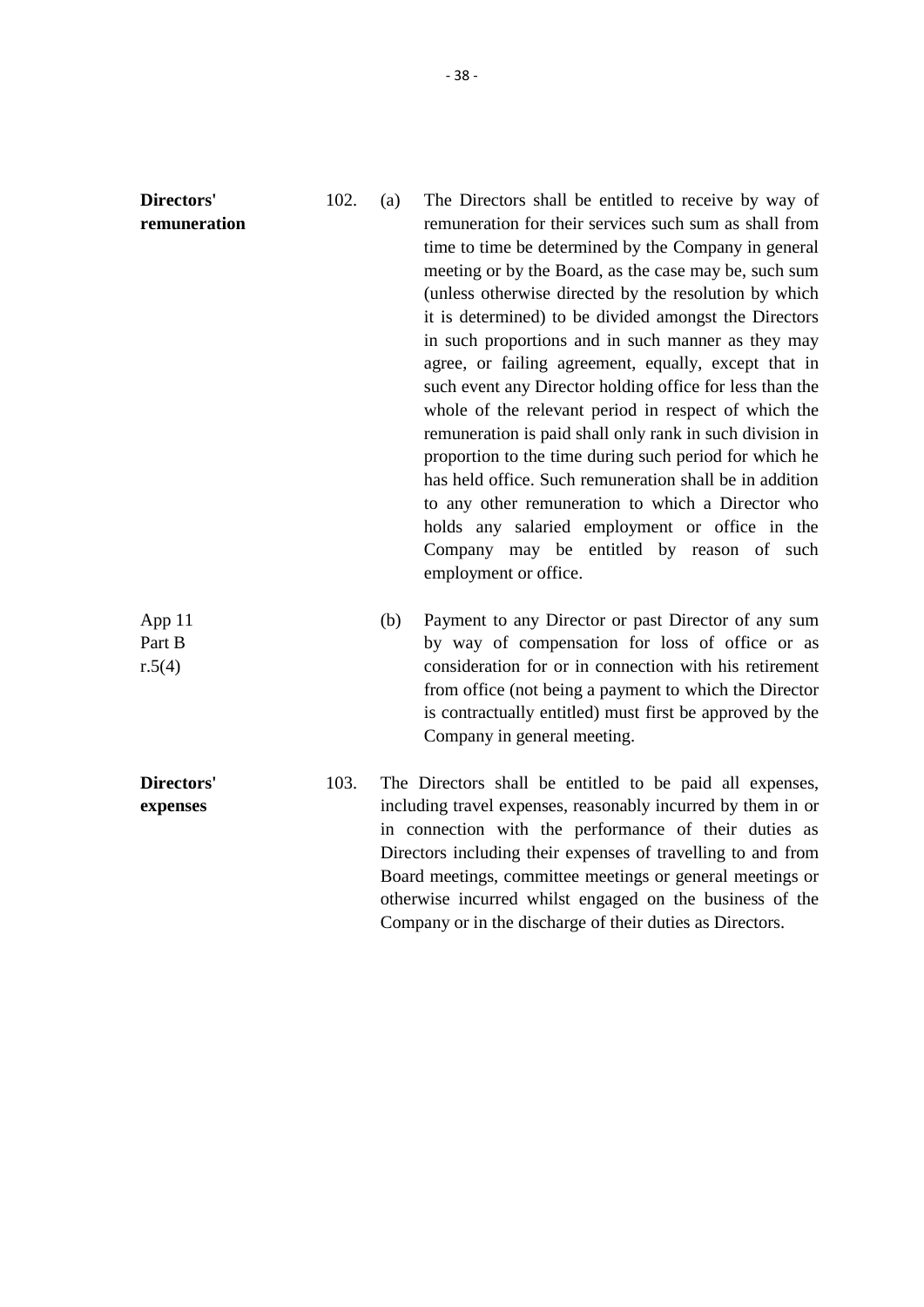**Directors' remuneration**

102. (a) The Directors shall be entitled to receive by way of remuneration for their services such sum as shall from time to time be determined by the Company in general meeting or by the Board, as the case may be, such sum (unless otherwise directed by the resolution by which it is determined) to be divided amongst the Directors in such proportions and in such manner as they may agree, or failing agreement, equally, except that in such event any Director holding office for less than the whole of the relevant period in respect of which the remuneration is paid shall only rank in such division in proportion to the time during such period for which he has held office. Such remuneration shall be in addition to any other remuneration to which a Director who holds any salaried employment or office in the Company may be entitled by reason of such employment or office.

App 11 Part B r.5(4)

(b) Payment to any Director or past Director of any sum by way of compensation for loss of office or as consideration for or in connection with his retirement from office (not being a payment to which the Director is contractually entitled) must first be approved by the Company in general meeting.

**Directors' expenses**

103. The Directors shall be entitled to be paid all expenses, including travel expenses, reasonably incurred by them in or in connection with the performance of their duties as Directors including their expenses of travelling to and from Board meetings, committee meetings or general meetings or otherwise incurred whilst engaged on the business of the Company or in the discharge of their duties as Directors.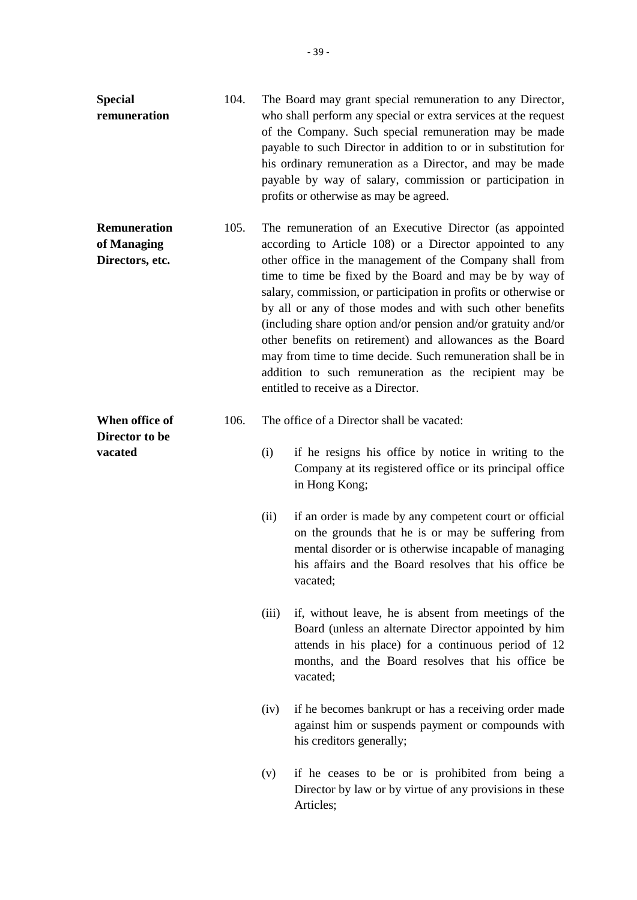**Special remuneration**

104. The Board may grant special remuneration to any Director, who shall perform any special or extra services at the request of the Company. Such special remuneration may be made payable to such Director in addition to or in substitution for his ordinary remuneration as a Director, and may be made payable by way of salary, commission or participation in profits or otherwise as may be agreed.

**Remuneration of Managing Directors, etc.**

105. The remuneration of an Executive Director (as appointed according to Article 108) or a Director appointed to any other office in the management of the Company shall from time to time be fixed by the Board and may be by way of salary, commission, or participation in profits or otherwise or by all or any of those modes and with such other benefits (including share option and/or pension and/or gratuity and/or other benefits on retirement) and allowances as the Board may from time to time decide. Such remuneration shall be in addition to such remuneration as the recipient may be entitled to receive as a Director.

**When office of Director to be vacated**

106. The office of a Director shall be vacated:

(i) if he resigns his office by notice in writing to the Company at its registered office or its principal office in Hong Kong;

(ii) if an order is made by any competent court or official on the grounds that he is or may be suffering from mental disorder or is otherwise incapable of managing his affairs and the Board resolves that his office be vacated;

(iii) if, without leave, he is absent from meetings of the Board (unless an alternate Director appointed by him attends in his place) for a continuous period of 12 months, and the Board resolves that his office be vacated;

(iv) if he becomes bankrupt or has a receiving order made against him or suspends payment or compounds with his creditors generally;

(v) if he ceases to be or is prohibited from being a Director by law or by virtue of any provisions in these Articles;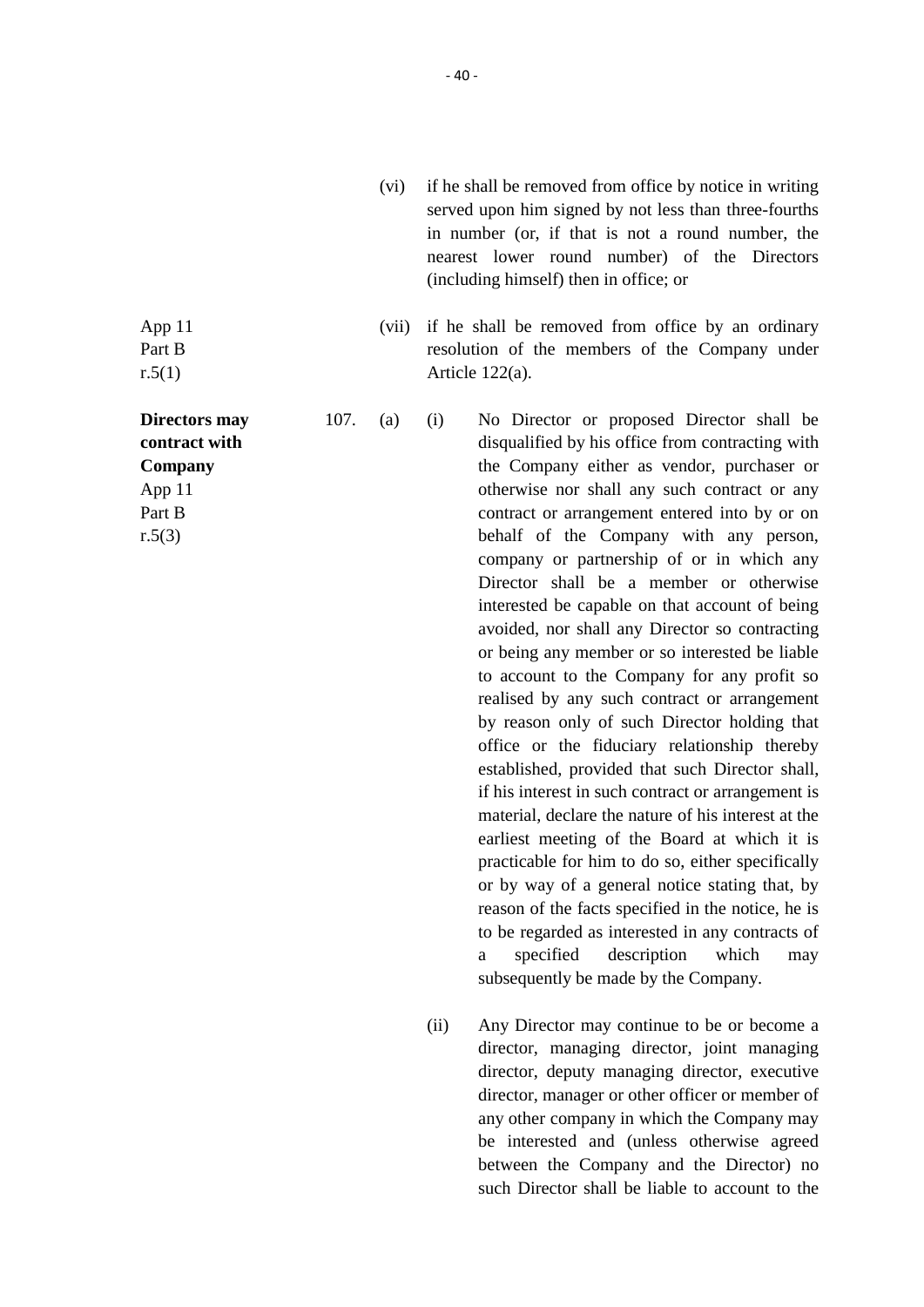(vi) if he shall be removed from office by notice in writing served upon him signed by not less than three-fourths in number (or, if that is not a round number, the nearest lower round number) of the Directors (including himself) then in office; or

App 11
Part B
r.5(1)

(vii) if he shall be removed from office by an ordinary resolution of the members of the Company under Article 122(a).

**Directors may contract with Company**
App 11
Part B
r.5(3)

107. (a) (i) No Director or proposed Director shall be disqualified by his office from contracting with the Company either as vendor, purchaser or otherwise nor shall any such contract or any contract or arrangement entered into by or on behalf of the Company with any person, company or partnership of or in which any Director shall be a member or otherwise interested be capable on that account of being avoided, nor shall any Director so contracting or being any member or so interested be liable to account to the Company for any profit so realised by any such contract or arrangement by reason only of such Director holding that office or the fiduciary relationship thereby established, provided that such Director shall, if his interest in such contract or arrangement is material, declare the nature of his interest at the earliest meeting of the Board at which it is practicable for him to do so, either specifically or by way of a general notice stating that, by reason of the facts specified in the notice, he is to be regarded as interested in any contracts of a specified description which may subsequently be made by the Company.

(ii) Any Director may continue to be or become a director, managing director, joint managing director, deputy managing director, executive director, manager or other officer or member of any other company in which the Company may be interested and (unless otherwise agreed between the Company and the Director) no such Director shall be liable to account to the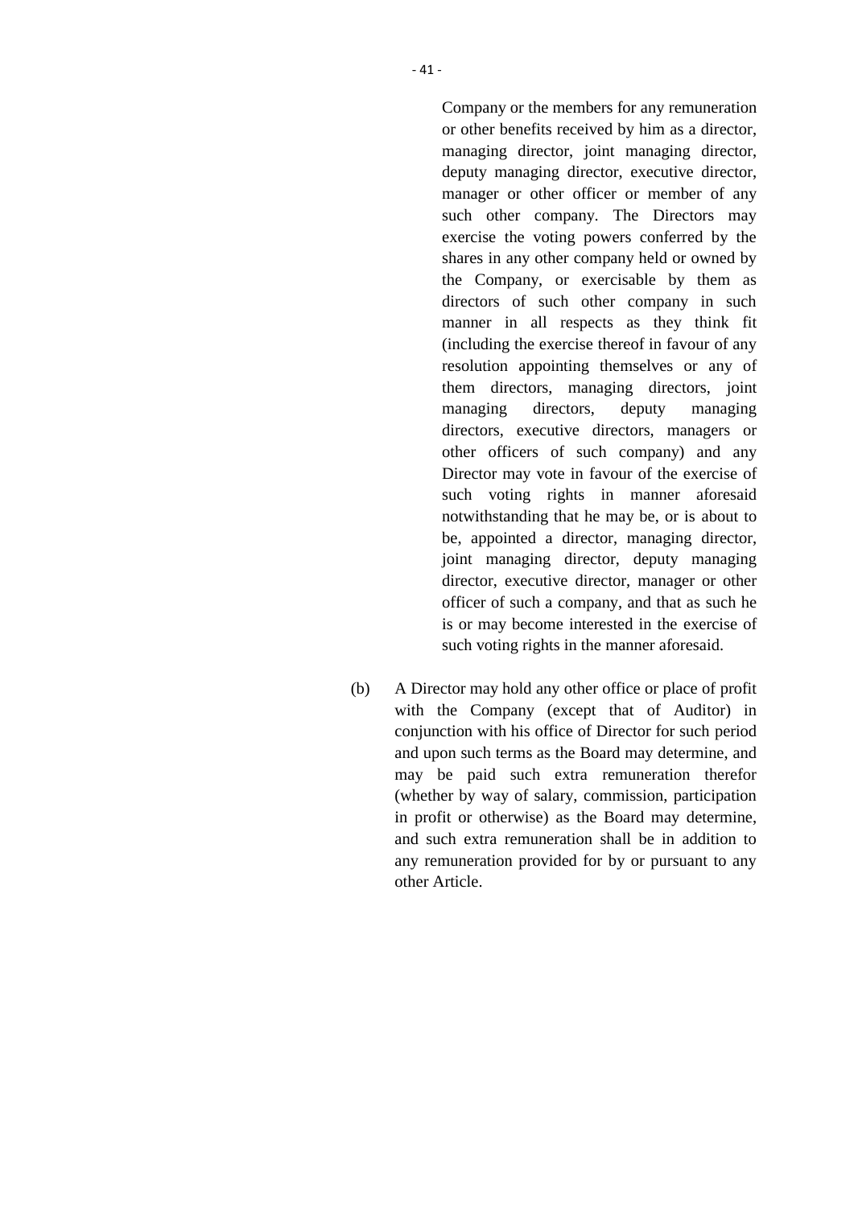Company or the members for any remuneration or other benefits received by him as a director, managing director, joint managing director, deputy managing director, executive director, manager or other officer or member of any such other company. The Directors may exercise the voting powers conferred by the shares in any other company held or owned by the Company, or exercisable by them as directors of such other company in such manner in all respects as they think fit (including the exercise thereof in favour of any resolution appointing themselves or any of them directors, managing directors, joint managing directors, deputy managing directors, executive directors, managers or other officers of such company) and any Director may vote in favour of the exercise of such voting rights in manner aforesaid notwithstanding that he may be, or is about to be, appointed a director, managing director, joint managing director, deputy managing director, executive director, manager or other officer of such a company, and that as such he is or may become interested in the exercise of such voting rights in the manner aforesaid.

(b) A Director may hold any other office or place of profit with the Company (except that of Auditor) in conjunction with his office of Director for such period and upon such terms as the Board may determine, and may be paid such extra remuneration therefor (whether by way of salary, commission, participation in profit or otherwise) as the Board may determine, and such extra remuneration shall be in addition to any remuneration provided for by or pursuant to any other Article.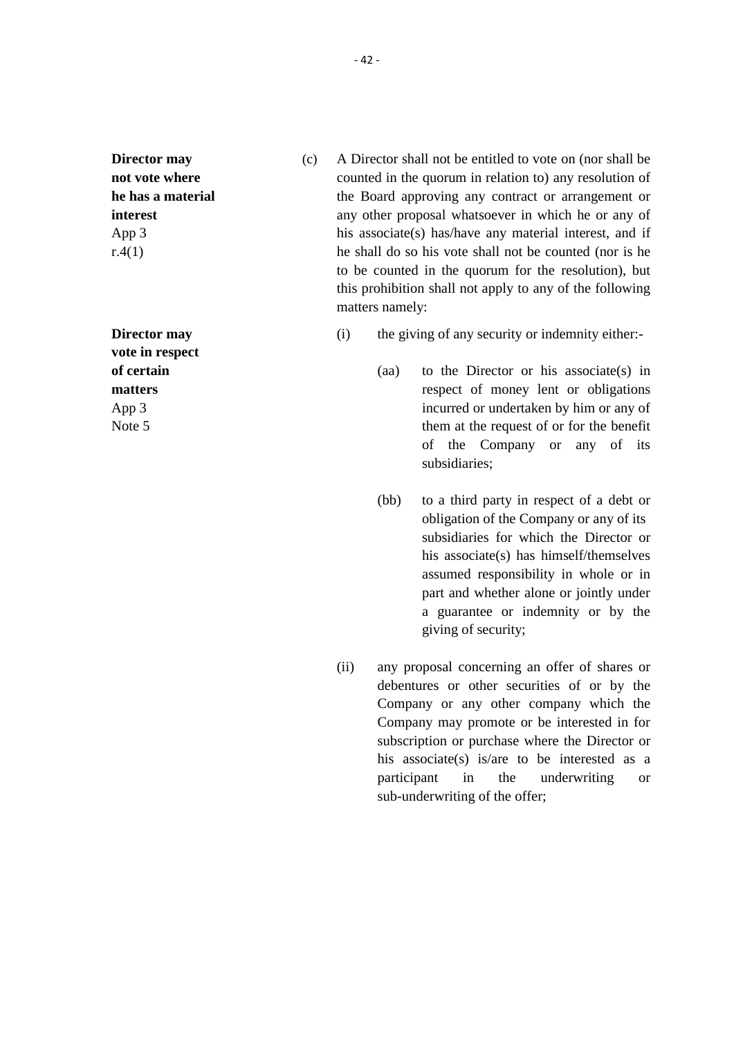**Director may not vote where he has a material interest**
App 3
r.4(1)

(c) A Director shall not be entitled to vote on (nor shall be counted in the quorum in relation to) any resolution of the Board approving any contract or arrangement or any other proposal whatsoever in which he or any of his associate(s) has/have any material interest, and if he shall do so his vote shall not be counted (nor is he to be counted in the quorum for the resolution), but this prohibition shall not apply to any of the following matters namely:

**Director may vote in respect of certain matters**
App 3
Note 5

(i) the giving of any security or indemnity either:-

(aa) to the Director or his associate(s) in respect of money lent or obligations incurred or undertaken by him or any of them at the request of or for the benefit of the Company or any of its subsidiaries;

(bb) to a third party in respect of a debt or obligation of the Company or any of its subsidiaries for which the Director or his associate(s) has himself/themselves assumed responsibility in whole or in part and whether alone or jointly under a guarantee or indemnity or by the giving of security;

(ii) any proposal concerning an offer of shares or debentures or other securities of or by the Company or any other company which the Company may promote or be interested in for subscription or purchase where the Director or his associate(s) is/are to be interested as a participant in the underwriting or sub-underwriting of the offer;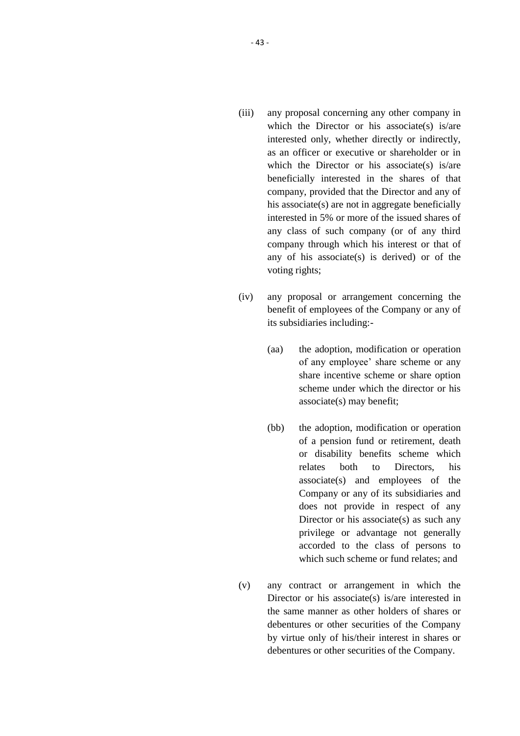(iii) any proposal concerning any other company in which the Director or his associate(s) is/are interested only, whether directly or indirectly, as an officer or executive or shareholder or in which the Director or his associate(s) is/are beneficially interested in the shares of that company, provided that the Director and any of his associate(s) are not in aggregate beneficially interested in 5% or more of the issued shares of any class of such company (or of any third company through which his interest or that of any of his associate(s) is derived) or of the voting rights;

(iv) any proposal or arrangement concerning the benefit of employees of the Company or any of its subsidiaries including:-

  (aa) the adoption, modification or operation of any employee' share scheme or any share incentive scheme or share option scheme under which the director or his associate(s) may benefit;

  (bb) the adoption, modification or operation of a pension fund or retirement, death or disability benefits scheme which relates both to Directors, his associate(s) and employees of the Company or any of its subsidiaries and does not provide in respect of any Director or his associate(s) as such any privilege or advantage not generally accorded to the class of persons to which such scheme or fund relates; and

(v) any contract or arrangement in which the Director or his associate(s) is/are interested in the same manner as other holders of shares or debentures or other securities of the Company by virtue only of his/their interest in shares or debentures or other securities of the Company.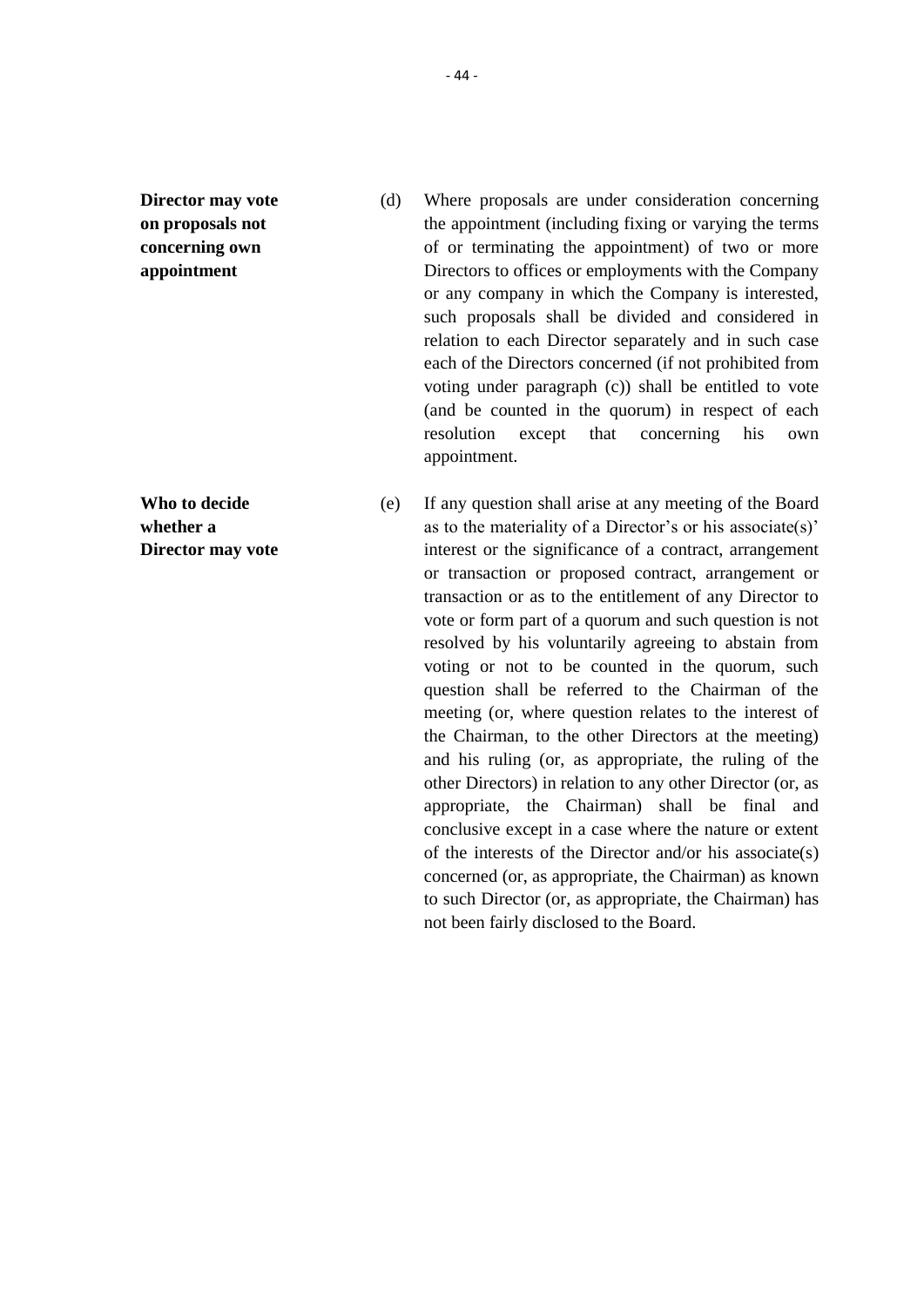**Director may vote on proposals not concerning own appointment**

(d) Where proposals are under consideration concerning the appointment (including fixing or varying the terms of or terminating the appointment) of two or more Directors to offices or employments with the Company or any company in which the Company is interested, such proposals shall be divided and considered in relation to each Director separately and in such case each of the Directors concerned (if not prohibited from voting under paragraph (c)) shall be entitled to vote (and be counted in the quorum) in respect of each resolution except that concerning his own appointment.

**Who to decide whether a Director may vote**

(e) If any question shall arise at any meeting of the Board as to the materiality of a Director's or his associate(s)' interest or the significance of a contract, arrangement or transaction or proposed contract, arrangement or transaction or as to the entitlement of any Director to vote or form part of a quorum and such question is not resolved by his voluntarily agreeing to abstain from voting or not to be counted in the quorum, such question shall be referred to the Chairman of the meeting (or, where question relates to the interest of the Chairman, to the other Directors at the meeting) and his ruling (or, as appropriate, the ruling of the other Directors) in relation to any other Director (or, as appropriate, the Chairman) shall be final and conclusive except in a case where the nature or extent of the interests of the Director and/or his associate(s) concerned (or, as appropriate, the Chairman) as known to such Director (or, as appropriate, the Chairman) has not been fairly disclosed to the Board.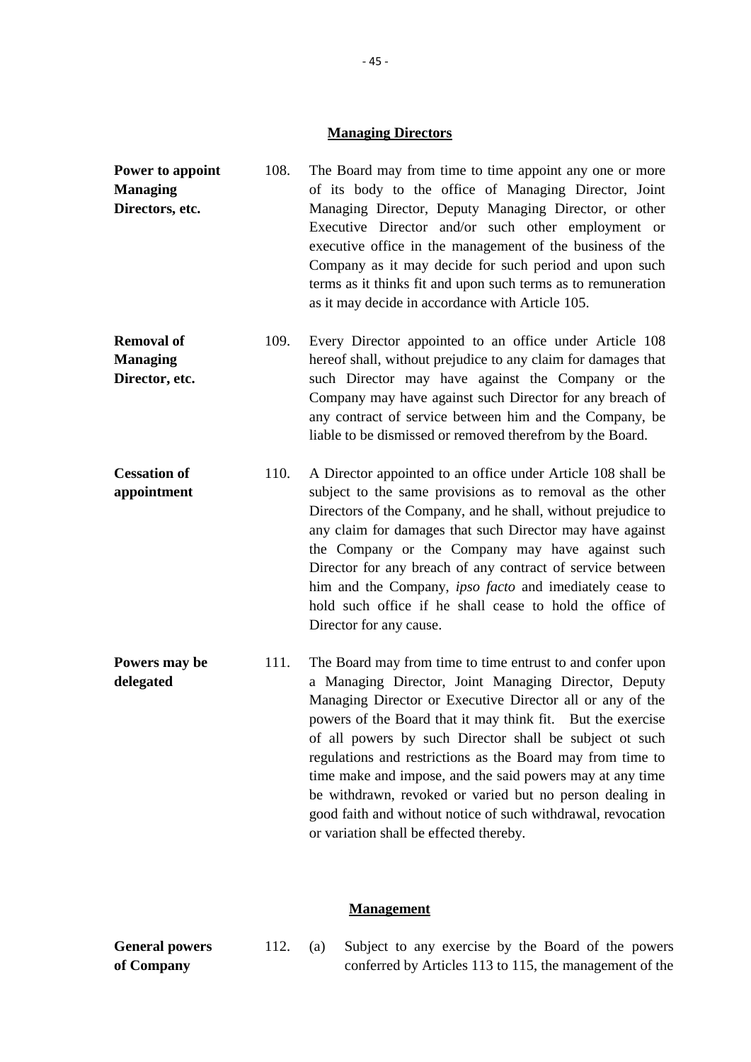## Managing Directors

**Power to appoint Managing Directors, etc.**

108. The Board may from time to time appoint any one or more of its body to the office of Managing Director, Joint Managing Director, Deputy Managing Director, or other Executive Director and/or such other employment or executive office in the management of the business of the Company as it may decide for such period and upon such terms as it thinks fit and upon such terms as to remuneration as it may decide in accordance with Article 105.

**Removal of Managing Director, etc.**

109. Every Director appointed to an office under Article 108 hereof shall, without prejudice to any claim for damages that such Director may have against the Company or the Company may have against such Director for any breach of any contract of service between him and the Company, be liable to be dismissed or removed therefrom by the Board.

**Cessation of appointment**

110. A Director appointed to an office under Article 108 shall be subject to the same provisions as to removal as the other Directors of the Company, and he shall, without prejudice to any claim for damages that such Director may have against the Company or the Company may have against such Director for any breach of any contract of service between him and the Company, *ipso facto* and imediately cease to hold such office if he shall cease to hold the office of Director for any cause.

**Powers may be delegated**

111. The Board may from time to time entrust to and confer upon a Managing Director, Joint Managing Director, Deputy Managing Director or Executive Director all or any of the powers of the Board that it may think fit. But the exercise of all powers by such Director shall be subject ot such regulations and restrictions as the Board may from time to time make and impose, and the said powers may at any time be withdrawn, revoked or varied but no person dealing in good faith and without notice of such withdrawal, revocation or variation shall be effected thereby.

## Management

**General powers of Company**

112. (a) Subject to any exercise by the Board of the powers conferred by Articles 113 to 115, the management of the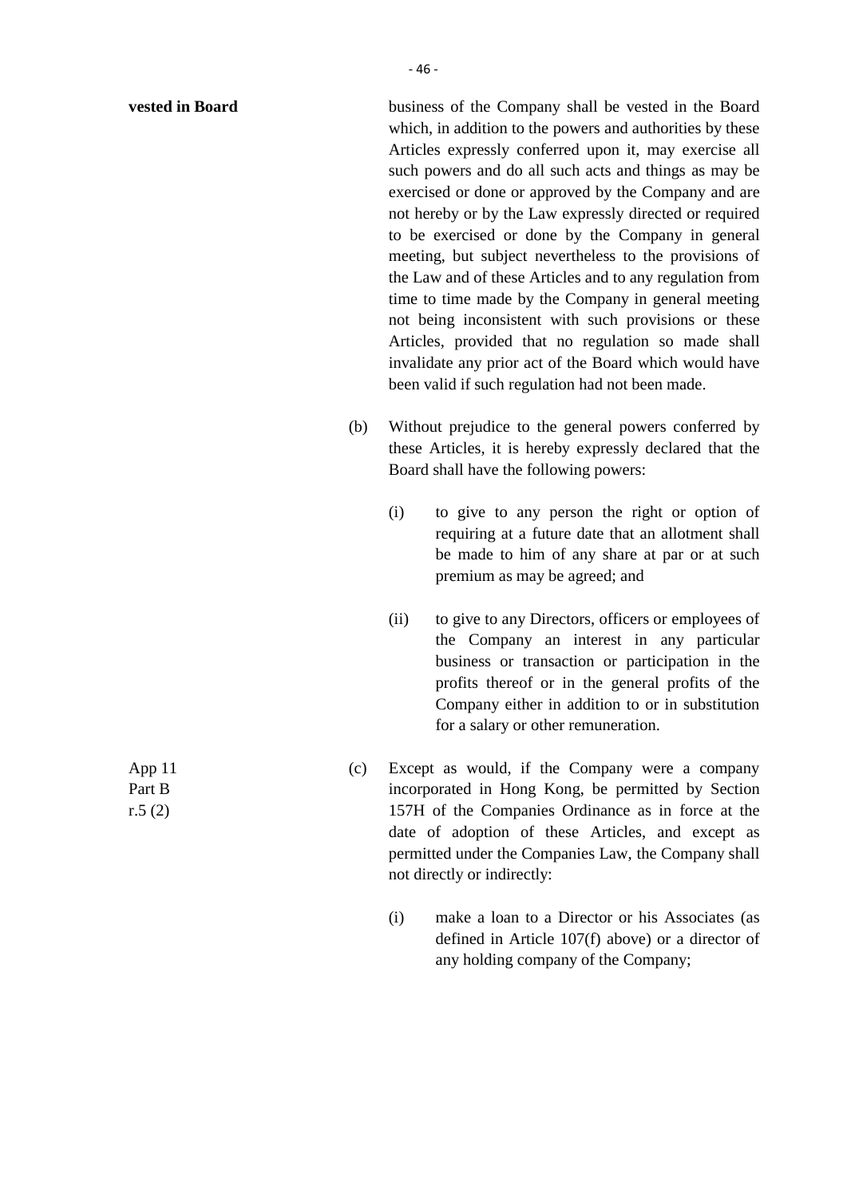**vested in Board**

business of the Company shall be vested in the Board which, in addition to the powers and authorities by these Articles expressly conferred upon it, may exercise all such powers and do all such acts and things as may be exercised or done or approved by the Company and are not hereby or by the Law expressly directed or required to be exercised or done by the Company in general meeting, but subject nevertheless to the provisions of the Law and of these Articles and to any regulation from time to time made by the Company in general meeting not being inconsistent with such provisions or these Articles, provided that no regulation so made shall invalidate any prior act of the Board which would have been valid if such regulation had not been made.

(b) Without prejudice to the general powers conferred by these Articles, it is hereby expressly declared that the Board shall have the following powers:

(i) to give to any person the right or option of requiring at a future date that an allotment shall be made to him of any share at par or at such premium as may be agreed; and

(ii) to give to any Directors, officers or employees of the Company an interest in any particular business or transaction or participation in the profits thereof or in the general profits of the Company either in addition to or in substitution for a salary or other remuneration.

App 11
Part B
r.5 (2)

(c) Except as would, if the Company were a company incorporated in Hong Kong, be permitted by Section 157H of the Companies Ordinance as in force at the date of adoption of these Articles, and except as permitted under the Companies Law, the Company shall not directly or indirectly:

(i) make a loan to a Director or his Associates (as defined in Article 107(f) above) or a director of any holding company of the Company;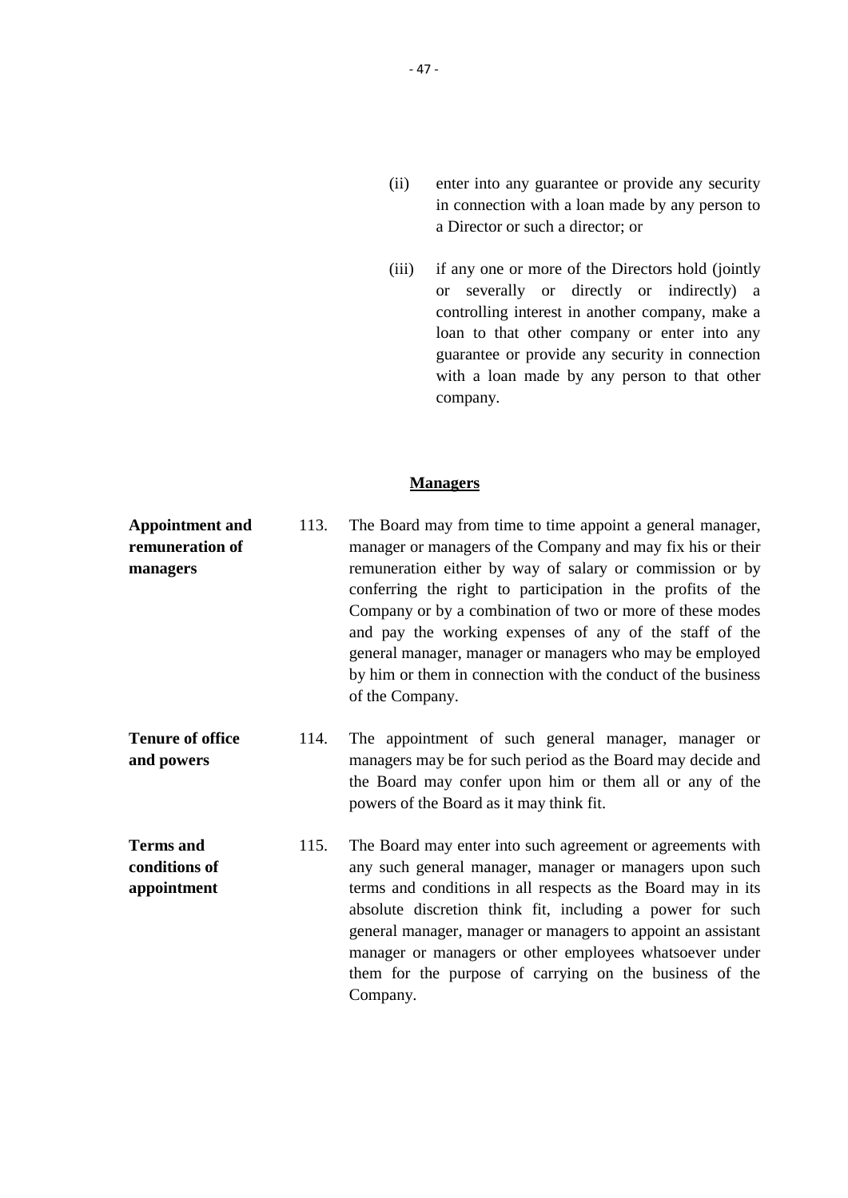(ii) enter into any guarantee or provide any security in connection with a loan made by any person to a Director or such a director; or

(iii) if any one or more of the Directors hold (jointly or severally or directly or indirectly) a controlling interest in another company, make a loan to that other company or enter into any guarantee or provide any security in connection with a loan made by any person to that other company.

## Managers

**Appointment and remuneration of managers**

113. The Board may from time to time appoint a general manager, manager or managers of the Company and may fix his or their remuneration either by way of salary or commission or by conferring the right to participation in the profits of the Company or by a combination of two or more of these modes and pay the working expenses of any of the staff of the general manager, manager or managers who may be employed by him or them in connection with the conduct of the business of the Company.

**Tenure of office and powers**

114. The appointment of such general manager, manager or managers may be for such period as the Board may decide and the Board may confer upon him or them all or any of the powers of the Board as it may think fit.

**Terms and conditions of appointment**

115. The Board may enter into such agreement or agreements with any such general manager, manager or managers upon such terms and conditions in all respects as the Board may in its absolute discretion think fit, including a power for such general manager, manager or managers to appoint an assistant manager or managers or other employees whatsoever under them for the purpose of carrying on the business of the Company.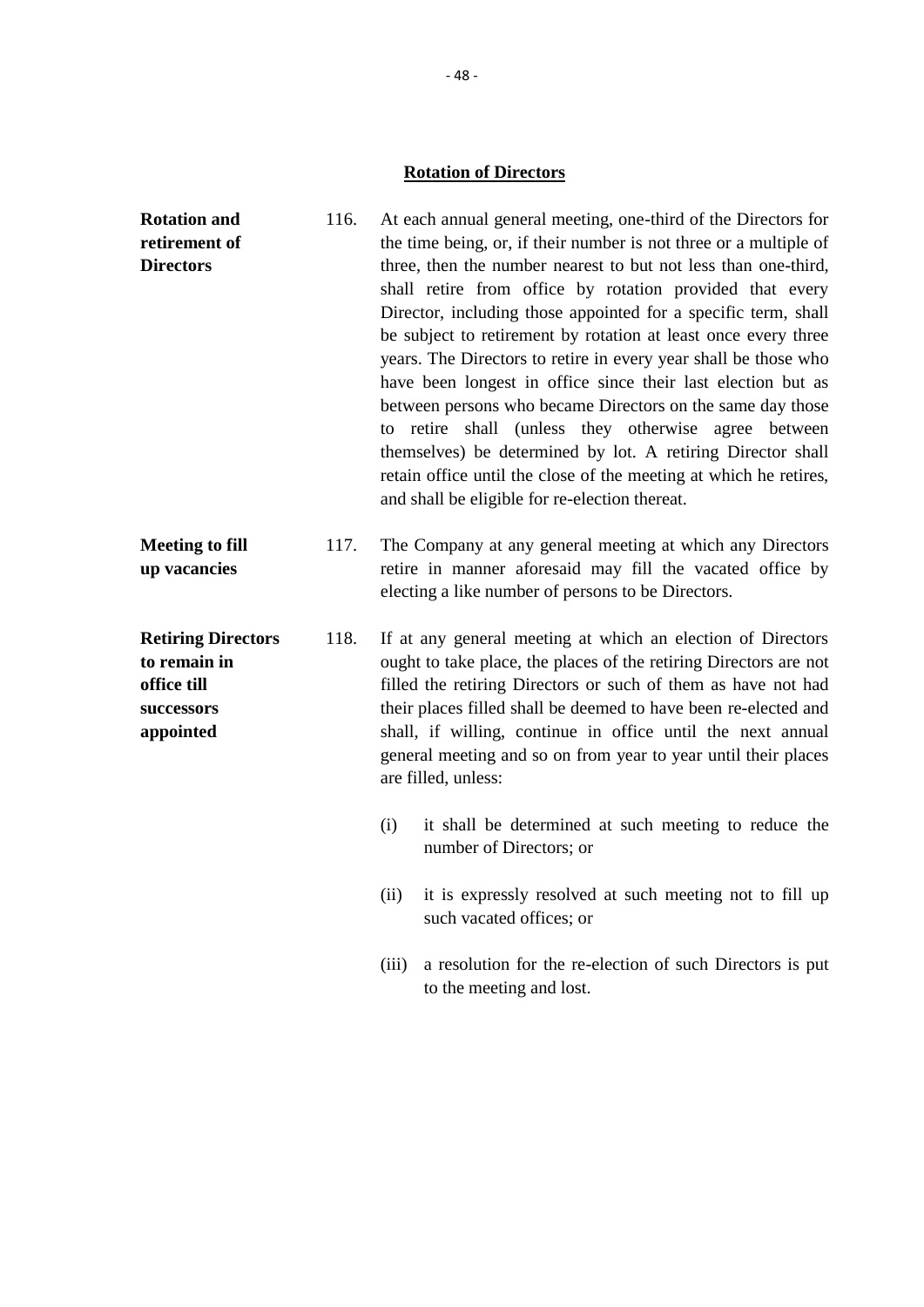## Rotation of Directors

**Rotation and retirement of Directors**

116. At each annual general meeting, one-third of the Directors for the time being, or, if their number is not three or a multiple of three, then the number nearest to but not less than one-third, shall retire from office by rotation provided that every Director, including those appointed for a specific term, shall be subject to retirement by rotation at least once every three years. The Directors to retire in every year shall be those who have been longest in office since their last election but as between persons who became Directors on the same day those to retire shall (unless they otherwise agree between themselves) be determined by lot. A retiring Director shall retain office until the close of the meeting at which he retires, and shall be eligible for re-election thereat.

**Meeting to fill up vacancies**

117. The Company at any general meeting at which any Directors retire in manner aforesaid may fill the vacated office by electing a like number of persons to be Directors.

**Retiring Directors to remain in office till successors appointed**

118. If at any general meeting at which an election of Directors ought to take place, the places of the retiring Directors are not filled the retiring Directors or such of them as have not had their places filled shall be deemed to have been re-elected and shall, if willing, continue in office until the next annual general meeting and so on from year to year until their places are filled, unless:

(i) it shall be determined at such meeting to reduce the number of Directors; or

(ii) it is expressly resolved at such meeting not to fill up such vacated offices; or

(iii) a resolution for the re-election of such Directors is put to the meeting and lost.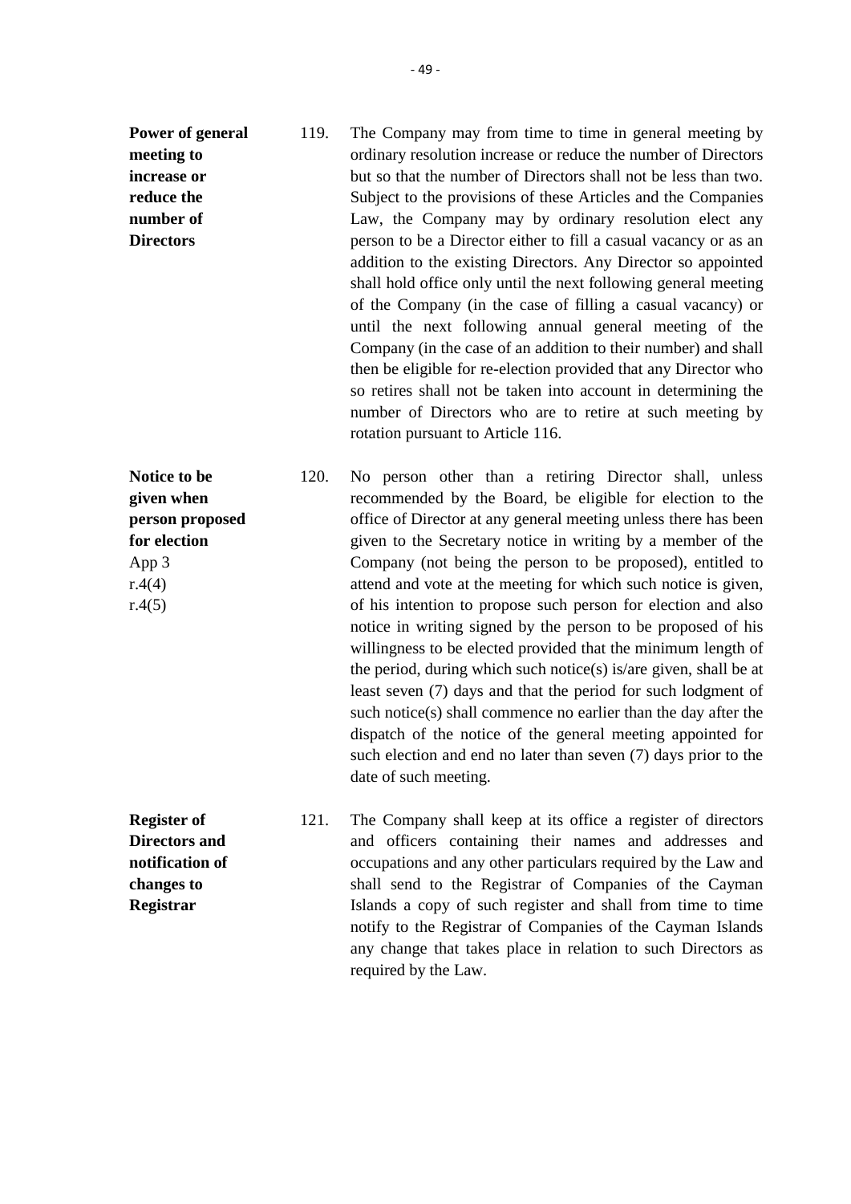**Power of general meeting to increase or reduce the number of Directors**

119. The Company may from time to time in general meeting by ordinary resolution increase or reduce the number of Directors but so that the number of Directors shall not be less than two. Subject to the provisions of these Articles and the Companies Law, the Company may by ordinary resolution elect any person to be a Director either to fill a casual vacancy or as an addition to the existing Directors. Any Director so appointed shall hold office only until the next following general meeting of the Company (in the case of filling a casual vacancy) or until the next following annual general meeting of the Company (in the case of an addition to their number) and shall then be eligible for re-election provided that any Director who so retires shall not be taken into account in determining the number of Directors who are to retire at such meeting by rotation pursuant to Article 116.

**Notice to be given when person proposed for election**
App 3
r.4(4)
r.4(5)

120. No person other than a retiring Director shall, unless recommended by the Board, be eligible for election to the office of Director at any general meeting unless there has been given to the Secretary notice in writing by a member of the Company (not being the person to be proposed), entitled to attend and vote at the meeting for which such notice is given, of his intention to propose such person for election and also notice in writing signed by the person to be proposed of his willingness to be elected provided that the minimum length of the period, during which such notice(s) is/are given, shall be at least seven (7) days and that the period for such lodgment of such notice(s) shall commence no earlier than the day after the dispatch of the notice of the general meeting appointed for such election and end no later than seven (7) days prior to the date of such meeting.

**Register of Directors and notification of changes to Registrar**

121. The Company shall keep at its office a register of directors and officers containing their names and addresses and occupations and any other particulars required by the Law and shall send to the Registrar of Companies of the Cayman Islands a copy of such register and shall from time to time notify to the Registrar of Companies of the Cayman Islands any change that takes place in relation to such Directors as required by the Law.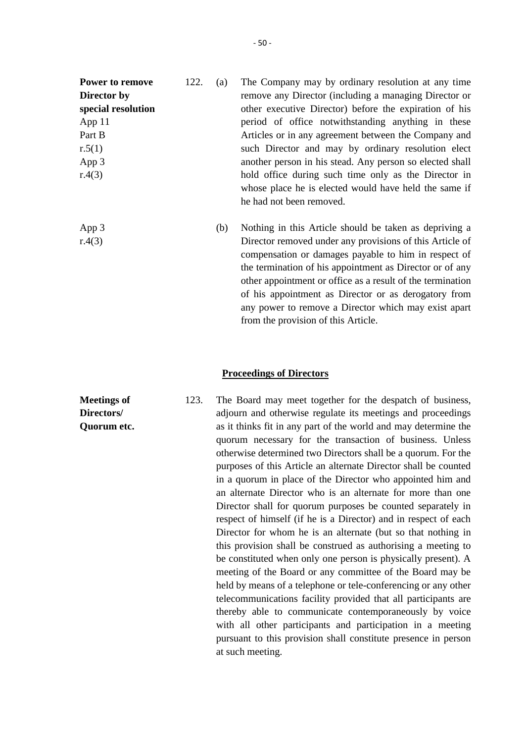**Power to remove Director by special resolution**
App 11
Part B
r.5(1)
App 3
r.4(3)

122. (a) The Company may by ordinary resolution at any time remove any Director (including a managing Director or other executive Director) before the expiration of his period of office notwithstanding anything in these Articles or in any agreement between the Company and such Director and may by ordinary resolution elect another person in his stead. Any person so elected shall hold office during such time only as the Director in whose place he is elected would have held the same if he had not been removed.

App 3
r.4(3)

(b) Nothing in this Article should be taken as depriving a Director removed under any provisions of this Article of compensation or damages payable to him in respect of the termination of his appointment as Director or of any other appointment or office as a result of the termination of his appointment as Director or as derogatory from any power to remove a Director which may exist apart from the provision of this Article.

## Proceedings of Directors

**Meetings of Directors/ Quorum etc.**

123. The Board may meet together for the despatch of business, adjourn and otherwise regulate its meetings and proceedings as it thinks fit in any part of the world and may determine the quorum necessary for the transaction of business. Unless otherwise determined two Directors shall be a quorum. For the purposes of this Article an alternate Director shall be counted in a quorum in place of the Director who appointed him and an alternate Director who is an alternate for more than one Director shall for quorum purposes be counted separately in respect of himself (if he is a Director) and in respect of each Director for whom he is an alternate (but so that nothing in this provision shall be construed as authorising a meeting to be constituted when only one person is physically present). A meeting of the Board or any committee of the Board may be held by means of a telephone or tele-conferencing or any other telecommunications facility provided that all participants are thereby able to communicate contemporaneously by voice with all other participants and participation in a meeting pursuant to this provision shall constitute presence in person at such meeting.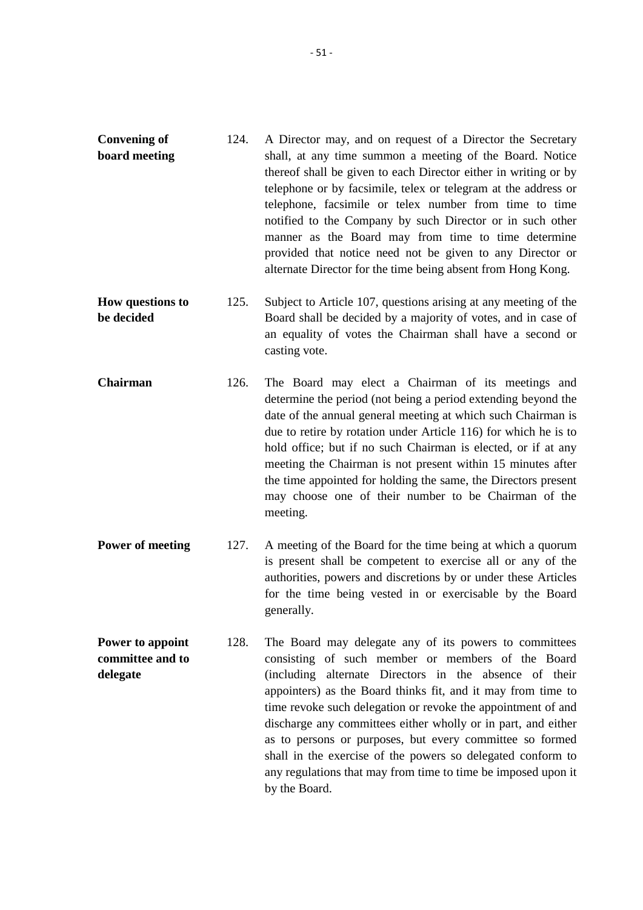**Convening of board meeting**

124. A Director may, and on request of a Director the Secretary shall, at any time summon a meeting of the Board. Notice thereof shall be given to each Director either in writing or by telephone or by facsimile, telex or telegram at the address or telephone, facsimile or telex number from time to time notified to the Company by such Director or in such other manner as the Board may from time to time determine provided that notice need not be given to any Director or alternate Director for the time being absent from Hong Kong.

**How questions to be decided**

125. Subject to Article 107, questions arising at any meeting of the Board shall be decided by a majority of votes, and in case of an equality of votes the Chairman shall have a second or casting vote.

**Chairman**

126. The Board may elect a Chairman of its meetings and determine the period (not being a period extending beyond the date of the annual general meeting at which such Chairman is due to retire by rotation under Article 116) for which he is to hold office; but if no such Chairman is elected, or if at any meeting the Chairman is not present within 15 minutes after the time appointed for holding the same, the Directors present may choose one of their number to be Chairman of the meeting.

**Power of meeting**

127. A meeting of the Board for the time being at which a quorum is present shall be competent to exercise all or any of the authorities, powers and discretions by or under these Articles for the time being vested in or exercisable by the Board generally.

**Power to appoint committee and to delegate**

128. The Board may delegate any of its powers to committees consisting of such member or members of the Board (including alternate Directors in the absence of their appointers) as the Board thinks fit, and it may from time to time revoke such delegation or revoke the appointment of and discharge any committees either wholly or in part, and either as to persons or purposes, but every committee so formed shall in the exercise of the powers so delegated conform to any regulations that may from time to time be imposed upon it by the Board.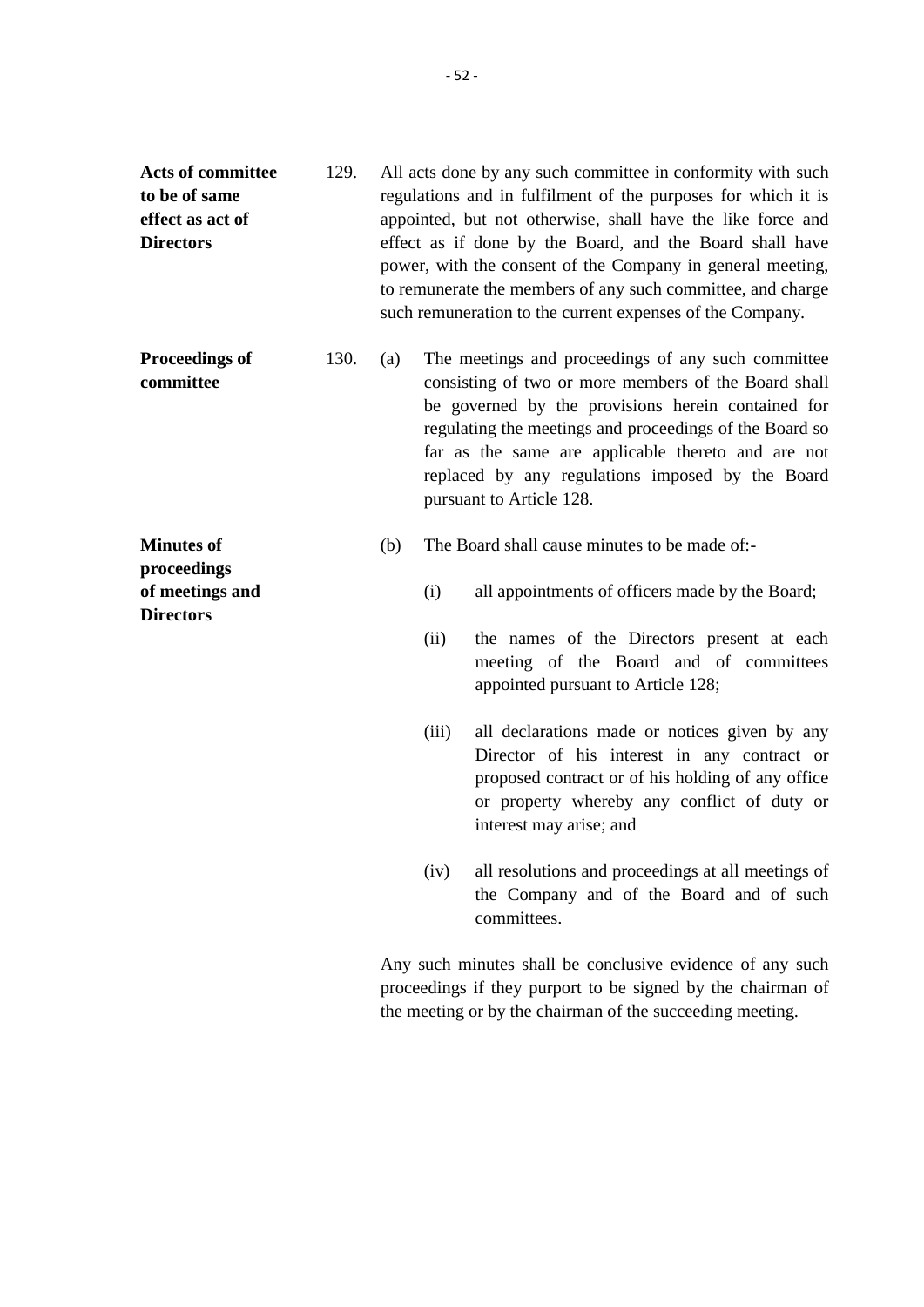**Acts of committee to be of same effect as act of Directors**

129. All acts done by any such committee in conformity with such regulations and in fulfilment of the purposes for which it is appointed, but not otherwise, shall have the like force and effect as if done by the Board, and the Board shall have power, with the consent of the Company in general meeting, to remunerate the members of any such committee, and charge such remuneration to the current expenses of the Company.

**Proceedings of committee**

130. (a) The meetings and proceedings of any such committee consisting of two or more members of the Board shall be governed by the provisions herein contained for regulating the meetings and proceedings of the Board so far as the same are applicable thereto and are not replaced by any regulations imposed by the Board pursuant to Article 128.

**Minutes of proceedings of meetings and Directors**

(b) The Board shall cause minutes to be made of:-

(i) all appointments of officers made by the Board;

(ii) the names of the Directors present at each meeting of the Board and of committees appointed pursuant to Article 128;

(iii) all declarations made or notices given by any Director of his interest in any contract or proposed contract or of his holding of any office or property whereby any conflict of duty or interest may arise; and

(iv) all resolutions and proceedings at all meetings of the Company and of the Board and of such committees.

Any such minutes shall be conclusive evidence of any such proceedings if they purport to be signed by the chairman of the meeting or by the chairman of the succeeding meeting.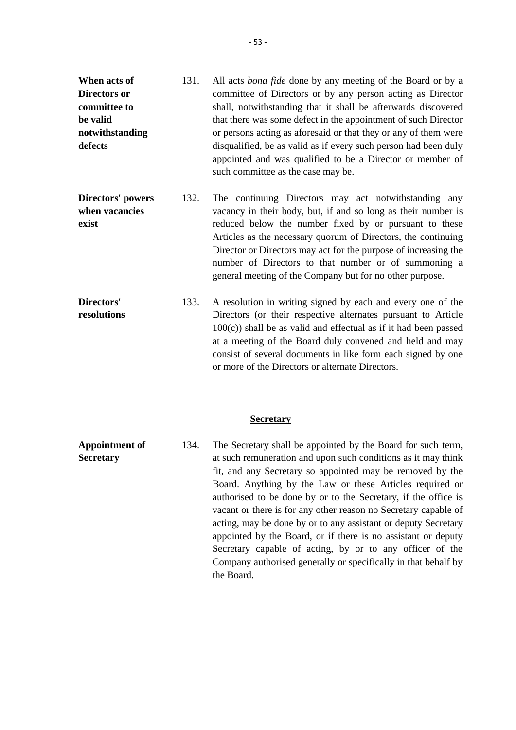**When acts of Directors or committee to be valid notwithstanding defects**

131. All acts *bona fide* done by any meeting of the Board or by a committee of Directors or by any person acting as Director shall, notwithstanding that it shall be afterwards discovered that there was some defect in the appointment of such Director or persons acting as aforesaid or that they or any of them were disqualified, be as valid as if every such person had been duly appointed and was qualified to be a Director or member of such committee as the case may be.

**Directors' powers when vacancies exist**

132. The continuing Directors may act notwithstanding any vacancy in their body, but, if and so long as their number is reduced below the number fixed by or pursuant to these Articles as the necessary quorum of Directors, the continuing Director or Directors may act for the purpose of increasing the number of Directors to that number or of summoning a general meeting of the Company but for no other purpose.

**Directors' resolutions**

133. A resolution in writing signed by each and every one of the Directors (or their respective alternates pursuant to Article 100(c)) shall be as valid and effectual as if it had been passed at a meeting of the Board duly convened and held and may consist of several documents in like form each signed by one or more of the Directors or alternate Directors.

## Secretary

**Appointment of Secretary**

134. The Secretary shall be appointed by the Board for such term, at such remuneration and upon such conditions as it may think fit, and any Secretary so appointed may be removed by the Board. Anything by the Law or these Articles required or authorised to be done by or to the Secretary, if the office is vacant or there is for any other reason no Secretary capable of acting, may be done by or to any assistant or deputy Secretary appointed by the Board, or if there is no assistant or deputy Secretary capable of acting, by or to any officer of the Company authorised generally or specifically in that behalf by the Board.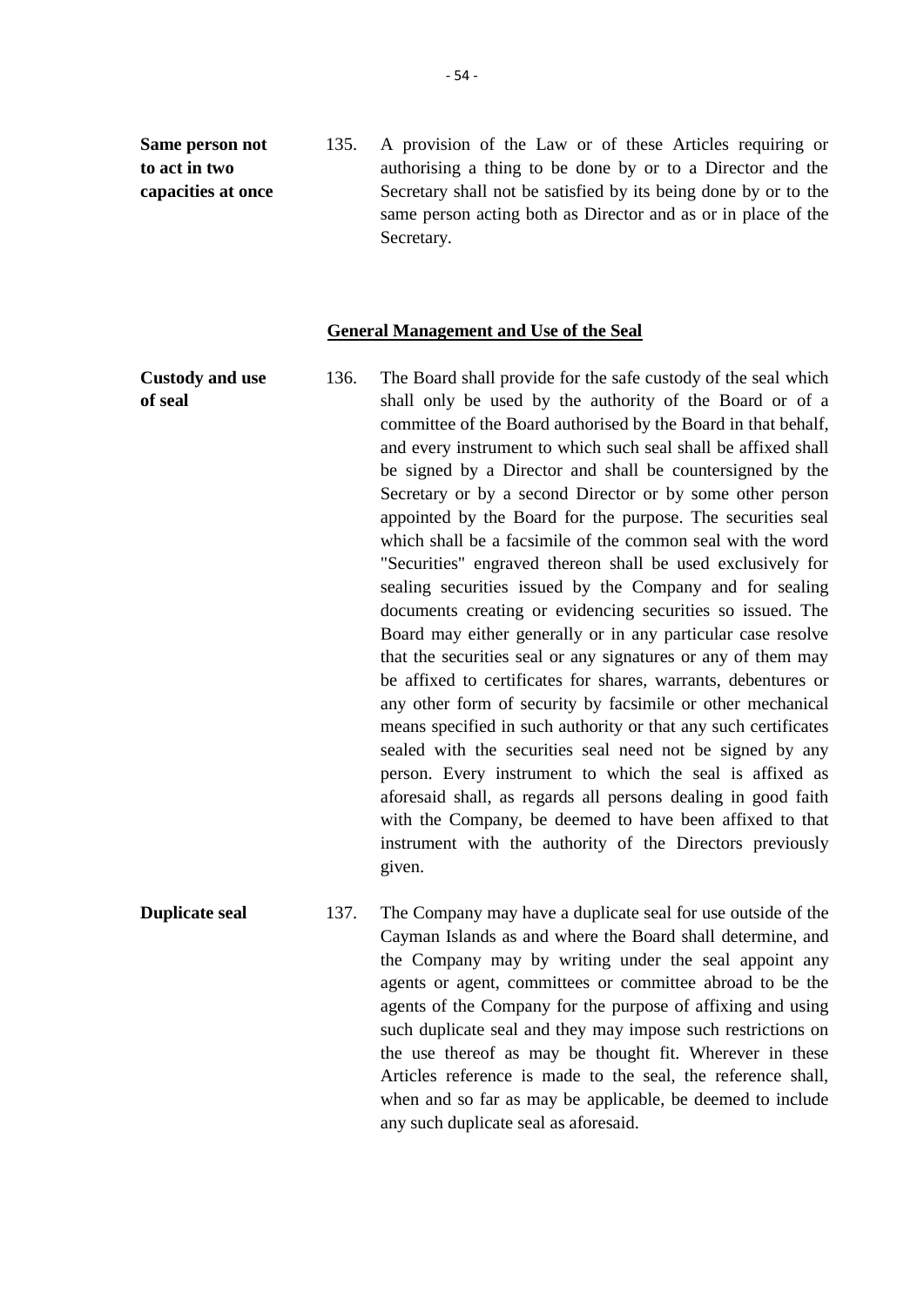**Same person not to act in two capacities at once**

135. A provision of the Law or of these Articles requiring or authorising a thing to be done by or to a Director and the Secretary shall not be satisfied by its being done by or to the same person acting both as Director and as or in place of the Secretary.

## General Management and Use of the Seal

**Custody and use of seal**

136. The Board shall provide for the safe custody of the seal which shall only be used by the authority of the Board or of a committee of the Board authorised by the Board in that behalf, and every instrument to which such seal shall be affixed shall be signed by a Director and shall be countersigned by the Secretary or by a second Director or by some other person appointed by the Board for the purpose. The securities seal which shall be a facsimile of the common seal with the word "Securities" engraved thereon shall be used exclusively for sealing securities issued by the Company and for sealing documents creating or evidencing securities so issued. The Board may either generally or in any particular case resolve that the securities seal or any signatures or any of them may be affixed to certificates for shares, warrants, debentures or any other form of security by facsimile or other mechanical means specified in such authority or that any such certificates sealed with the securities seal need not be signed by any person. Every instrument to which the seal is affixed as aforesaid shall, as regards all persons dealing in good faith with the Company, be deemed to have been affixed to that instrument with the authority of the Directors previously given.

**Duplicate seal**

137. The Company may have a duplicate seal for use outside of the Cayman Islands as and where the Board shall determine, and the Company may by writing under the seal appoint any agents or agent, committees or committee abroad to be the agents of the Company for the purpose of affixing and using such duplicate seal and they may impose such restrictions on the use thereof as may be thought fit. Wherever in these Articles reference is made to the seal, the reference shall, when and so far as may be applicable, be deemed to include any such duplicate seal as aforesaid.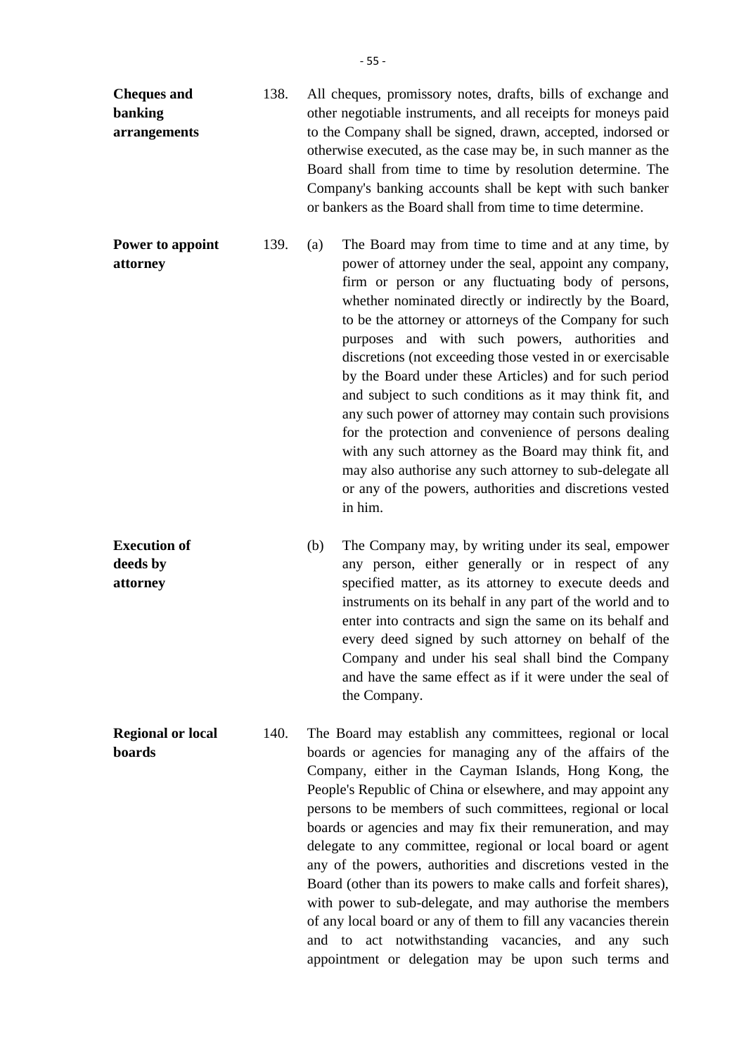**Cheques and banking arrangements**

138. All cheques, promissory notes, drafts, bills of exchange and other negotiable instruments, and all receipts for moneys paid to the Company shall be signed, drawn, accepted, indorsed or otherwise executed, as the case may be, in such manner as the Board shall from time to time by resolution determine. The Company's banking accounts shall be kept with such banker or bankers as the Board shall from time to time determine.

**Power to appoint attorney**

139. (a) The Board may from time to time and at any time, by power of attorney under the seal, appoint any company, firm or person or any fluctuating body of persons, whether nominated directly or indirectly by the Board, to be the attorney or attorneys of the Company for such purposes and with such powers, authorities and discretions (not exceeding those vested in or exercisable by the Board under these Articles) and for such period and subject to such conditions as it may think fit, and any such power of attorney may contain such provisions for the protection and convenience of persons dealing with any such attorney as the Board may think fit, and may also authorise any such attorney to sub-delegate all or any of the powers, authorities and discretions vested in him.

**Execution of deeds by attorney**

(b) The Company may, by writing under its seal, empower any person, either generally or in respect of any specified matter, as its attorney to execute deeds and instruments on its behalf in any part of the world and to enter into contracts and sign the same on its behalf and every deed signed by such attorney on behalf of the Company and under his seal shall bind the Company and have the same effect as if it were under the seal of the Company.

**Regional or local boards**

140. The Board may establish any committees, regional or local boards or agencies for managing any of the affairs of the Company, either in the Cayman Islands, Hong Kong, the People's Republic of China or elsewhere, and may appoint any persons to be members of such committees, regional or local boards or agencies and may fix their remuneration, and may delegate to any committee, regional or local board or agent any of the powers, authorities and discretions vested in the Board (other than its powers to make calls and forfeit shares), with power to sub-delegate, and may authorise the members of any local board or any of them to fill any vacancies therein and to act notwithstanding vacancies, and any such appointment or delegation may be upon such terms and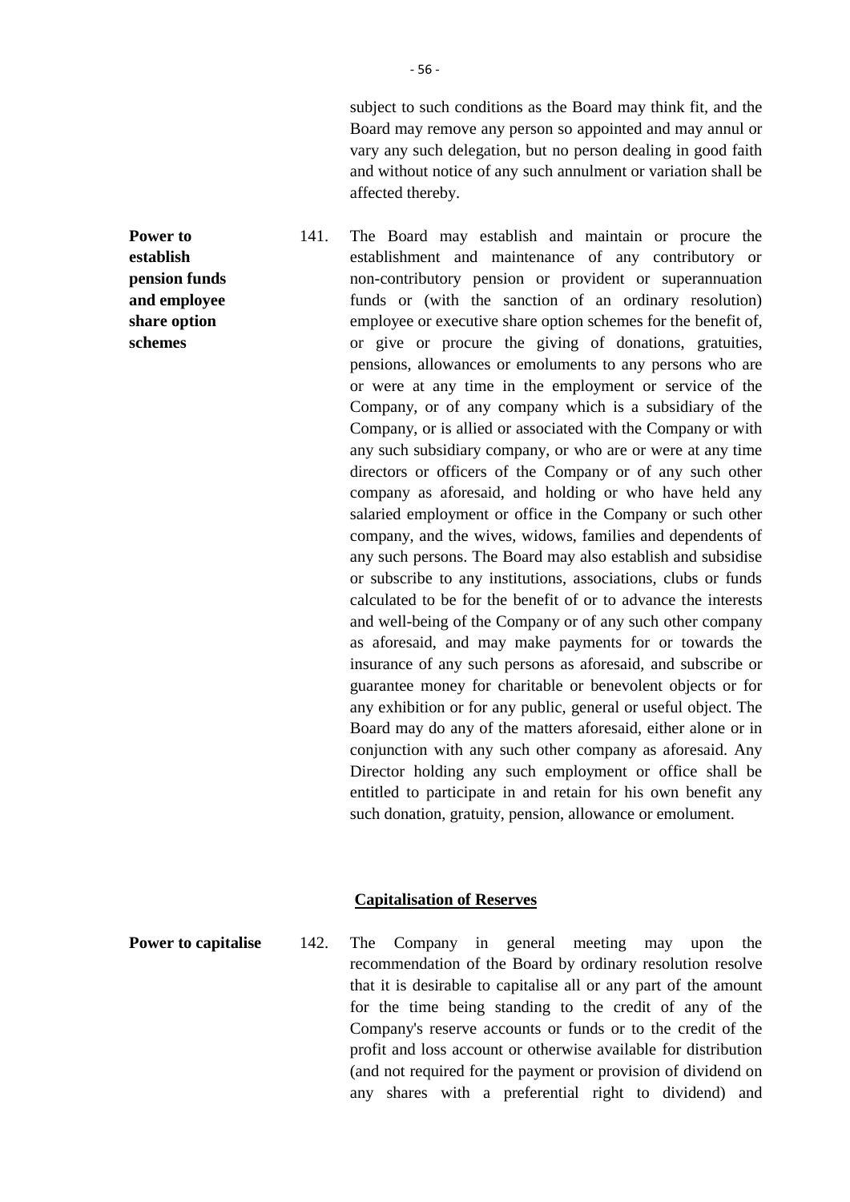subject to such conditions as the Board may think fit, and the Board may remove any person so appointed and may annul or vary any such delegation, but no person dealing in good faith and without notice of any such annulment or variation shall be affected thereby.

**Power to establish pension funds and employee share option schemes**

141. The Board may establish and maintain or procure the establishment and maintenance of any contributory or non-contributory pension or provident or superannuation funds or (with the sanction of an ordinary resolution) employee or executive share option schemes for the benefit of, or give or procure the giving of donations, gratuities, pensions, allowances or emoluments to any persons who are or were at any time in the employment or service of the Company, or of any company which is a subsidiary of the Company, or is allied or associated with the Company or with any such subsidiary company, or who are or were at any time directors or officers of the Company or of any such other company as aforesaid, and holding or who have held any salaried employment or office in the Company or such other company, and the wives, widows, families and dependents of any such persons. The Board may also establish and subsidise or subscribe to any institutions, associations, clubs or funds calculated to be for the benefit of or to advance the interests and well-being of the Company or of any such other company as aforesaid, and may make payments for or towards the insurance of any such persons as aforesaid, and subscribe or guarantee money for charitable or benevolent objects or for any exhibition or for any public, general or useful object. The Board may do any of the matters aforesaid, either alone or in conjunction with any such other company as aforesaid. Any Director holding any such employment or office shall be entitled to participate in and retain for his own benefit any such donation, gratuity, pension, allowance or emolument.

## Capitalisation of Reserves

**Power to capitalise**

142. The Company in general meeting may upon the recommendation of the Board by ordinary resolution resolve that it is desirable to capitalise all or any part of the amount for the time being standing to the credit of any of the Company's reserve accounts or funds or to the credit of the profit and loss account or otherwise available for distribution (and not required for the payment or provision of dividend on any shares with a preferential right to dividend) and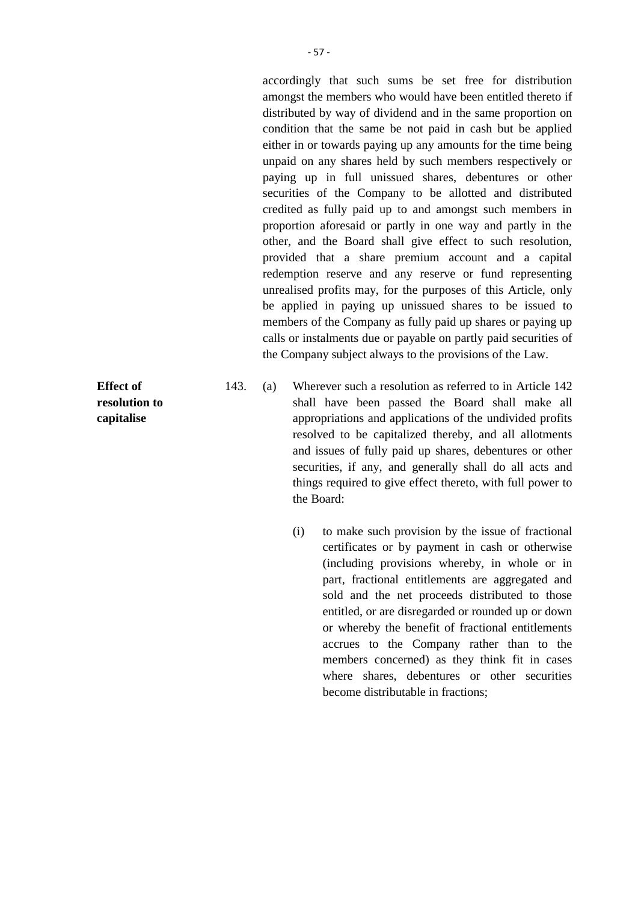accordingly that such sums be set free for distribution amongst the members who would have been entitled thereto if distributed by way of dividend and in the same proportion on condition that the same be not paid in cash but be applied either in or towards paying up any amounts for the time being unpaid on any shares held by such members respectively or paying up in full unissued shares, debentures or other securities of the Company to be allotted and distributed credited as fully paid up to and amongst such members in proportion aforesaid or partly in one way and partly in the other, and the Board shall give effect to such resolution, provided that a share premium account and a capital redemption reserve and any reserve or fund representing unrealised profits may, for the purposes of this Article, only be applied in paying up unissued shares to be issued to members of the Company as fully paid up shares or paying up calls or instalments due or payable on partly paid securities of the Company subject always to the provisions of the Law.

**Effect of resolution to capitalise**

143. (a) Wherever such a resolution as referred to in Article 142 shall have been passed the Board shall make all appropriations and applications of the undivided profits resolved to be capitalized thereby, and all allotments and issues of fully paid up shares, debentures or other securities, if any, and generally shall do all acts and things required to give effect thereto, with full power to the Board:

(i) to make such provision by the issue of fractional certificates or by payment in cash or otherwise (including provisions whereby, in whole or in part, fractional entitlements are aggregated and sold and the net proceeds distributed to those entitled, or are disregarded or rounded up or down or whereby the benefit of fractional entitlements accrues to the Company rather than to the members concerned) as they think fit in cases where shares, debentures or other securities become distributable in fractions;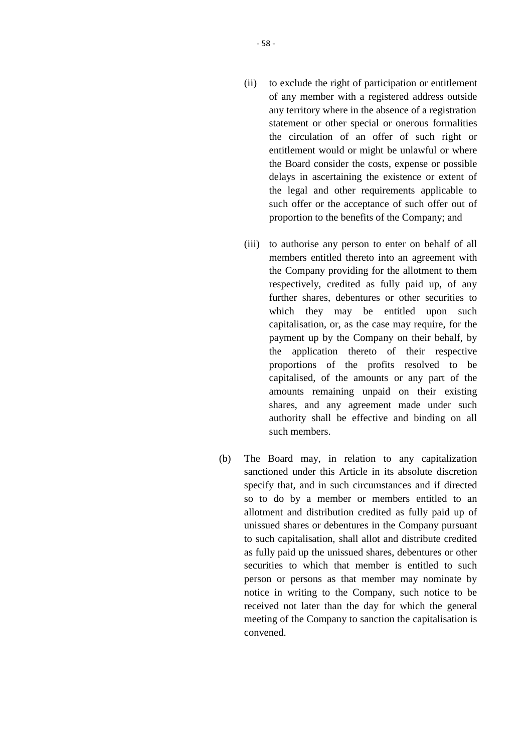(ii) to exclude the right of participation or entitlement of any member with a registered address outside any territory where in the absence of a registration statement or other special or onerous formalities the circulation of an offer of such right or entitlement would or might be unlawful or where the Board consider the costs, expense or possible delays in ascertaining the existence or extent of the legal and other requirements applicable to such offer or the acceptance of such offer out of proportion to the benefits of the Company; and

(iii) to authorise any person to enter on behalf of all members entitled thereto into an agreement with the Company providing for the allotment to them respectively, credited as fully paid up, of any further shares, debentures or other securities to which they may be entitled upon such capitalisation, or, as the case may require, for the payment up by the Company on their behalf, by the application thereto of their respective proportions of the profits resolved to be capitalised, of the amounts or any part of the amounts remaining unpaid on their existing shares, and any agreement made under such authority shall be effective and binding on all such members.

(b) The Board may, in relation to any capitalization sanctioned under this Article in its absolute discretion specify that, and in such circumstances and if directed so to do by a member or members entitled to an allotment and distribution credited as fully paid up of unissued shares or debentures in the Company pursuant to such capitalisation, shall allot and distribute credited as fully paid up the unissued shares, debentures or other securities to which that member is entitled to such person or persons as that member may nominate by notice in writing to the Company, such notice to be received not later than the day for which the general meeting of the Company to sanction the capitalisation is convened.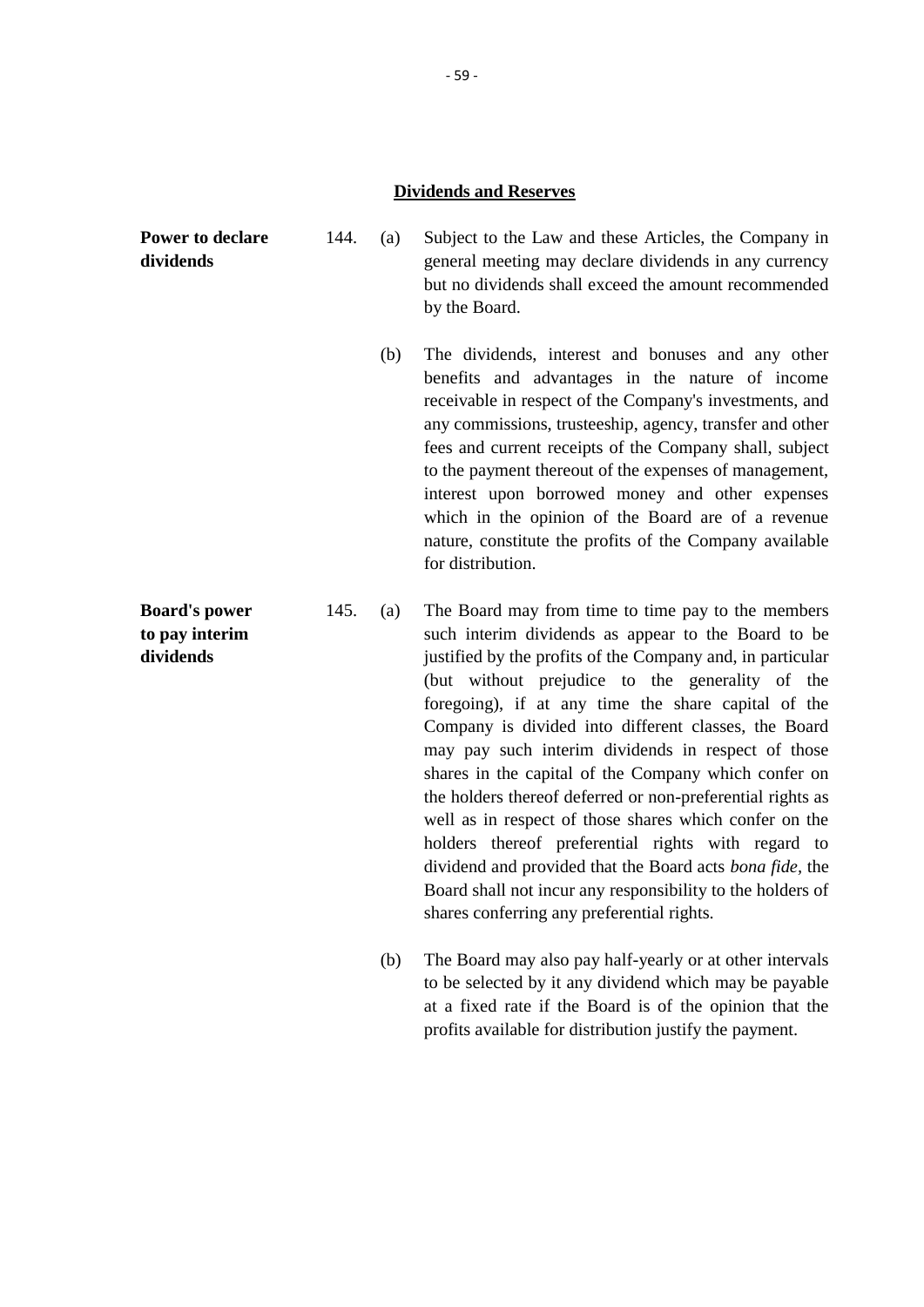## Dividends and Reserves

**Power to declare dividends**

144. (a) Subject to the Law and these Articles, the Company in general meeting may declare dividends in any currency but no dividends shall exceed the amount recommended by the Board.

(b) The dividends, interest and bonuses and any other benefits and advantages in the nature of income receivable in respect of the Company's investments, and any commissions, trusteeship, agency, transfer and other fees and current receipts of the Company shall, subject to the payment thereout of the expenses of management, interest upon borrowed money and other expenses which in the opinion of the Board are of a revenue nature, constitute the profits of the Company available for distribution.

**Board's power to pay interim dividends**

145. (a) The Board may from time to time pay to the members such interim dividends as appear to the Board to be justified by the profits of the Company and, in particular (but without prejudice to the generality of the foregoing), if at any time the share capital of the Company is divided into different classes, the Board may pay such interim dividends in respect of those shares in the capital of the Company which confer on the holders thereof deferred or non-preferential rights as well as in respect of those shares which confer on the holders thereof preferential rights with regard to dividend and provided that the Board acts *bona fide*, the Board shall not incur any responsibility to the holders of shares conferring any preferential rights.

(b) The Board may also pay half-yearly or at other intervals to be selected by it any dividend which may be payable at a fixed rate if the Board is of the opinion that the profits available for distribution justify the payment.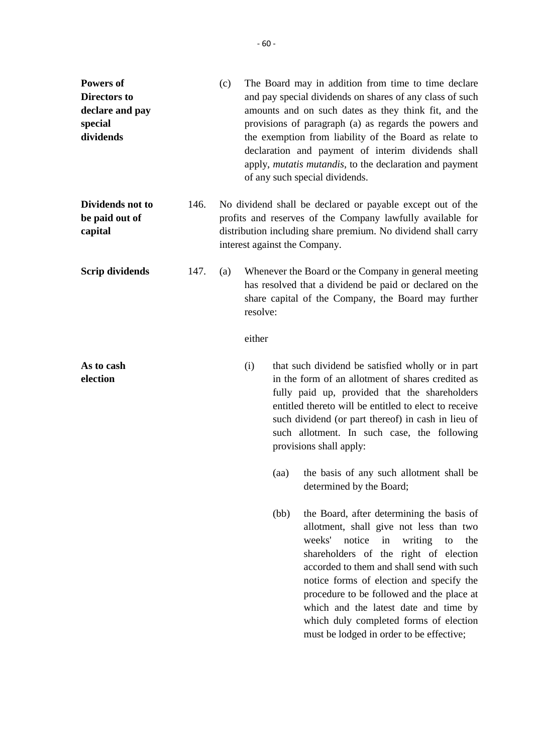**Powers of Directors to declare and pay special dividends**

(c) The Board may in addition from time to time declare and pay special dividends on shares of any class of such amounts and on such dates as they think fit, and the provisions of paragraph (a) as regards the powers and the exemption from liability of the Board as relate to declaration and payment of interim dividends shall apply, *mutatis mutandis*, to the declaration and payment of any such special dividends.

**Dividends not to be paid out of capital**

146. No dividend shall be declared or payable except out of the profits and reserves of the Company lawfully available for distribution including share premium. No dividend shall carry interest against the Company.

**Scrip dividends**

147. (a) Whenever the Board or the Company in general meeting has resolved that a dividend be paid or declared on the share capital of the Company, the Board may further resolve:

either

**As to cash election**

(i) that such dividend be satisfied wholly or in part in the form of an allotment of shares credited as fully paid up, provided that the shareholders entitled thereto will be entitled to elect to receive such dividend (or part thereof) in cash in lieu of such allotment. In such case, the following provisions shall apply:

(aa) the basis of any such allotment shall be determined by the Board;

(bb) the Board, after determining the basis of allotment, shall give not less than two weeks' notice in writing to the shareholders of the right of election accorded to them and shall send with such notice forms of election and specify the procedure to be followed and the place at which and the latest date and time by which duly completed forms of election must be lodged in order to be effective;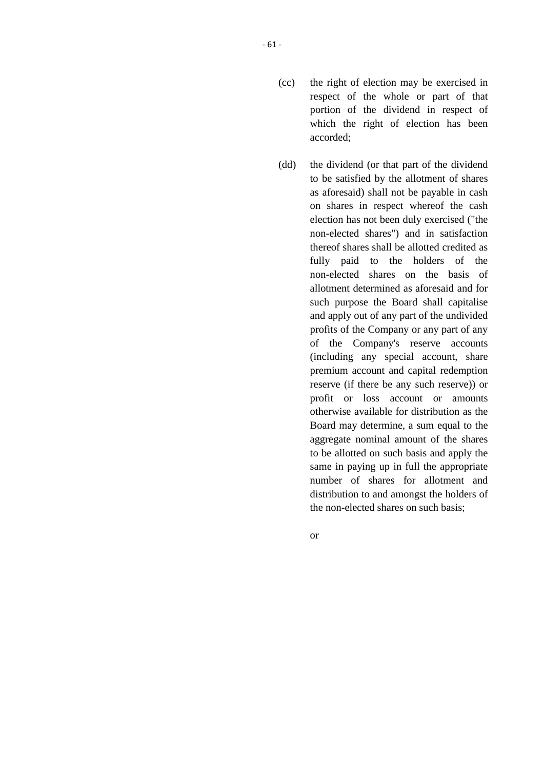(cc) the right of election may be exercised in respect of the whole or part of that portion of the dividend in respect of which the right of election has been accorded;

(dd) the dividend (or that part of the dividend to be satisfied by the allotment of shares as aforesaid) shall not be payable in cash on shares in respect whereof the cash election has not been duly exercised ("the non-elected shares") and in satisfaction thereof shares shall be allotted credited as fully paid to the holders of the non-elected shares on the basis of allotment determined as aforesaid and for such purpose the Board shall capitalise and apply out of any part of the undivided profits of the Company or any part of any of the Company's reserve accounts (including any special account, share premium account and capital redemption reserve (if there be any such reserve)) or profit or loss account or amounts otherwise available for distribution as the Board may determine, a sum equal to the aggregate nominal amount of the shares to be allotted on such basis and apply the same in paying up in full the appropriate number of shares for allotment and distribution to and amongst the holders of the non-elected shares on such basis;

or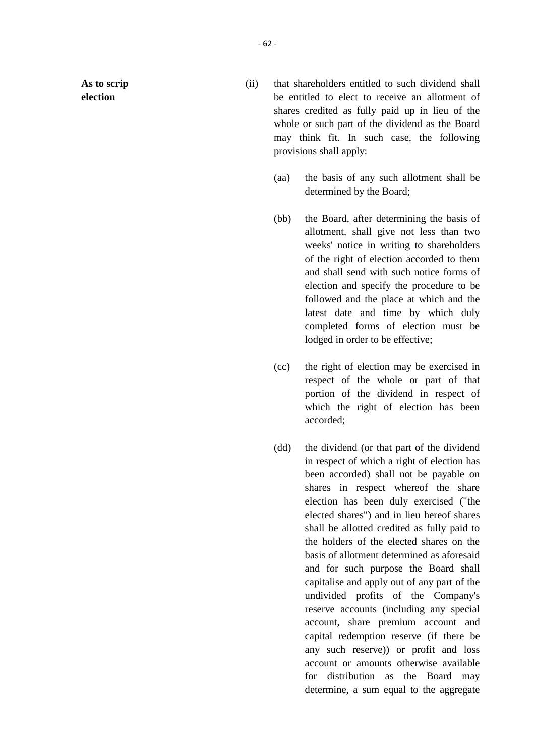**As to scrip election**

(ii) that shareholders entitled to such dividend shall be entitled to elect to receive an allotment of shares credited as fully paid up in lieu of the whole or such part of the dividend as the Board may think fit. In such case, the following provisions shall apply:

(aa) the basis of any such allotment shall be determined by the Board;

(bb) the Board, after determining the basis of allotment, shall give not less than two weeks' notice in writing to shareholders of the right of election accorded to them and shall send with such notice forms of election and specify the procedure to be followed and the place at which and the latest date and time by which duly completed forms of election must be lodged in order to be effective;

(cc) the right of election may be exercised in respect of the whole or part of that portion of the dividend in respect of which the right of election has been accorded;

(dd) the dividend (or that part of the dividend in respect of which a right of election has been accorded) shall not be payable on shares in respect whereof the share election has been duly exercised ("the elected shares") and in lieu hereof shares shall be allotted credited as fully paid to the holders of the elected shares on the basis of allotment determined as aforesaid and for such purpose the Board shall capitalise and apply out of any part of the undivided profits of the Company's reserve accounts (including any special account, share premium account and capital redemption reserve (if there be any such reserve)) or profit and loss account or amounts otherwise available for distribution as the Board may determine, a sum equal to the aggregate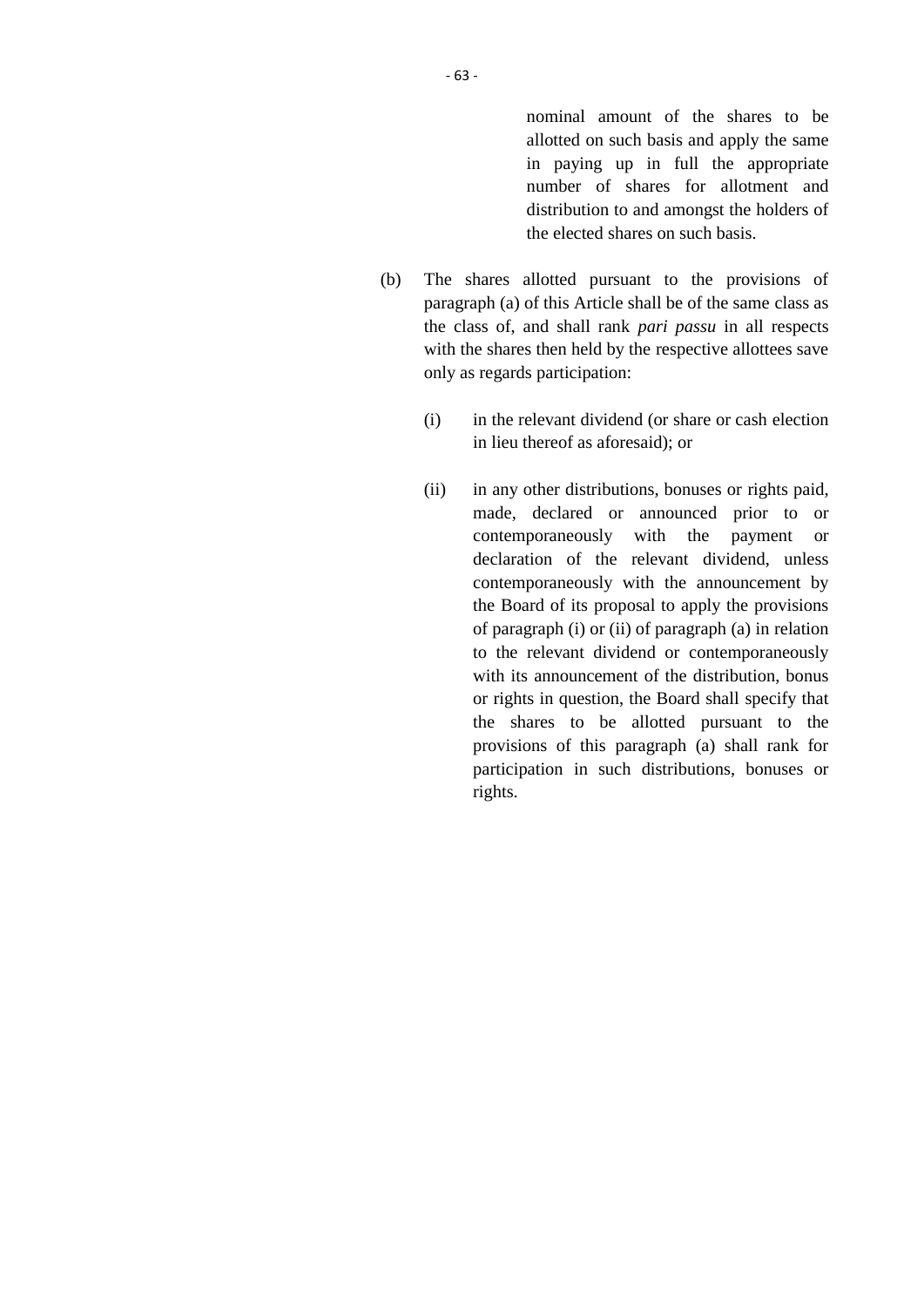nominal amount of the shares to be allotted on such basis and apply the same in paying up in full the appropriate number of shares for allotment and distribution to and amongst the holders of the elected shares on such basis.

(b) The shares allotted pursuant to the provisions of paragraph (a) of this Article shall be of the same class as the class of, and shall rank *pari passu* in all respects with the shares then held by the respective allottees save only as regards participation:

  (i) in the relevant dividend (or share or cash election in lieu thereof as aforesaid); or

  (ii) in any other distributions, bonuses or rights paid, made, declared or announced prior to or contemporaneously with the payment or declaration of the relevant dividend, unless contemporaneously with the announcement by the Board of its proposal to apply the provisions of paragraph (i) or (ii) of paragraph (a) in relation to the relevant dividend or contemporaneously with its announcement of the distribution, bonus or rights in question, the Board shall specify that the shares to be allotted pursuant to the provisions of this paragraph (a) shall rank for participation in such distributions, bonuses or rights.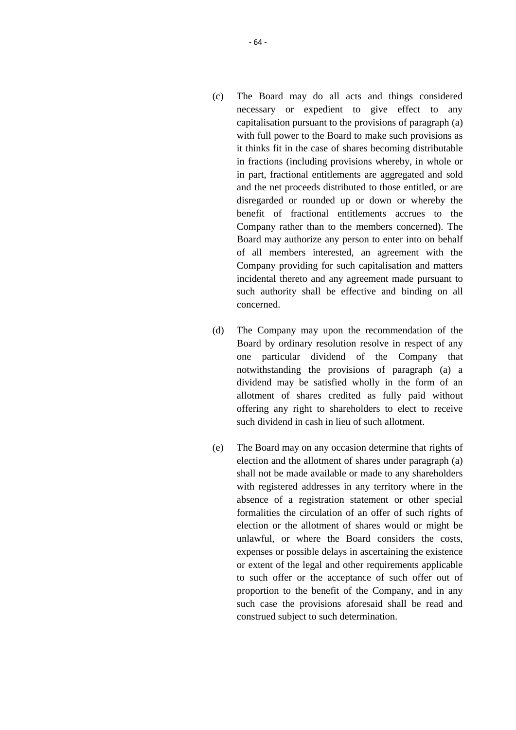(c) The Board may do all acts and things considered necessary or expedient to give effect to any capitalisation pursuant to the provisions of paragraph (a) with full power to the Board to make such provisions as it thinks fit in the case of shares becoming distributable in fractions (including provisions whereby, in whole or in part, fractional entitlements are aggregated and sold and the net proceeds distributed to those entitled, or are disregarded or rounded up or down or whereby the benefit of fractional entitlements accrues to the Company rather than to the members concerned). The Board may authorize any person to enter into on behalf of all members interested, an agreement with the Company providing for such capitalisation and matters incidental thereto and any agreement made pursuant to such authority shall be effective and binding on all concerned.

(d) The Company may upon the recommendation of the Board by ordinary resolution resolve in respect of any one particular dividend of the Company that notwithstanding the provisions of paragraph (a) a dividend may be satisfied wholly in the form of an allotment of shares credited as fully paid without offering any right to shareholders to elect to receive such dividend in cash in lieu of such allotment.

(e) The Board may on any occasion determine that rights of election and the allotment of shares under paragraph (a) shall not be made available or made to any shareholders with registered addresses in any territory where in the absence of a registration statement or other special formalities the circulation of an offer of such rights of election or the allotment of shares would or might be unlawful, or where the Board considers the costs, expenses or possible delays in ascertaining the existence or extent of the legal and other requirements applicable to such offer or the acceptance of such offer out of proportion to the benefit of the Company, and in any such case the provisions aforesaid shall be read and construed subject to such determination.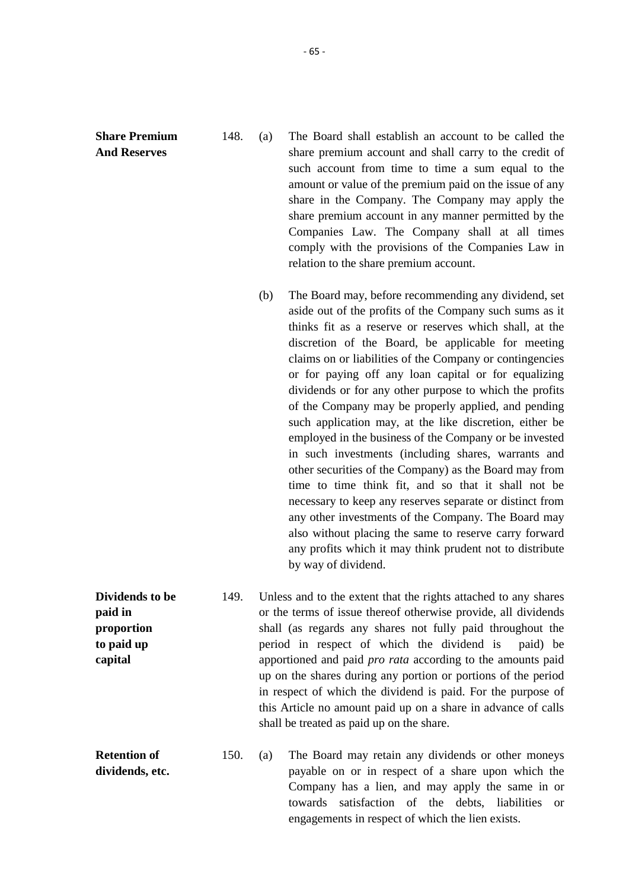**Share Premium And Reserves**

148. (a) The Board shall establish an account to be called the share premium account and shall carry to the credit of such account from time to time a sum equal to the amount or value of the premium paid on the issue of any share in the Company. The Company may apply the share premium account in any manner permitted by the Companies Law. The Company shall at all times comply with the provisions of the Companies Law in relation to the share premium account.

(b) The Board may, before recommending any dividend, set aside out of the profits of the Company such sums as it thinks fit as a reserve or reserves which shall, at the discretion of the Board, be applicable for meeting claims on or liabilities of the Company or contingencies or for paying off any loan capital or for equalizing dividends or for any other purpose to which the profits of the Company may be properly applied, and pending such application may, at the like discretion, either be employed in the business of the Company or be invested in such investments (including shares, warrants and other securities of the Company) as the Board may from time to time think fit, and so that it shall not be necessary to keep any reserves separate or distinct from any other investments of the Company. The Board may also without placing the same to reserve carry forward any profits which it may think prudent not to distribute by way of dividend.

**Dividends to be paid in proportion to paid up capital**

149. Unless and to the extent that the rights attached to any shares or the terms of issue thereof otherwise provide, all dividends shall (as regards any shares not fully paid throughout the period in respect of which the dividend is paid) be apportioned and paid *pro rata* according to the amounts paid up on the shares during any portion or portions of the period in respect of which the dividend is paid. For the purpose of this Article no amount paid up on a share in advance of calls shall be treated as paid up on the share.

**Retention of dividends, etc.**

150. (a) The Board may retain any dividends or other moneys payable on or in respect of a share upon which the Company has a lien, and may apply the same in or towards satisfaction of the debts, liabilities or engagements in respect of which the lien exists.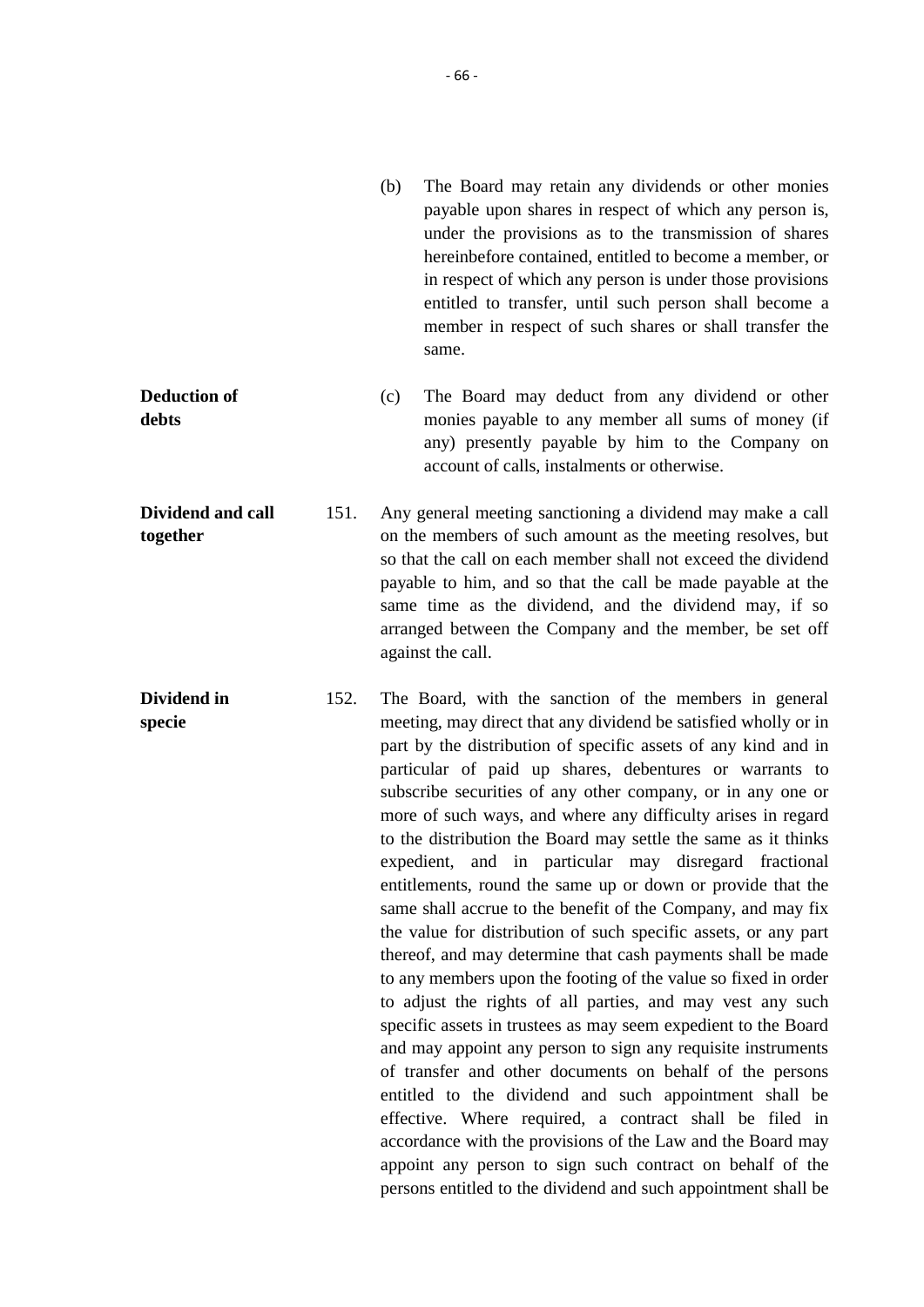(b) The Board may retain any dividends or other monies payable upon shares in respect of which any person is, under the provisions as to the transmission of shares hereinbefore contained, entitled to become a member, or in respect of which any person is under those provisions entitled to transfer, until such person shall become a member in respect of such shares or shall transfer the same.

**Deduction of debts**

(c) The Board may deduct from any dividend or other monies payable to any member all sums of money (if any) presently payable by him to the Company on account of calls, instalments or otherwise.

**Dividend and call together**

151. Any general meeting sanctioning a dividend may make a call on the members of such amount as the meeting resolves, but so that the call on each member shall not exceed the dividend payable to him, and so that the call be made payable at the same time as the dividend, and the dividend may, if so arranged between the Company and the member, be set off against the call.

**Dividend in specie**

152. The Board, with the sanction of the members in general meeting, may direct that any dividend be satisfied wholly or in part by the distribution of specific assets of any kind and in particular of paid up shares, debentures or warrants to subscribe securities of any other company, or in any one or more of such ways, and where any difficulty arises in regard to the distribution the Board may settle the same as it thinks expedient, and in particular may disregard fractional entitlements, round the same up or down or provide that the same shall accrue to the benefit of the Company, and may fix the value for distribution of such specific assets, or any part thereof, and may determine that cash payments shall be made to any members upon the footing of the value so fixed in order to adjust the rights of all parties, and may vest any such specific assets in trustees as may seem expedient to the Board and may appoint any person to sign any requisite instruments of transfer and other documents on behalf of the persons entitled to the dividend and such appointment shall be effective. Where required, a contract shall be filed in accordance with the provisions of the Law and the Board may appoint any person to sign such contract on behalf of the persons entitled to the dividend and such appointment shall be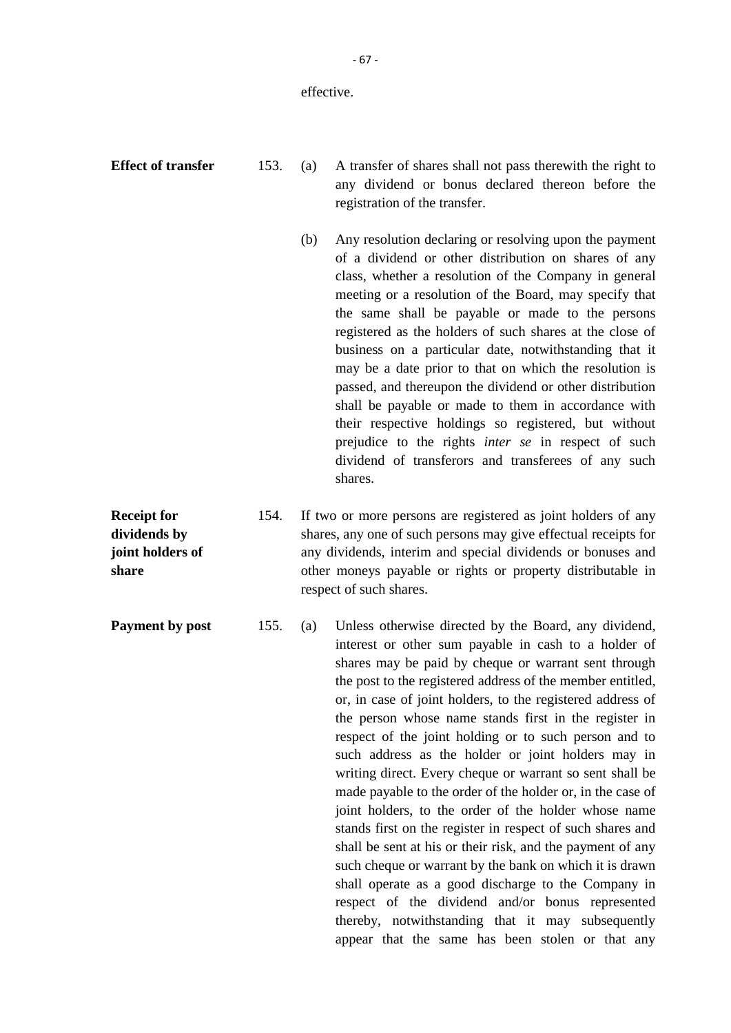effective.

**Effect of transfer**

153. (a) A transfer of shares shall not pass therewith the right to any dividend or bonus declared thereon before the registration of the transfer.

(b) Any resolution declaring or resolving upon the payment of a dividend or other distribution on shares of any class, whether a resolution of the Company in general meeting or a resolution of the Board, may specify that the same shall be payable or made to the persons registered as the holders of such shares at the close of business on a particular date, notwithstanding that it may be a date prior to that on which the resolution is passed, and thereupon the dividend or other distribution shall be payable or made to them in accordance with their respective holdings so registered, but without prejudice to the rights *inter se* in respect of such dividend of transferors and transferees of any such shares.

**Receipt for dividends by joint holders of share**

154. If two or more persons are registered as joint holders of any shares, any one of such persons may give effectual receipts for any dividends, interim and special dividends or bonuses and other moneys payable or rights or property distributable in respect of such shares.

**Payment by post**

155. (a) Unless otherwise directed by the Board, any dividend, interest or other sum payable in cash to a holder of shares may be paid by cheque or warrant sent through the post to the registered address of the member entitled, or, in case of joint holders, to the registered address of the person whose name stands first in the register in respect of the joint holding or to such person and to such address as the holder or joint holders may in writing direct. Every cheque or warrant so sent shall be made payable to the order of the holder or, in the case of joint holders, to the order of the holder whose name stands first on the register in respect of such shares and shall be sent at his or their risk, and the payment of any such cheque or warrant by the bank on which it is drawn shall operate as a good discharge to the Company in respect of the dividend and/or bonus represented thereby, notwithstanding that it may subsequently appear that the same has been stolen or that any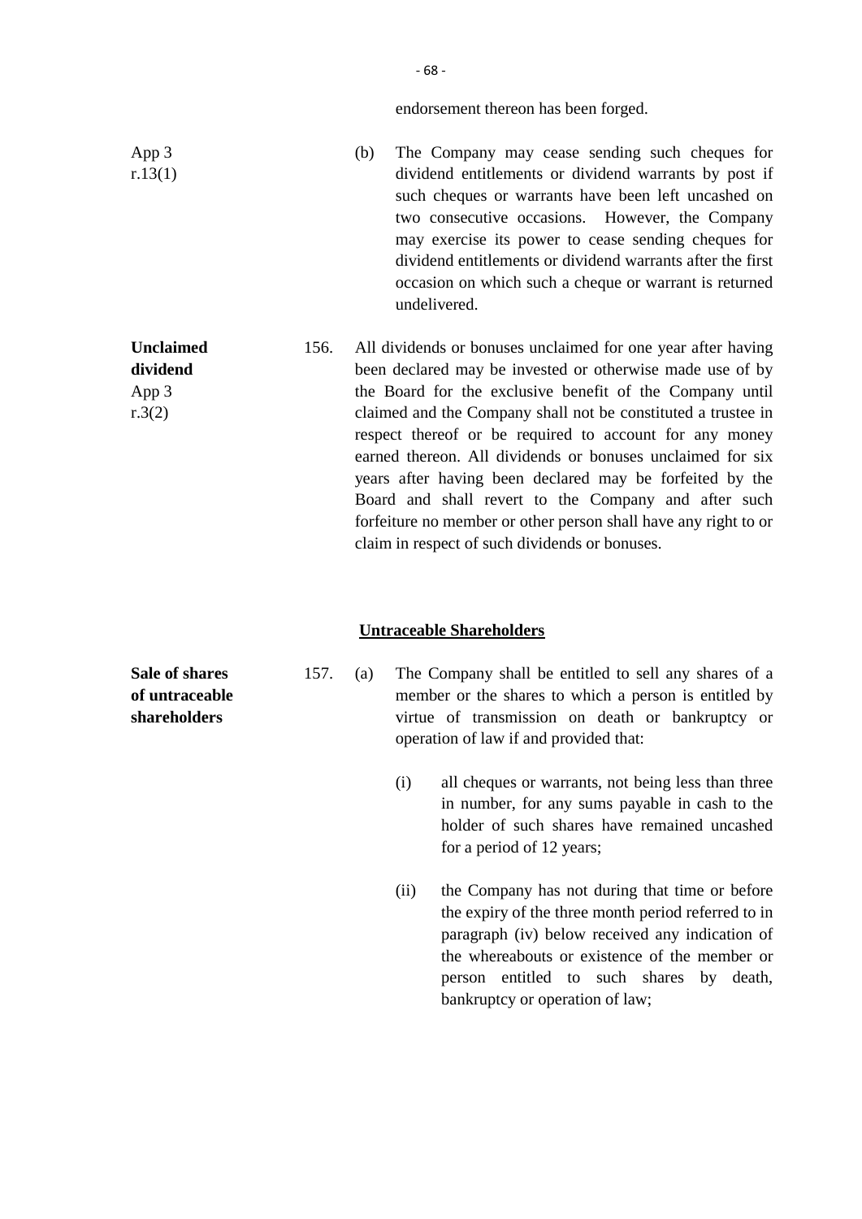endorsement thereon has been forged.

App 3 r.13(1)

(b) The Company may cease sending such cheques for dividend entitlements or dividend warrants by post if such cheques or warrants have been left uncashed on two consecutive occasions. However, the Company may exercise its power to cease sending cheques for dividend entitlements or dividend warrants after the first occasion on which such a cheque or warrant is returned undelivered.

**Unclaimed dividend**
App 3 r.3(2)

156. All dividends or bonuses unclaimed for one year after having been declared may be invested or otherwise made use of by the Board for the exclusive benefit of the Company until claimed and the Company shall not be constituted a trustee in respect thereof or be required to account for any money earned thereon. All dividends or bonuses unclaimed for six years after having been declared may be forfeited by the Board and shall revert to the Company and after such forfeiture no member or other person shall have any right to or claim in respect of such dividends or bonuses.

**Untraceable Shareholders**

**Sale of shares of untraceable shareholders**

157. (a) The Company shall be entitled to sell any shares of a member or the shares to which a person is entitled by virtue of transmission on death or bankruptcy or operation of law if and provided that:

(i) all cheques or warrants, not being less than three in number, for any sums payable in cash to the holder of such shares have remained uncashed for a period of 12 years;

(ii) the Company has not during that time or before the expiry of the three month period referred to in paragraph (iv) below received any indication of the whereabouts or existence of the member or person entitled to such shares by death, bankruptcy or operation of law;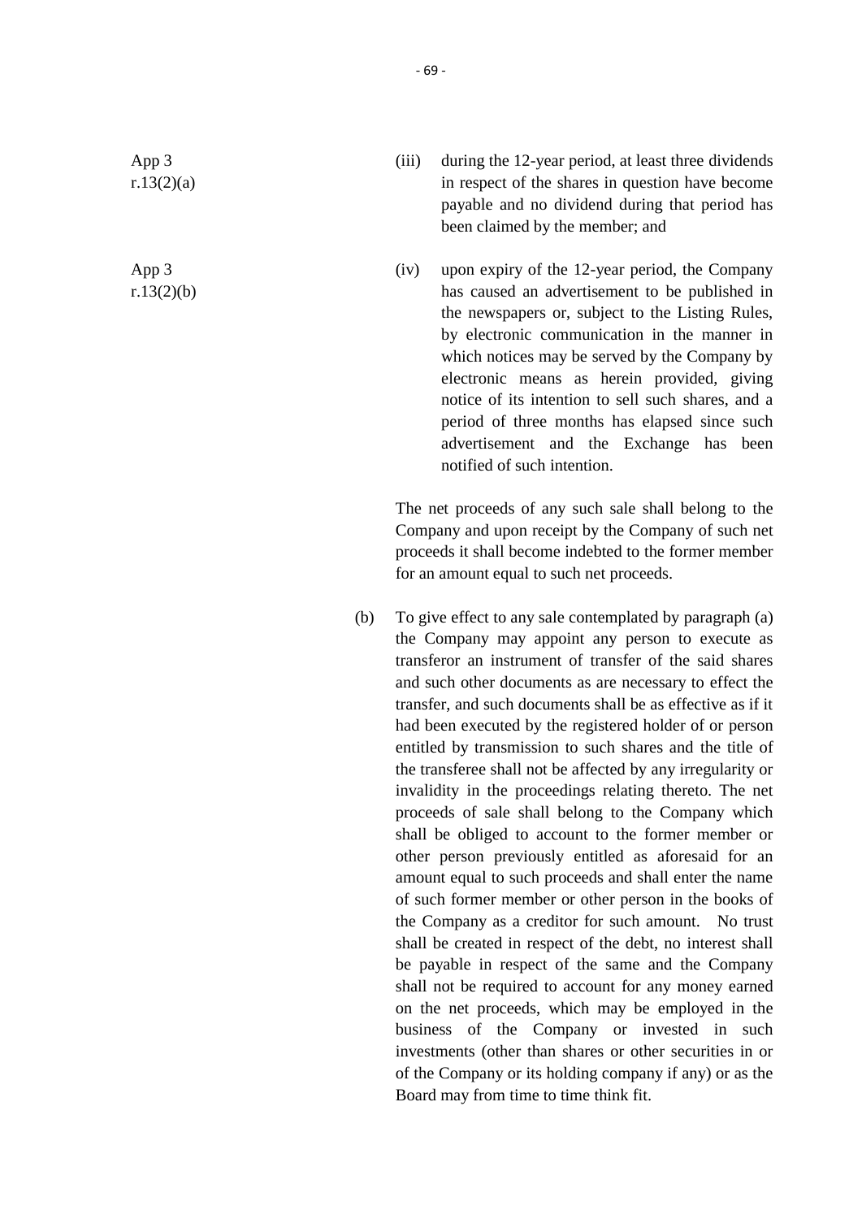App 3 r.13(2)(a)

(iii) during the 12-year period, at least three dividends in respect of the shares in question have become payable and no dividend during that period has been claimed by the member; and

App 3 r.13(2)(b)

(iv) upon expiry of the 12-year period, the Company has caused an advertisement to be published in the newspapers or, subject to the Listing Rules, by electronic communication in the manner in which notices may be served by the Company by electronic means as herein provided, giving notice of its intention to sell such shares, and a period of three months has elapsed since such advertisement and the Exchange has been notified of such intention.

The net proceeds of any such sale shall belong to the Company and upon receipt by the Company of such net proceeds it shall become indebted to the former member for an amount equal to such net proceeds.

(b) To give effect to any sale contemplated by paragraph (a) the Company may appoint any person to execute as transferor an instrument of transfer of the said shares and such other documents as are necessary to effect the transfer, and such documents shall be as effective as if it had been executed by the registered holder of or person entitled by transmission to such shares and the title of the transferee shall not be affected by any irregularity or invalidity in the proceedings relating thereto. The net proceeds of sale shall belong to the Company which shall be obliged to account to the former member or other person previously entitled as aforesaid for an amount equal to such proceeds and shall enter the name of such former member or other person in the books of the Company as a creditor for such amount. No trust shall be created in respect of the debt, no interest shall be payable in respect of the same and the Company shall not be required to account for any money earned on the net proceeds, which may be employed in the business of the Company or invested in such investments (other than shares or other securities in or of the Company or its holding company if any) or as the Board may from time to time think fit.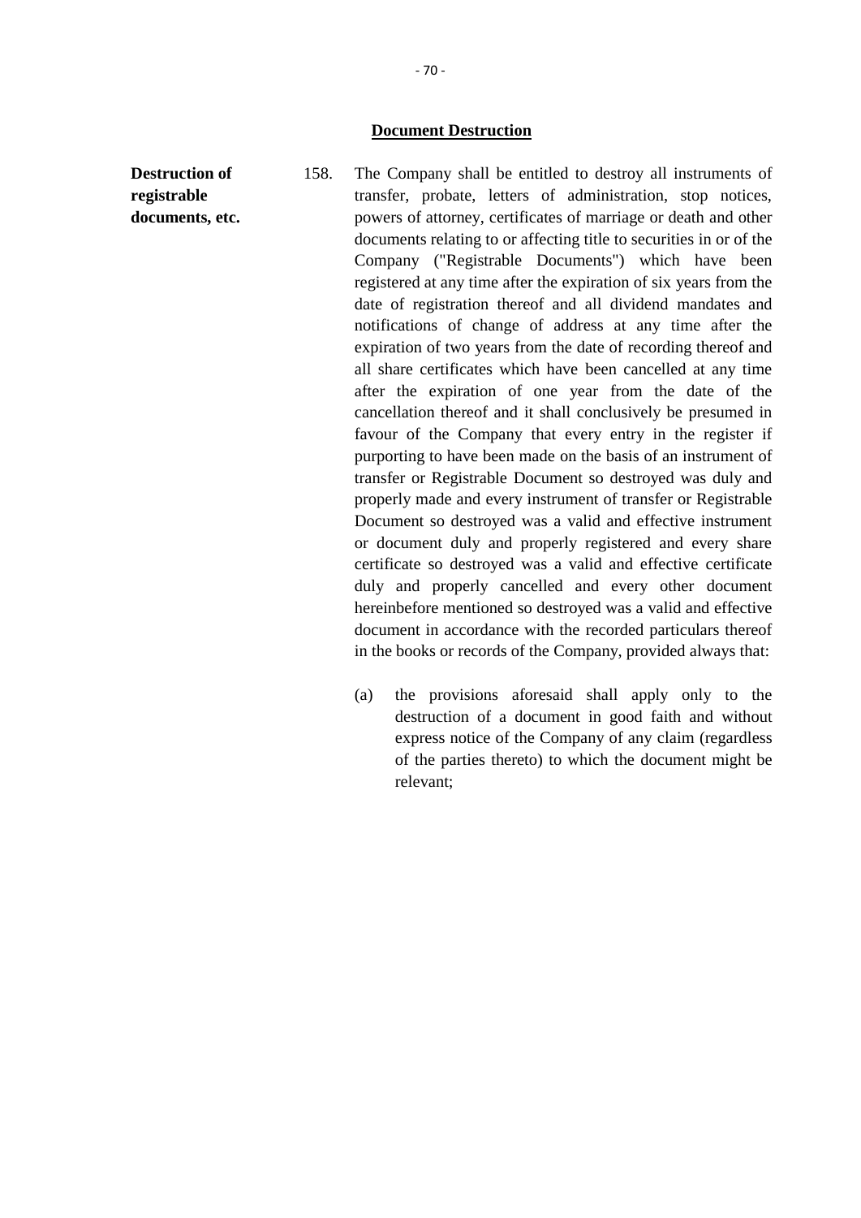## Document Destruction

**Destruction of registrable documents, etc.**

158. The Company shall be entitled to destroy all instruments of transfer, probate, letters of administration, stop notices, powers of attorney, certificates of marriage or death and other documents relating to or affecting title to securities in or of the Company ("Registrable Documents") which have been registered at any time after the expiration of six years from the date of registration thereof and all dividend mandates and notifications of change of address at any time after the expiration of two years from the date of recording thereof and all share certificates which have been cancelled at any time after the expiration of one year from the date of the cancellation thereof and it shall conclusively be presumed in favour of the Company that every entry in the register if purporting to have been made on the basis of an instrument of transfer or Registrable Document so destroyed was duly and properly made and every instrument of transfer or Registrable Document so destroyed was a valid and effective instrument or document duly and properly registered and every share certificate so destroyed was a valid and effective certificate duly and properly cancelled and every other document hereinbefore mentioned so destroyed was a valid and effective document in accordance with the recorded particulars thereof in the books or records of the Company, provided always that:

   (a) the provisions aforesaid shall apply only to the destruction of a document in good faith and without express notice of the Company of any claim (regardless of the parties thereto) to which the document might be relevant;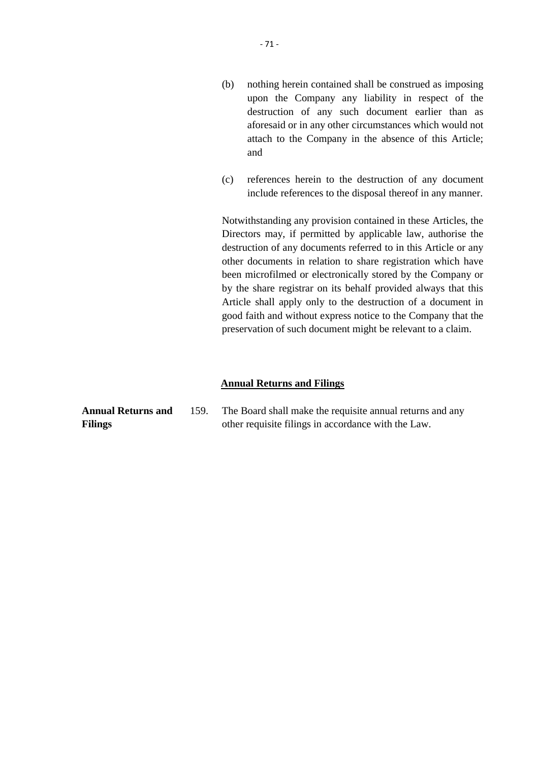(b) nothing herein contained shall be construed as imposing upon the Company any liability in respect of the destruction of any such document earlier than as aforesaid or in any other circumstances which would not attach to the Company in the absence of this Article; and

(c) references herein to the destruction of any document include references to the disposal thereof in any manner.

Notwithstanding any provision contained in these Articles, the Directors may, if permitted by applicable law, authorise the destruction of any documents referred to in this Article or any other documents in relation to share registration which have been microfilmed or electronically stored by the Company or by the share registrar on its behalf provided always that this Article shall apply only to the destruction of a document in good faith and without express notice to the Company that the preservation of such document might be relevant to a claim.

## Annual Returns and Filings

**Annual Returns and Filings**

159. The Board shall make the requisite annual returns and any other requisite filings in accordance with the Law.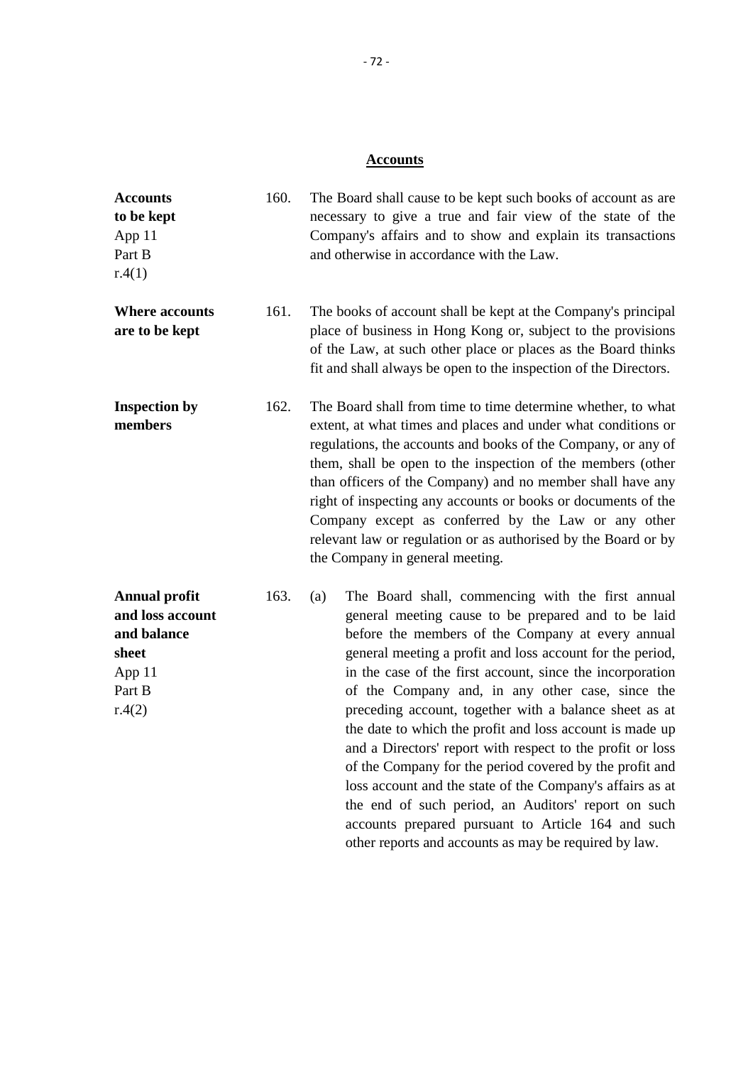## Accounts

**Accounts to be kept**
App 11
Part B
r.4(1)

160. The Board shall cause to be kept such books of account as are necessary to give a true and fair view of the state of the Company's affairs and to show and explain its transactions and otherwise in accordance with the Law.

**Where accounts are to be kept**

161. The books of account shall be kept at the Company's principal place of business in Hong Kong or, subject to the provisions of the Law, at such other place or places as the Board thinks fit and shall always be open to the inspection of the Directors.

**Inspection by members**

162. The Board shall from time to time determine whether, to what extent, at what times and places and under what conditions or regulations, the accounts and books of the Company, or any of them, shall be open to the inspection of the members (other than officers of the Company) and no member shall have any right of inspecting any accounts or books or documents of the Company except as conferred by the Law or any other relevant law or regulation or as authorised by the Board or by the Company in general meeting.

**Annual profit and loss account and balance sheet**
App 11
Part B
r.4(2)

163. (a) The Board shall, commencing with the first annual general meeting cause to be prepared and to be laid before the members of the Company at every annual general meeting a profit and loss account for the period, in the case of the first account, since the incorporation of the Company and, in any other case, since the preceding account, together with a balance sheet as at the date to which the profit and loss account is made up and a Directors' report with respect to the profit or loss of the Company for the period covered by the profit and loss account and the state of the Company's affairs as at the end of such period, an Auditors' report on such accounts prepared pursuant to Article 164 and such other reports and accounts as may be required by law.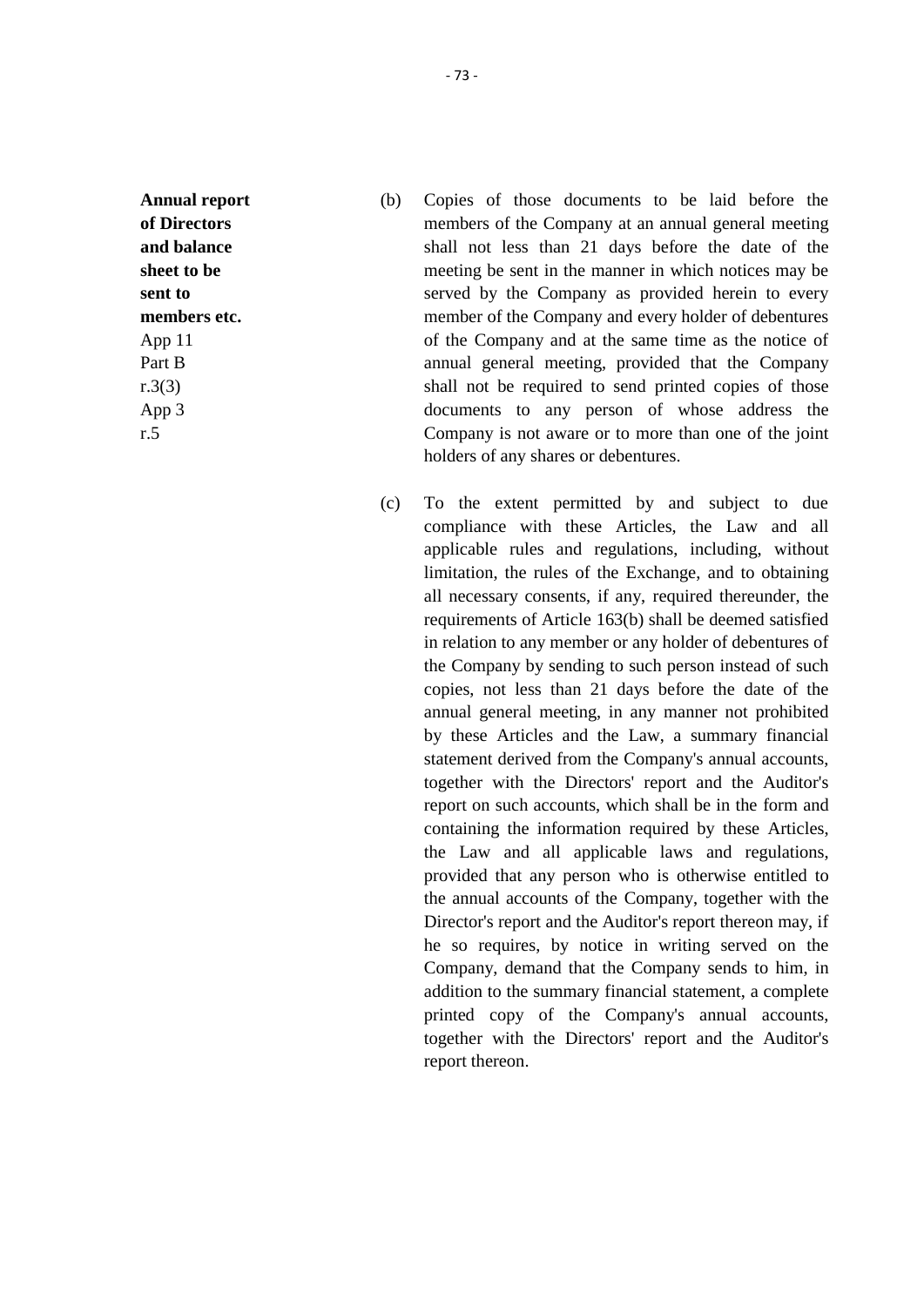**Annual report of Directors and balance sheet to be sent to members etc.**
App 11
Part B
r.3(3)
App 3
r.5

(b) Copies of those documents to be laid before the members of the Company at an annual general meeting shall not less than 21 days before the date of the meeting be sent in the manner in which notices may be served by the Company as provided herein to every member of the Company and every holder of debentures of the Company and at the same time as the notice of annual general meeting, provided that the Company shall not be required to send printed copies of those documents to any person of whose address the Company is not aware or to more than one of the joint holders of any shares or debentures.

(c) To the extent permitted by and subject to due compliance with these Articles, the Law and all applicable rules and regulations, including, without limitation, the rules of the Exchange, and to obtaining all necessary consents, if any, required thereunder, the requirements of Article 163(b) shall be deemed satisfied in relation to any member or any holder of debentures of the Company by sending to such person instead of such copies, not less than 21 days before the date of the annual general meeting, in any manner not prohibited by these Articles and the Law, a summary financial statement derived from the Company's annual accounts, together with the Directors' report and the Auditor's report on such accounts, which shall be in the form and containing the information required by these Articles, the Law and all applicable laws and regulations, provided that any person who is otherwise entitled to the annual accounts of the Company, together with the Director's report and the Auditor's report thereon may, if he so requires, by notice in writing served on the Company, demand that the Company sends to him, in addition to the summary financial statement, a complete printed copy of the Company's annual accounts, together with the Directors' report and the Auditor's report thereon.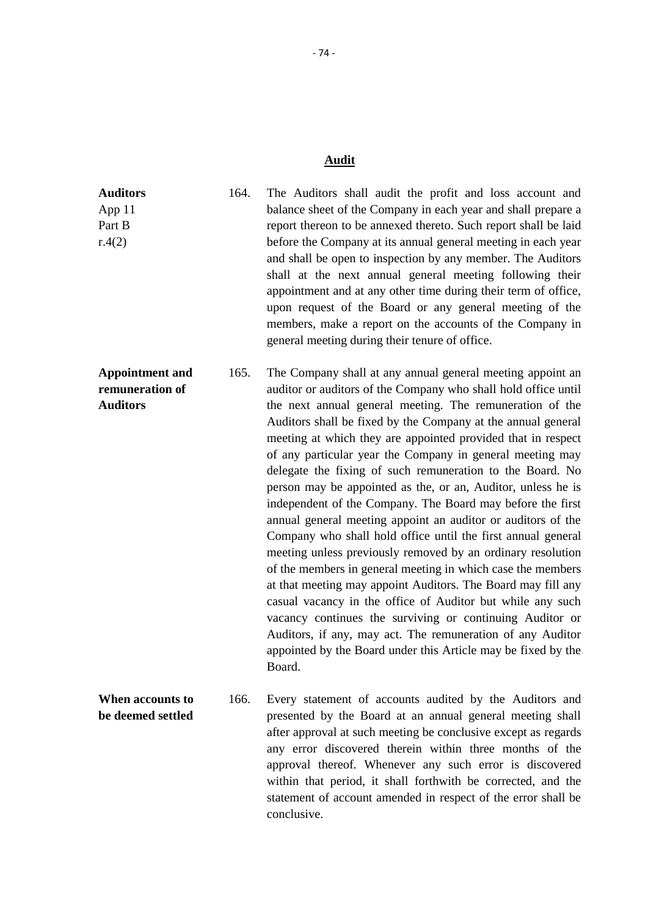## Audit

**Auditors**
App 11
Part B
r.4(2)

164. The Auditors shall audit the profit and loss account and balance sheet of the Company in each year and shall prepare a report thereon to be annexed thereto. Such report shall be laid before the Company at its annual general meeting in each year and shall be open to inspection by any member. The Auditors shall at the next annual general meeting following their appointment and at any other time during their term of office, upon request of the Board or any general meeting of the members, make a report on the accounts of the Company in general meeting during their tenure of office.

**Appointment and remuneration of Auditors**

165. The Company shall at any annual general meeting appoint an auditor or auditors of the Company who shall hold office until the next annual general meeting. The remuneration of the Auditors shall be fixed by the Company at the annual general meeting at which they are appointed provided that in respect of any particular year the Company in general meeting may delegate the fixing of such remuneration to the Board. No person may be appointed as the, or an, Auditor, unless he is independent of the Company. The Board may before the first annual general meeting appoint an auditor or auditors of the Company who shall hold office until the first annual general meeting unless previously removed by an ordinary resolution of the members in general meeting in which case the members at that meeting may appoint Auditors. The Board may fill any casual vacancy in the office of Auditor but while any such vacancy continues the surviving or continuing Auditor or Auditors, if any, may act. The remuneration of any Auditor appointed by the Board under this Article may be fixed by the Board.

**When accounts to be deemed settled**

166. Every statement of accounts audited by the Auditors and presented by the Board at an annual general meeting shall after approval at such meeting be conclusive except as regards any error discovered therein within three months of the approval thereof. Whenever any such error is discovered within that period, it shall forthwith be corrected, and the statement of account amended in respect of the error shall be conclusive.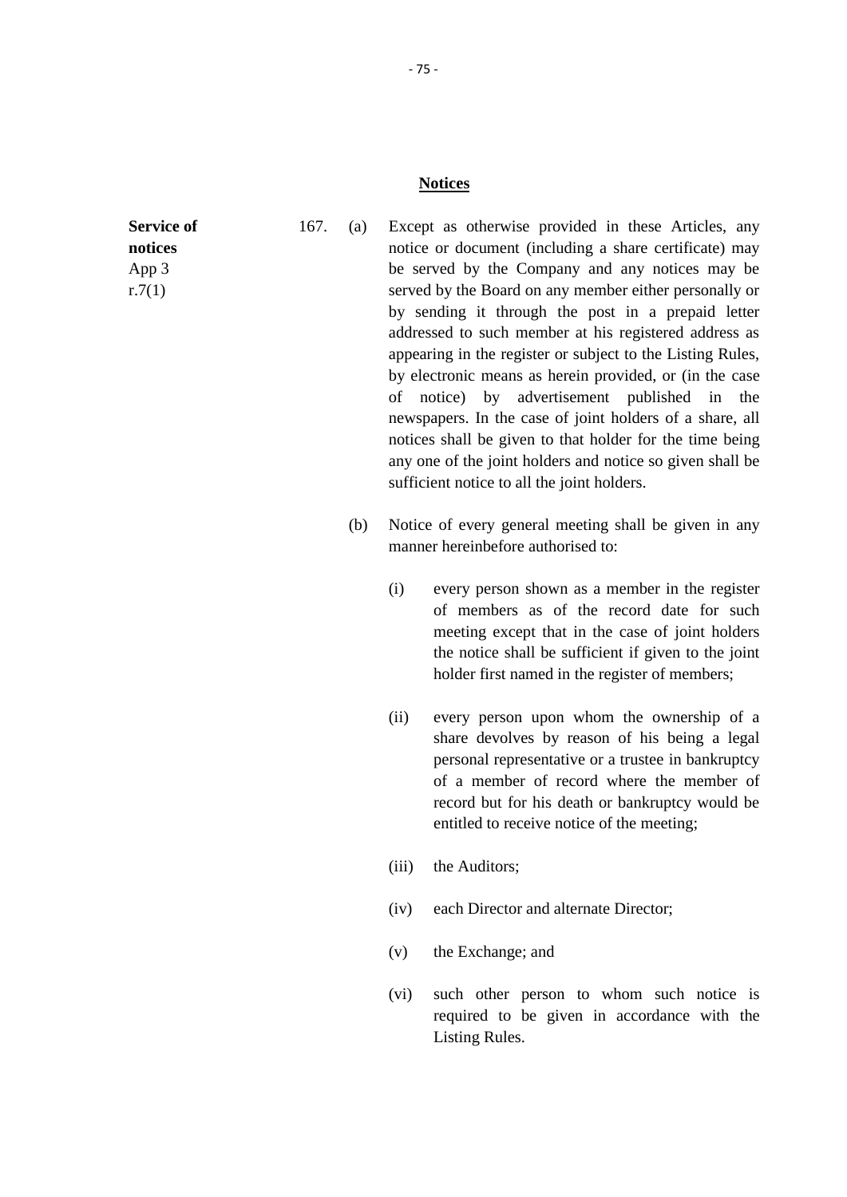## Notices

**Service of notices**
App 3
r.7(1)

167. (a) Except as otherwise provided in these Articles, any notice or document (including a share certificate) may be served by the Company and any notices may be served by the Board on any member either personally or by sending it through the post in a prepaid letter addressed to such member at his registered address as appearing in the register or subject to the Listing Rules, by electronic means as herein provided, or (in the case of notice) by advertisement published in the newspapers. In the case of joint holders of a share, all notices shall be given to that holder for the time being any one of the joint holders and notice so given shall be sufficient notice to all the joint holders.

(b) Notice of every general meeting shall be given in any manner hereinbefore authorised to:

(i) every person shown as a member in the register of members as of the record date for such meeting except that in the case of joint holders the notice shall be sufficient if given to the joint holder first named in the register of members;

(ii) every person upon whom the ownership of a share devolves by reason of his being a legal personal representative or a trustee in bankruptcy of a member of record where the member of record but for his death or bankruptcy would be entitled to receive notice of the meeting;

(iii) the Auditors;

(iv) each Director and alternate Director;

(v) the Exchange; and

(vi) such other person to whom such notice is required to be given in accordance with the Listing Rules.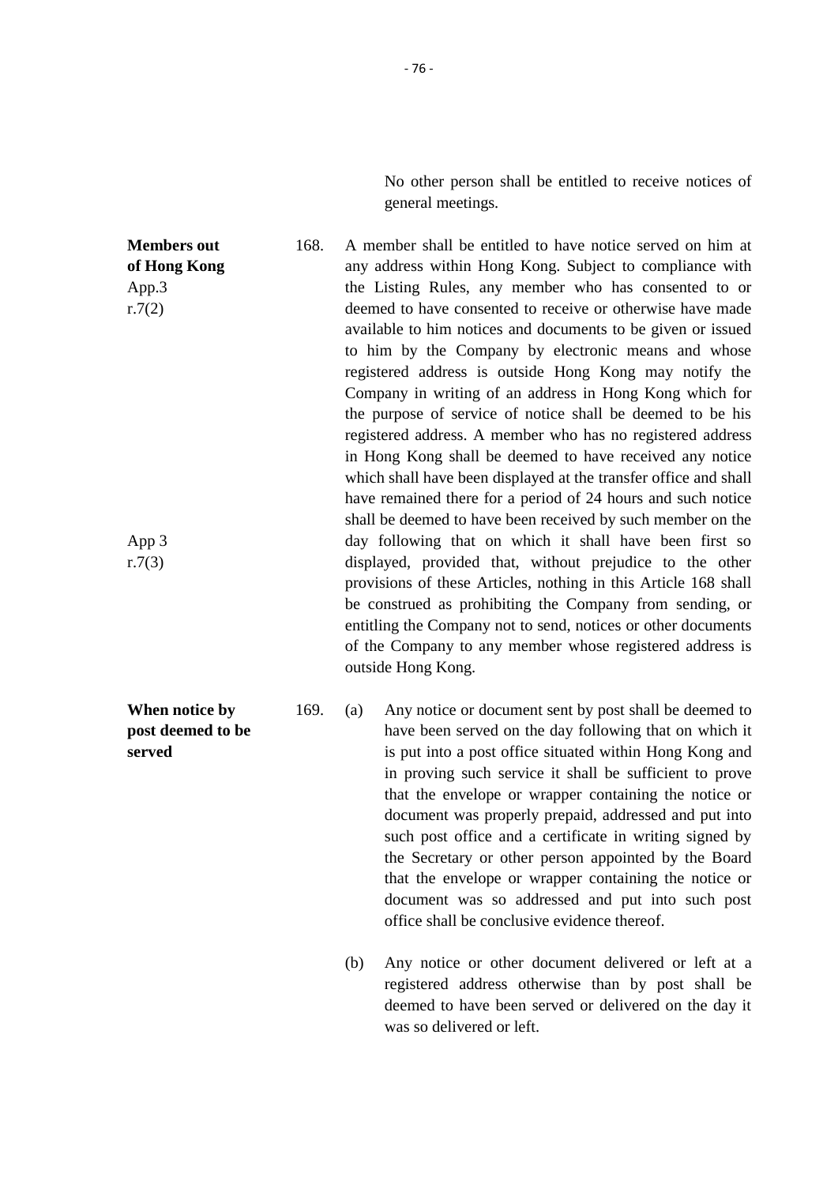No other person shall be entitled to receive notices of general meetings.

**Members out of Hong Kong**
App.3
r.7(2)

168. A member shall be entitled to have notice served on him at any address within Hong Kong. Subject to compliance with the Listing Rules, any member who has consented to or deemed to have consented to receive or otherwise have made available to him notices and documents to be given or issued to him by the Company by electronic means and whose registered address is outside Hong Kong may notify the Company in writing of an address in Hong Kong which for the purpose of service of notice shall be deemed to be his registered address. A member who has no registered address in Hong Kong shall be deemed to have received any notice which shall have been displayed at the transfer office and shall have remained there for a period of 24 hours and such notice shall be deemed to have been received by such member on the day following that on which it shall have been first so displayed, provided that, without prejudice to the other provisions of these Articles, nothing in this Article 168 shall be construed as prohibiting the Company from sending, or entitling the Company not to send, notices or other documents of the Company to any member whose registered address is outside Hong Kong.

App 3
r.7(3)

**When notice by post deemed to be served**

169. (a) Any notice or document sent by post shall be deemed to have been served on the day following that on which it is put into a post office situated within Hong Kong and in proving such service it shall be sufficient to prove that the envelope or wrapper containing the notice or document was properly prepaid, addressed and put into such post office and a certificate in writing signed by the Secretary or other person appointed by the Board that the envelope or wrapper containing the notice or document was so addressed and put into such post office shall be conclusive evidence thereof.

(b) Any notice or other document delivered or left at a registered address otherwise than by post shall be deemed to have been served or delivered on the day it was so delivered or left.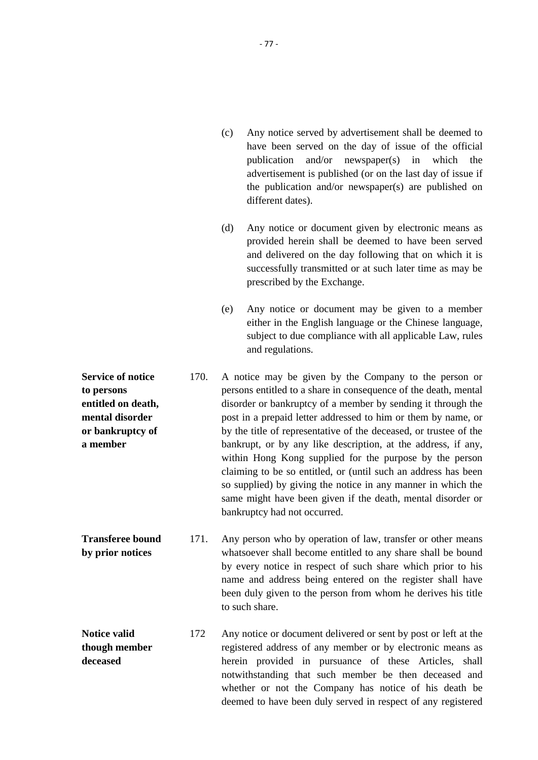(c) Any notice served by advertisement shall be deemed to have been served on the day of issue of the official publication and/or newspaper(s) in which the advertisement is published (or on the last day of issue if the publication and/or newspaper(s) are published on different dates).

(d) Any notice or document given by electronic means as provided herein shall be deemed to have been served and delivered on the day following that on which it is successfully transmitted or at such later time as may be prescribed by the Exchange.

(e) Any notice or document may be given to a member either in the English language or the Chinese language, subject to due compliance with all applicable Law, rules and regulations.

**Service of notice to persons entitled on death, mental disorder or bankruptcy of a member**

170. A notice may be given by the Company to the person or persons entitled to a share in consequence of the death, mental disorder or bankruptcy of a member by sending it through the post in a prepaid letter addressed to him or them by name, or by the title of representative of the deceased, or trustee of the bankrupt, or by any like description, at the address, if any, within Hong Kong supplied for the purpose by the person claiming to be so entitled, or (until such an address has been so supplied) by giving the notice in any manner in which the same might have been given if the death, mental disorder or bankruptcy had not occurred.

**Transferee bound by prior notices**

171. Any person who by operation of law, transfer or other means whatsoever shall become entitled to any share shall be bound by every notice in respect of such share which prior to his name and address being entered on the register shall have been duly given to the person from whom he derives his title to such share.

**Notice valid though member deceased**

172 Any notice or document delivered or sent by post or left at the registered address of any member or by electronic means as herein provided in pursuance of these Articles, shall notwithstanding that such member be then deceased and whether or not the Company has notice of his death be deemed to have been duly served in respect of any registered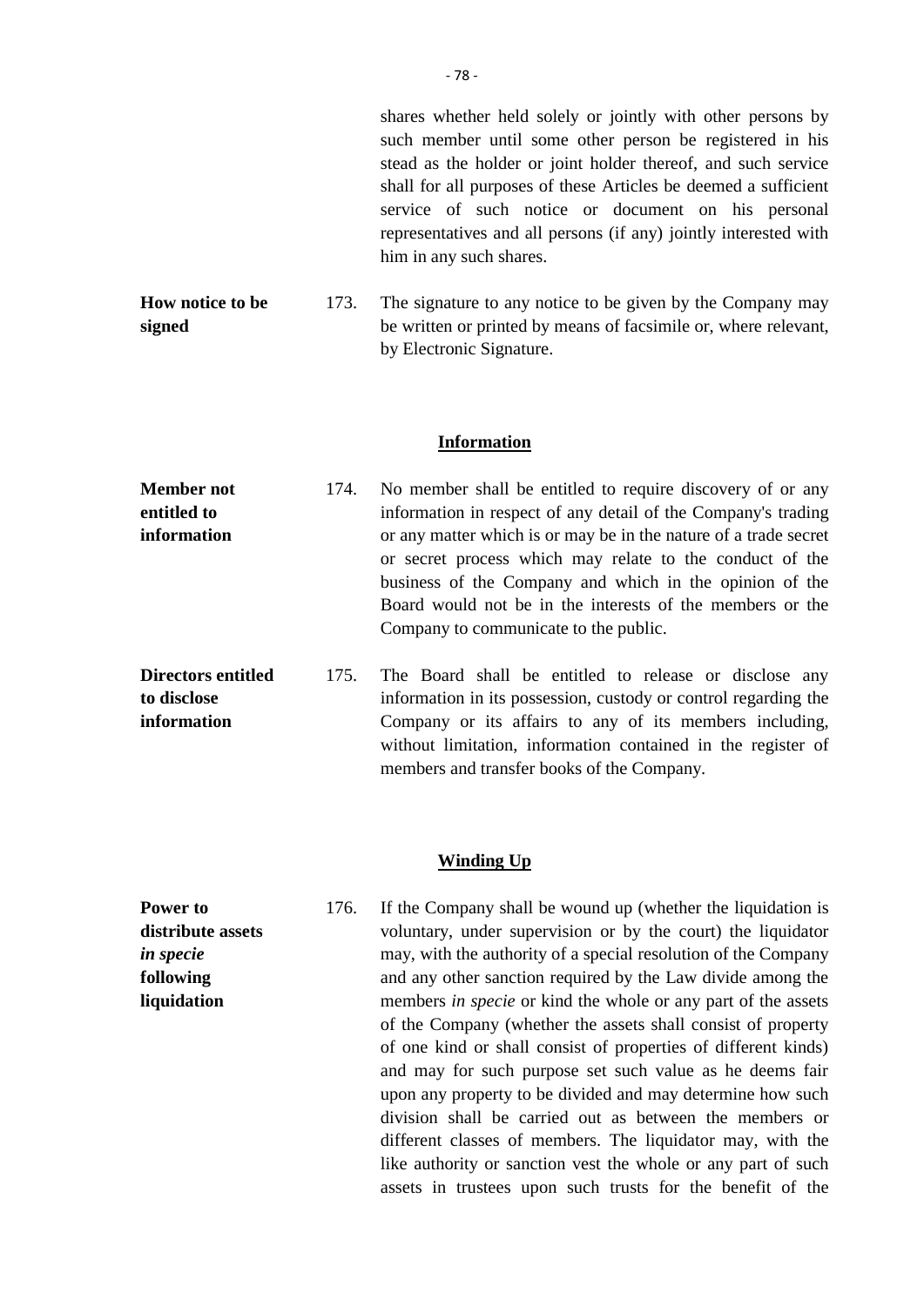shares whether held solely or jointly with other persons by such member until some other person be registered in his stead as the holder or joint holder thereof, and such service shall for all purposes of these Articles be deemed a sufficient service of such notice or document on his personal representatives and all persons (if any) jointly interested with him in any such shares.

**How notice to be signed**

173. The signature to any notice to be given by the Company may be written or printed by means of facsimile or, where relevant, by Electronic Signature.

## Information

**Member not entitled to information**

174. No member shall be entitled to require discovery of or any information in respect of any detail of the Company's trading or any matter which is or may be in the nature of a trade secret or secret process which may relate to the conduct of the business of the Company and which in the opinion of the Board would not be in the interests of the members or the Company to communicate to the public.

**Directors entitled to disclose information**

175. The Board shall be entitled to release or disclose any information in its possession, custody or control regarding the Company or its affairs to any of its members including, without limitation, information contained in the register of members and transfer books of the Company.

## Winding Up

**Power to distribute assets *in specie* following liquidation**

176. If the Company shall be wound up (whether the liquidation is voluntary, under supervision or by the court) the liquidator may, with the authority of a special resolution of the Company and any other sanction required by the Law divide among the members *in specie* or kind the whole or any part of the assets of the Company (whether the assets shall consist of property of one kind or shall consist of properties of different kinds) and may for such purpose set such value as he deems fair upon any property to be divided and may determine how such division shall be carried out as between the members or different classes of members. The liquidator may, with the like authority or sanction vest the whole or any part of such assets in trustees upon such trusts for the benefit of the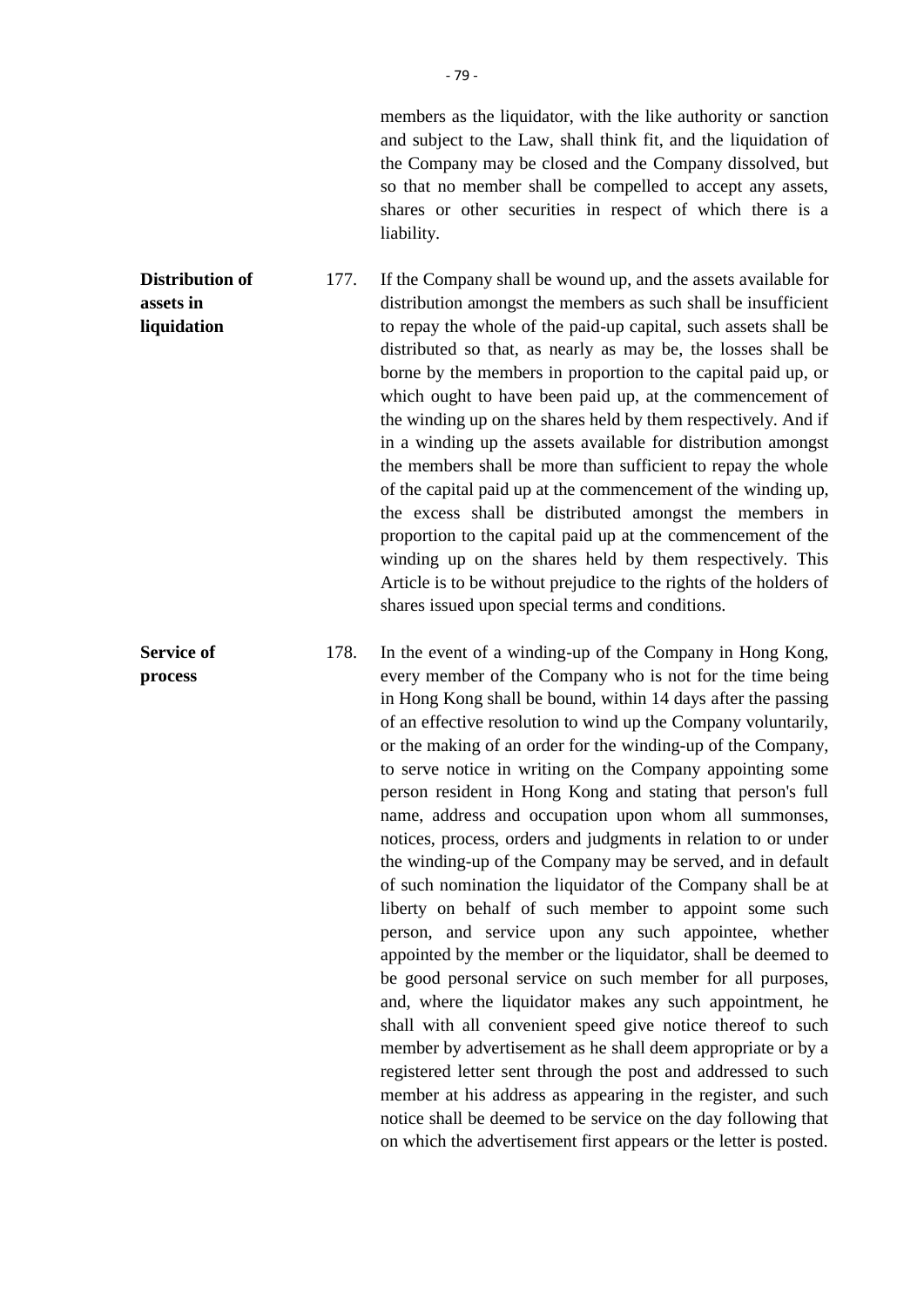members as the liquidator, with the like authority or sanction and subject to the Law, shall think fit, and the liquidation of the Company may be closed and the Company dissolved, but so that no member shall be compelled to accept any assets, shares or other securities in respect of which there is a liability.

**Distribution of assets in liquidation**

177. If the Company shall be wound up, and the assets available for distribution amongst the members as such shall be insufficient to repay the whole of the paid-up capital, such assets shall be distributed so that, as nearly as may be, the losses shall be borne by the members in proportion to the capital paid up, or which ought to have been paid up, at the commencement of the winding up on the shares held by them respectively. And if in a winding up the assets available for distribution amongst the members shall be more than sufficient to repay the whole of the capital paid up at the commencement of the winding up, the excess shall be distributed amongst the members in proportion to the capital paid up at the commencement of the winding up on the shares held by them respectively. This Article is to be without prejudice to the rights of the holders of shares issued upon special terms and conditions.

**Service of process**

178. In the event of a winding-up of the Company in Hong Kong, every member of the Company who is not for the time being in Hong Kong shall be bound, within 14 days after the passing of an effective resolution to wind up the Company voluntarily, or the making of an order for the winding-up of the Company, to serve notice in writing on the Company appointing some person resident in Hong Kong and stating that person's full name, address and occupation upon whom all summonses, notices, process, orders and judgments in relation to or under the winding-up of the Company may be served, and in default of such nomination the liquidator of the Company shall be at liberty on behalf of such member to appoint some such person, and service upon any such appointee, whether appointed by the member or the liquidator, shall be deemed to be good personal service on such member for all purposes, and, where the liquidator makes any such appointment, he shall with all convenient speed give notice thereof to such member by advertisement as he shall deem appropriate or by a registered letter sent through the post and addressed to such member at his address as appearing in the register, and such notice shall be deemed to be service on the day following that on which the advertisement first appears or the letter is posted.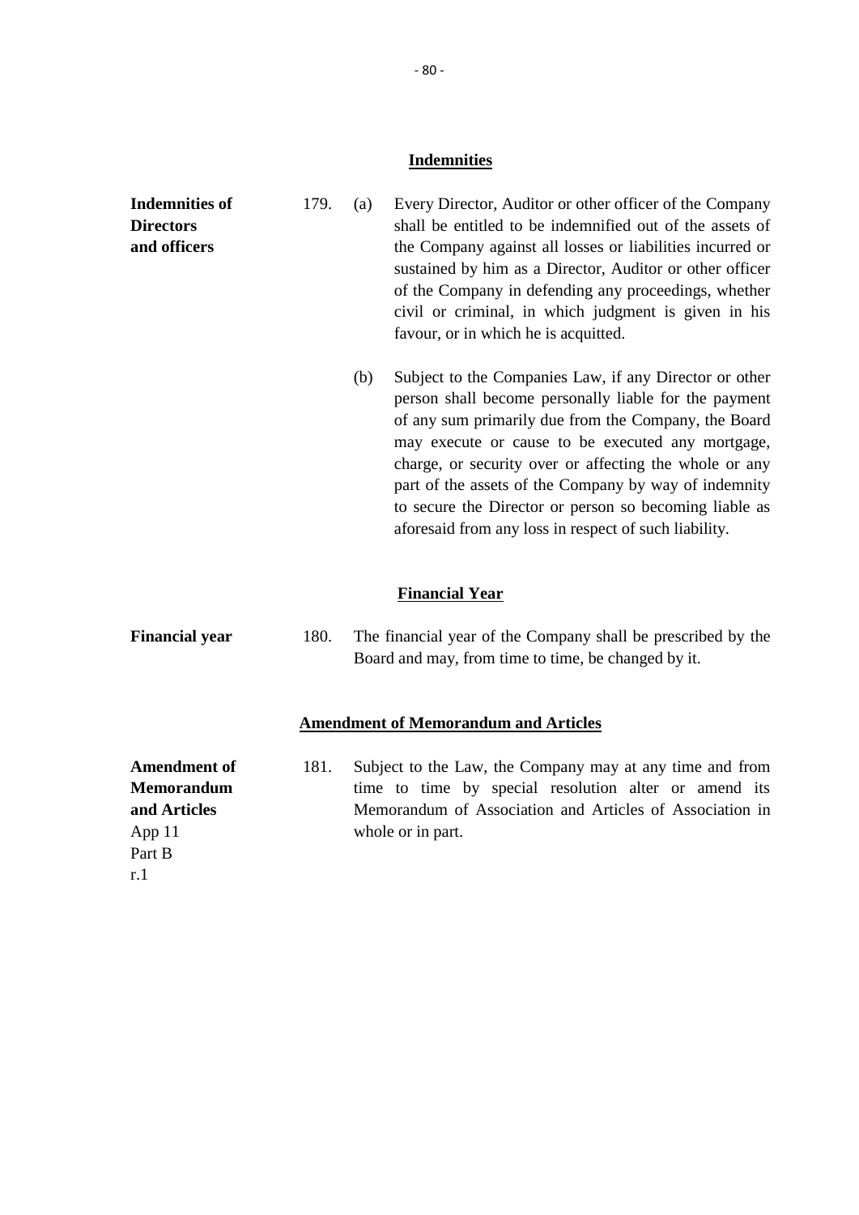## Indemnities

**Indemnities of Directors and officers**

179. (a) Every Director, Auditor or other officer of the Company shall be entitled to be indemnified out of the assets of the Company against all losses or liabilities incurred or sustained by him as a Director, Auditor or other officer of the Company in defending any proceedings, whether civil or criminal, in which judgment is given in his favour, or in which he is acquitted.

(b) Subject to the Companies Law, if any Director or other person shall become personally liable for the payment of any sum primarily due from the Company, the Board may execute or cause to be executed any mortgage, charge, or security over or affecting the whole or any part of the assets of the Company by way of indemnity to secure the Director or person so becoming liable as aforesaid from any loss in respect of such liability.

## Financial Year

**Financial year**

180. The financial year of the Company shall be prescribed by the Board and may, from time to time, be changed by it.

## Amendment of Memorandum and Articles

**Amendment of Memorandum and Articles**
App 11
Part B
r.1

181. Subject to the Law, the Company may at any time and from time to time by special resolution alter or amend its Memorandum of Association and Articles of Association in whole or in part.